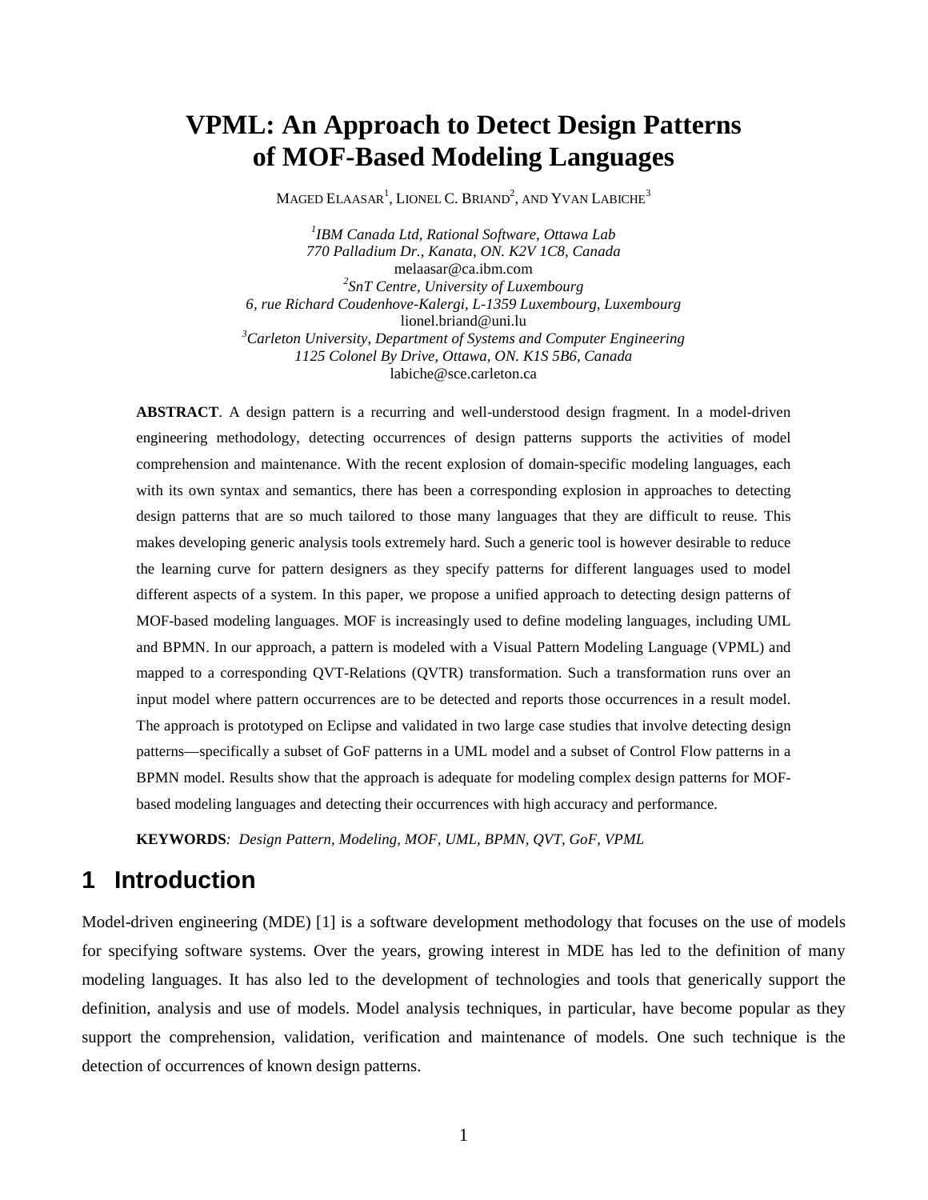# VPML: An Approach to Detect Design Patterns of MOF-Based Modeling Languages

MAGED ELAASAR[1], LIONEL C. BRIAND[2], AND YVAN LABICHE[3]

[1]*IBM Canada Ltd, Rational Software, Ottawa Lab*
*770 Palladium Dr., Kanata, ON. K2V 1C8, Canada*
melaasar@ca.ibm.com
[2]*SnT Centre, University of Luxembourg*
*6, rue Richard Coudenhove-Kalergi, L-1359 Luxembourg, Luxembourg*
lionel.briand@uni.lu
[3]*Carleton University, Department of Systems and Computer Engineering*
*1125 Colonel By Drive, Ottawa, ON. K1S 5B6, Canada*
labiche@sce.carleton.ca

**ABSTRACT**. A design pattern is a recurring and well-understood design fragment. In a model-driven engineering methodology, detecting occurrences of design patterns supports the activities of model comprehension and maintenance. With the recent explosion of domain-specific modeling languages, each with its own syntax and semantics, there has been a corresponding explosion in approaches to detecting design patterns that are so much tailored to those many languages that they are difficult to reuse. This makes developing generic analysis tools extremely hard. Such a generic tool is however desirable to reduce the learning curve for pattern designers as they specify patterns for different languages used to model different aspects of a system. In this paper, we propose a unified approach to detecting design patterns of MOF-based modeling languages. MOF is increasingly used to define modeling languages, including UML and BPMN. In our approach, a pattern is modeled with a Visual Pattern Modeling Language (VPML) and mapped to a corresponding QVT-Relations (QVTR) transformation. Such a transformation runs over an input model where pattern occurrences are to be detected and reports those occurrences in a result model. The approach is prototyped on Eclipse and validated in two large case studies that involve detecting design patterns—specifically a subset of GoF patterns in a UML model and a subset of Control Flow patterns in a BPMN model. Results show that the approach is adequate for modeling complex design patterns for MOF-based modeling languages and detecting their occurrences with high accuracy and performance.

**KEYWORDS**: *Design Pattern, Modeling, MOF, UML, BPMN, QVT, GoF, VPML*

## 1 Introduction

Model-driven engineering (MDE) [1] is a software development methodology that focuses on the use of models for specifying software systems. Over the years, growing interest in MDE has led to the definition of many modeling languages. It has also led to the development of technologies and tools that generically support the definition, analysis and use of models. Model analysis techniques, in particular, have become popular as they support the comprehension, validation, verification and maintenance of models. One such technique is the detection of occurrences of known design patterns.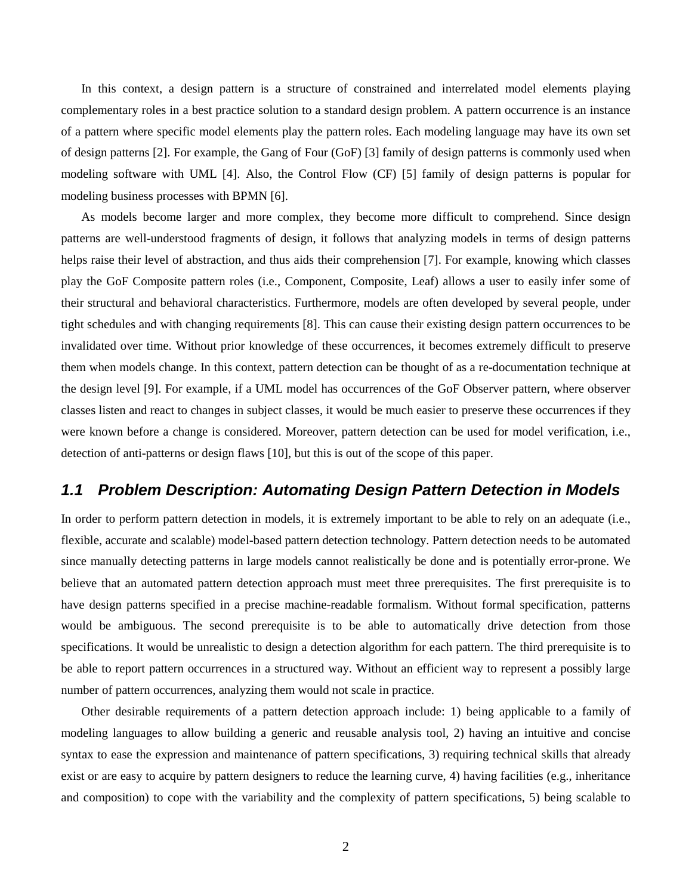In this context, a design pattern is a structure of constrained and interrelated model elements playing complementary roles in a best practice solution to a standard design problem. A pattern occurrence is an instance of a pattern where specific model elements play the pattern roles. Each modeling language may have its own set of design patterns [2]. For example, the Gang of Four (GoF) [3] family of design patterns is commonly used when modeling software with UML [4]. Also, the Control Flow (CF) [5] family of design patterns is popular for modeling business processes with BPMN [6].

As models become larger and more complex, they become more difficult to comprehend. Since design patterns are well-understood fragments of design, it follows that analyzing models in terms of design patterns helps raise their level of abstraction, and thus aids their comprehension [7]. For example, knowing which classes play the GoF Composite pattern roles (i.e., Component, Composite, Leaf) allows a user to easily infer some of their structural and behavioral characteristics. Furthermore, models are often developed by several people, under tight schedules and with changing requirements [8]. This can cause their existing design pattern occurrences to be invalidated over time. Without prior knowledge of these occurrences, it becomes extremely difficult to preserve them when models change. In this context, pattern detection can be thought of as a re-documentation technique at the design level [9]. For example, if a UML model has occurrences of the GoF Observer pattern, where observer classes listen and react to changes in subject classes, it would be much easier to preserve these occurrences if they were known before a change is considered. Moreover, pattern detection can be used for model verification, i.e., detection of anti-patterns or design flaws [10], but this is out of the scope of this paper.

## 1.1 Problem Description: Automating Design Pattern Detection in Models

In order to perform pattern detection in models, it is extremely important to be able to rely on an adequate (i.e., flexible, accurate and scalable) model-based pattern detection technology. Pattern detection needs to be automated since manually detecting patterns in large models cannot realistically be done and is potentially error-prone. We believe that an automated pattern detection approach must meet three prerequisites. The first prerequisite is to have design patterns specified in a precise machine-readable formalism. Without formal specification, patterns would be ambiguous. The second prerequisite is to be able to automatically drive detection from those specifications. It would be unrealistic to design a detection algorithm for each pattern. The third prerequisite is to be able to report pattern occurrences in a structured way. Without an efficient way to represent a possibly large number of pattern occurrences, analyzing them would not scale in practice.

Other desirable requirements of a pattern detection approach include: 1) being applicable to a family of modeling languages to allow building a generic and reusable analysis tool, 2) having an intuitive and concise syntax to ease the expression and maintenance of pattern specifications, 3) requiring technical skills that already exist or are easy to acquire by pattern designers to reduce the learning curve, 4) having facilities (e.g., inheritance and composition) to cope with the variability and the complexity of pattern specifications, 5) being scalable to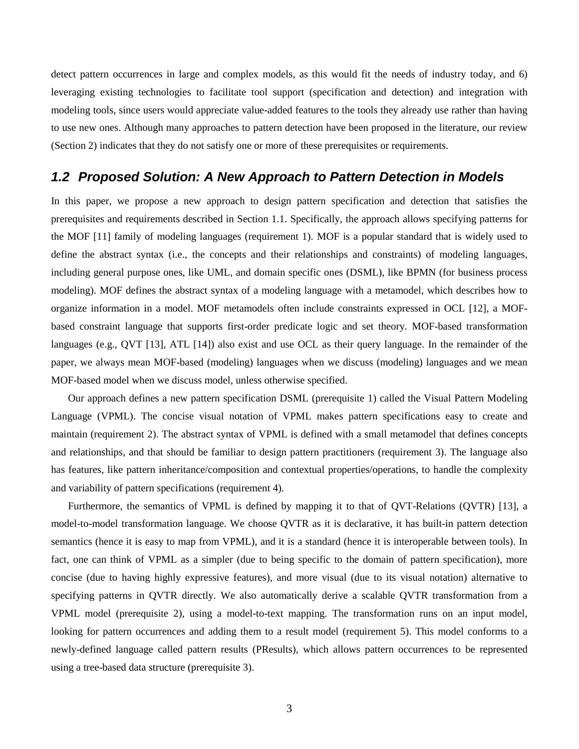detect pattern occurrences in large and complex models, as this would fit the needs of industry today, and 6) leveraging existing technologies to facilitate tool support (specification and detection) and integration with modeling tools, since users would appreciate value-added features to the tools they already use rather than having to use new ones. Although many approaches to pattern detection have been proposed in the literature, our review (Section 2) indicates that they do not satisfy one or more of these prerequisites or requirements.

## 1.2 Proposed Solution: A New Approach to Pattern Detection in Models

In this paper, we propose a new approach to design pattern specification and detection that satisfies the prerequisites and requirements described in Section 1.1. Specifically, the approach allows specifying patterns for the MOF [11] family of modeling languages (requirement 1). MOF is a popular standard that is widely used to define the abstract syntax (i.e., the concepts and their relationships and constraints) of modeling languages, including general purpose ones, like UML, and domain specific ones (DSML), like BPMN (for business process modeling). MOF defines the abstract syntax of a modeling language with a metamodel, which describes how to organize information in a model. MOF metamodels often include constraints expressed in OCL [12], a MOF-based constraint language that supports first-order predicate logic and set theory. MOF-based transformation languages (e.g., QVT [13], ATL [14]) also exist and use OCL as their query language. In the remainder of the paper, we always mean MOF-based (modeling) languages when we discuss (modeling) languages and we mean MOF-based model when we discuss model, unless otherwise specified.

Our approach defines a new pattern specification DSML (prerequisite 1) called the Visual Pattern Modeling Language (VPML). The concise visual notation of VPML makes pattern specifications easy to create and maintain (requirement 2). The abstract syntax of VPML is defined with a small metamodel that defines concepts and relationships, and that should be familiar to design pattern practitioners (requirement 3). The language also has features, like pattern inheritance/composition and contextual properties/operations, to handle the complexity and variability of pattern specifications (requirement 4).

Furthermore, the semantics of VPML is defined by mapping it to that of QVT-Relations (QVTR) [13], a model-to-model transformation language. We choose QVTR as it is declarative, it has built-in pattern detection semantics (hence it is easy to map from VPML), and it is a standard (hence it is interoperable between tools). In fact, one can think of VPML as a simpler (due to being specific to the domain of pattern specification), more concise (due to having highly expressive features), and more visual (due to its visual notation) alternative to specifying patterns in QVTR directly. We also automatically derive a scalable QVTR transformation from a VPML model (prerequisite 2), using a model-to-text mapping. The transformation runs on an input model, looking for pattern occurrences and adding them to a result model (requirement 5). This model conforms to a newly-defined language called pattern results (PResults), which allows pattern occurrences to be represented using a tree-based data structure (prerequisite 3).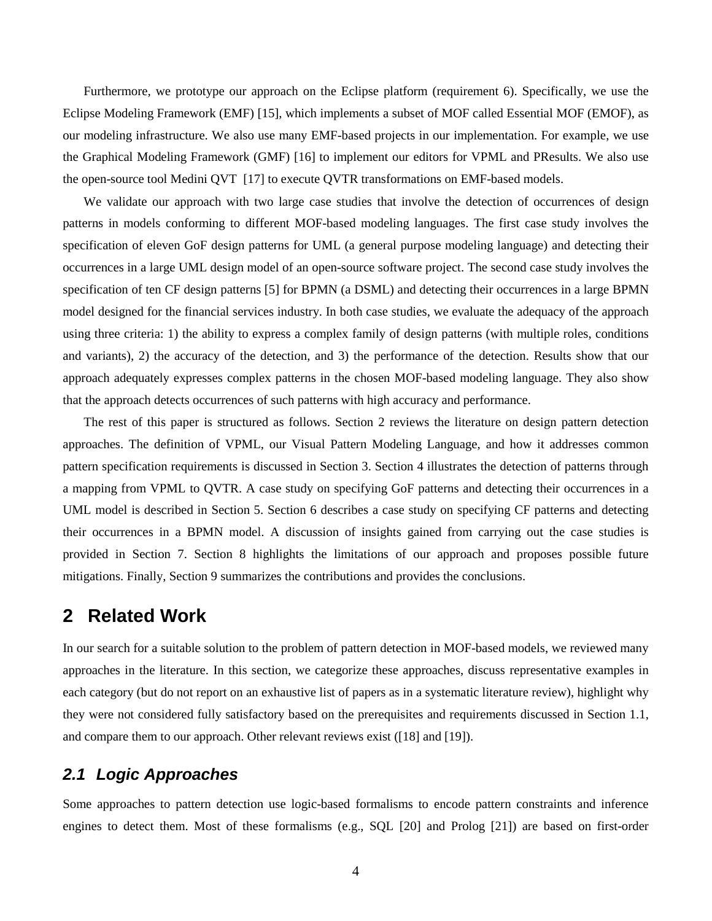Furthermore, we prototype our approach on the Eclipse platform (requirement 6). Specifically, we use the Eclipse Modeling Framework (EMF) [15], which implements a subset of MOF called Essential MOF (EMOF), as our modeling infrastructure. We also use many EMF-based projects in our implementation. For example, we use the Graphical Modeling Framework (GMF) [16] to implement our editors for VPML and PResults. We also use the open-source tool Medini QVT [17] to execute QVTR transformations on EMF-based models.

We validate our approach with two large case studies that involve the detection of occurrences of design patterns in models conforming to different MOF-based modeling languages. The first case study involves the specification of eleven GoF design patterns for UML (a general purpose modeling language) and detecting their occurrences in a large UML design model of an open-source software project. The second case study involves the specification of ten CF design patterns [5] for BPMN (a DSML) and detecting their occurrences in a large BPMN model designed for the financial services industry. In both case studies, we evaluate the adequacy of the approach using three criteria: 1) the ability to express a complex family of design patterns (with multiple roles, conditions and variants), 2) the accuracy of the detection, and 3) the performance of the detection. Results show that our approach adequately expresses complex patterns in the chosen MOF-based modeling language. They also show that the approach detects occurrences of such patterns with high accuracy and performance.

The rest of this paper is structured as follows. Section 2 reviews the literature on design pattern detection approaches. The definition of VPML, our Visual Pattern Modeling Language, and how it addresses common pattern specification requirements is discussed in Section 3. Section 4 illustrates the detection of patterns through a mapping from VPML to QVTR. A case study on specifying GoF patterns and detecting their occurrences in a UML model is described in Section 5. Section 6 describes a case study on specifying CF patterns and detecting their occurrences in a BPMN model. A discussion of insights gained from carrying out the case studies is provided in Section 7. Section 8 highlights the limitations of our approach and proposes possible future mitigations. Finally, Section 9 summarizes the contributions and provides the conclusions.

## 2 Related Work

In our search for a suitable solution to the problem of pattern detection in MOF-based models, we reviewed many approaches in the literature. In this section, we categorize these approaches, discuss representative examples in each category (but do not report on an exhaustive list of papers as in a systematic literature review), highlight why they were not considered fully satisfactory based on the prerequisites and requirements discussed in Section 1.1, and compare them to our approach. Other relevant reviews exist ([18] and [19]).

### *2.1 Logic Approaches*

Some approaches to pattern detection use logic-based formalisms to encode pattern constraints and inference engines to detect them. Most of these formalisms (e.g., SQL [20] and Prolog [21]) are based on first-order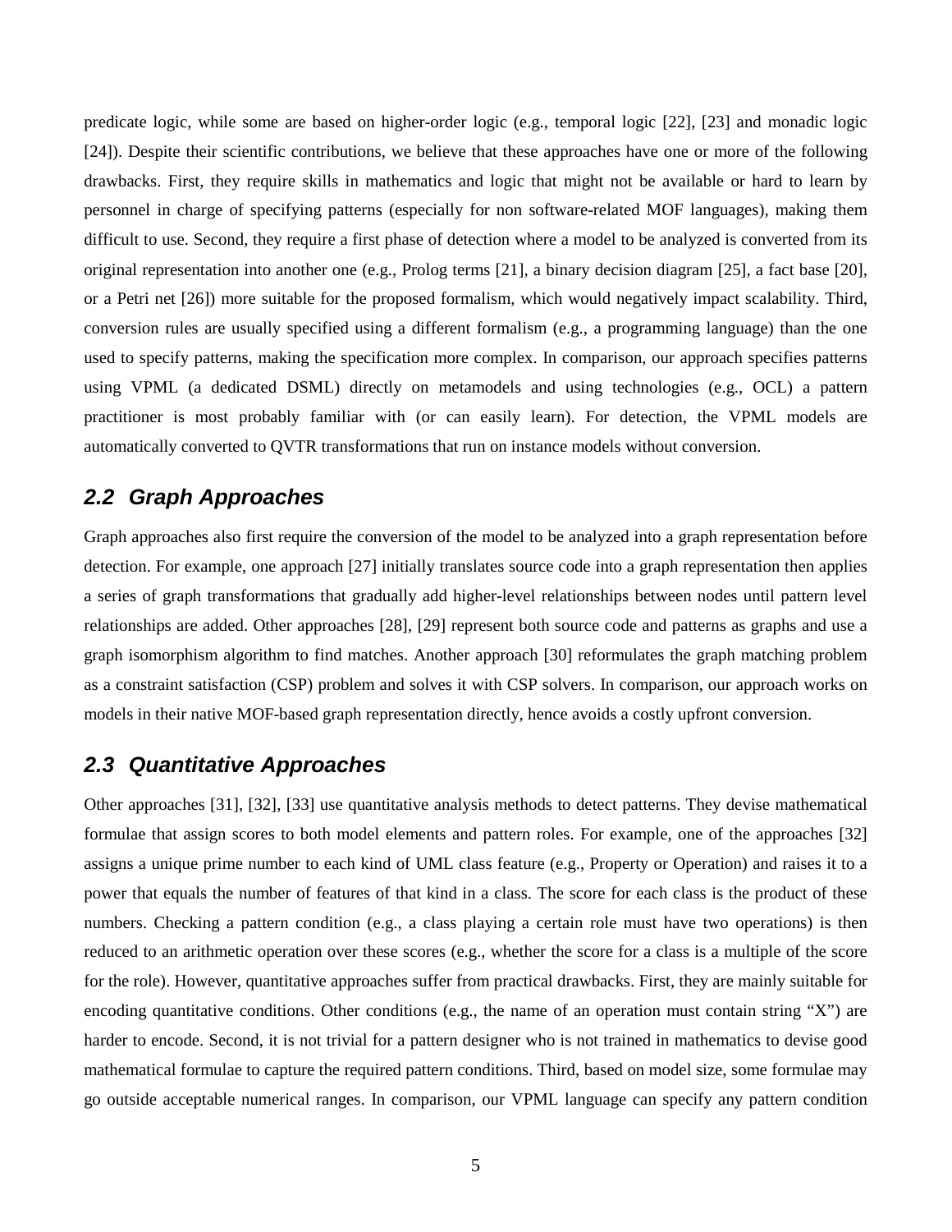predicate logic, while some are based on higher-order logic (e.g., temporal logic [22], [23] and monadic logic [24]). Despite their scientific contributions, we believe that these approaches have one or more of the following drawbacks. First, they require skills in mathematics and logic that might not be available or hard to learn by personnel in charge of specifying patterns (especially for non software-related MOF languages), making them difficult to use. Second, they require a first phase of detection where a model to be analyzed is converted from its original representation into another one (e.g., Prolog terms [21], a binary decision diagram [25], a fact base [20], or a Petri net [26]) more suitable for the proposed formalism, which would negatively impact scalability. Third, conversion rules are usually specified using a different formalism (e.g., a programming language) than the one used to specify patterns, making the specification more complex. In comparison, our approach specifies patterns using VPML (a dedicated DSML) directly on metamodels and using technologies (e.g., OCL) a pattern practitioner is most probably familiar with (or can easily learn). For detection, the VPML models are automatically converted to QVTR transformations that run on instance models without conversion.

## *2.2 Graph Approaches*

Graph approaches also first require the conversion of the model to be analyzed into a graph representation before detection. For example, one approach [27] initially translates source code into a graph representation then applies a series of graph transformations that gradually add higher-level relationships between nodes until pattern level relationships are added. Other approaches [28], [29] represent both source code and patterns as graphs and use a graph isomorphism algorithm to find matches. Another approach [30] reformulates the graph matching problem as a constraint satisfaction (CSP) problem and solves it with CSP solvers. In comparison, our approach works on models in their native MOF-based graph representation directly, hence avoids a costly upfront conversion.

## *2.3 Quantitative Approaches*

Other approaches [31], [32], [33] use quantitative analysis methods to detect patterns. They devise mathematical formulae that assign scores to both model elements and pattern roles. For example, one of the approaches [32] assigns a unique prime number to each kind of UML class feature (e.g., Property or Operation) and raises it to a power that equals the number of features of that kind in a class. The score for each class is the product of these numbers. Checking a pattern condition (e.g., a class playing a certain role must have two operations) is then reduced to an arithmetic operation over these scores (e.g., whether the score for a class is a multiple of the score for the role). However, quantitative approaches suffer from practical drawbacks. First, they are mainly suitable for encoding quantitative conditions. Other conditions (e.g., the name of an operation must contain string "X") are harder to encode. Second, it is not trivial for a pattern designer who is not trained in mathematics to devise good mathematical formulae to capture the required pattern conditions. Third, based on model size, some formulae may go outside acceptable numerical ranges. In comparison, our VPML language can specify any pattern condition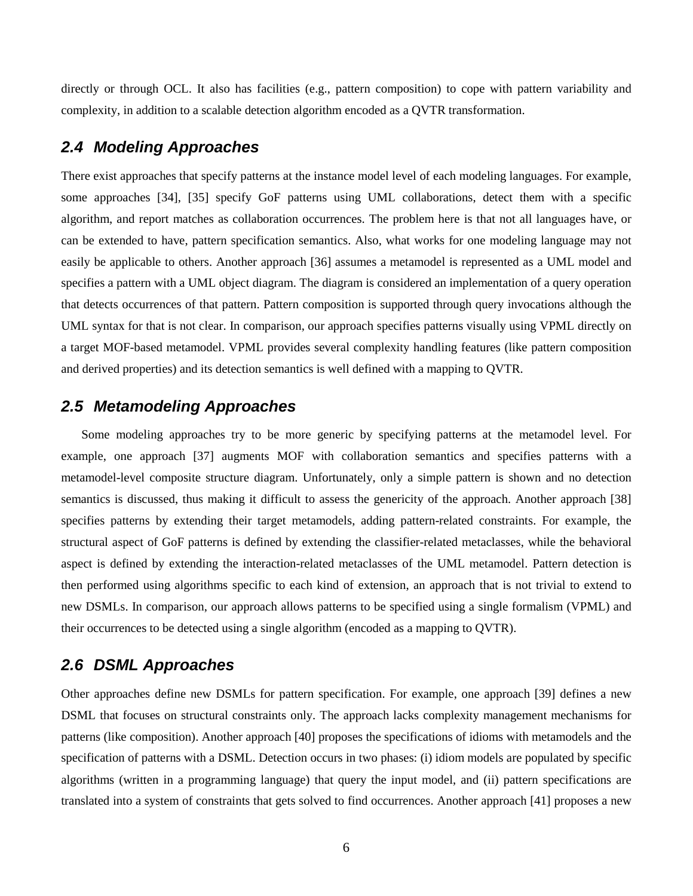directly or through OCL. It also has facilities (e.g., pattern composition) to cope with pattern variability and complexity, in addition to a scalable detection algorithm encoded as a QVTR transformation.

## 2.4 Modeling Approaches

There exist approaches that specify patterns at the instance model level of each modeling languages. For example, some approaches [34], [35] specify GoF patterns using UML collaborations, detect them with a specific algorithm, and report matches as collaboration occurrences. The problem here is that not all languages have, or can be extended to have, pattern specification semantics. Also, what works for one modeling language may not easily be applicable to others. Another approach [36] assumes a metamodel is represented as a UML model and specifies a pattern with a UML object diagram. The diagram is considered an implementation of a query operation that detects occurrences of that pattern. Pattern composition is supported through query invocations although the UML syntax for that is not clear. In comparison, our approach specifies patterns visually using VPML directly on a target MOF-based metamodel. VPML provides several complexity handling features (like pattern composition and derived properties) and its detection semantics is well defined with a mapping to QVTR.

## 2.5 Metamodeling Approaches

Some modeling approaches try to be more generic by specifying patterns at the metamodel level. For example, one approach [37] augments MOF with collaboration semantics and specifies patterns with a metamodel-level composite structure diagram. Unfortunately, only a simple pattern is shown and no detection semantics is discussed, thus making it difficult to assess the genericity of the approach. Another approach [38] specifies patterns by extending their target metamodels, adding pattern-related constraints. For example, the structural aspect of GoF patterns is defined by extending the classifier-related metaclasses, while the behavioral aspect is defined by extending the interaction-related metaclasses of the UML metamodel. Pattern detection is then performed using algorithms specific to each kind of extension, an approach that is not trivial to extend to new DSMLs. In comparison, our approach allows patterns to be specified using a single formalism (VPML) and their occurrences to be detected using a single algorithm (encoded as a mapping to QVTR).

## 2.6 DSML Approaches

Other approaches define new DSMLs for pattern specification. For example, one approach [39] defines a new DSML that focuses on structural constraints only. The approach lacks complexity management mechanisms for patterns (like composition). Another approach [40] proposes the specifications of idioms with metamodels and the specification of patterns with a DSML. Detection occurs in two phases: (i) idiom models are populated by specific algorithms (written in a programming language) that query the input model, and (ii) pattern specifications are translated into a system of constraints that gets solved to find occurrences. Another approach [41] proposes a new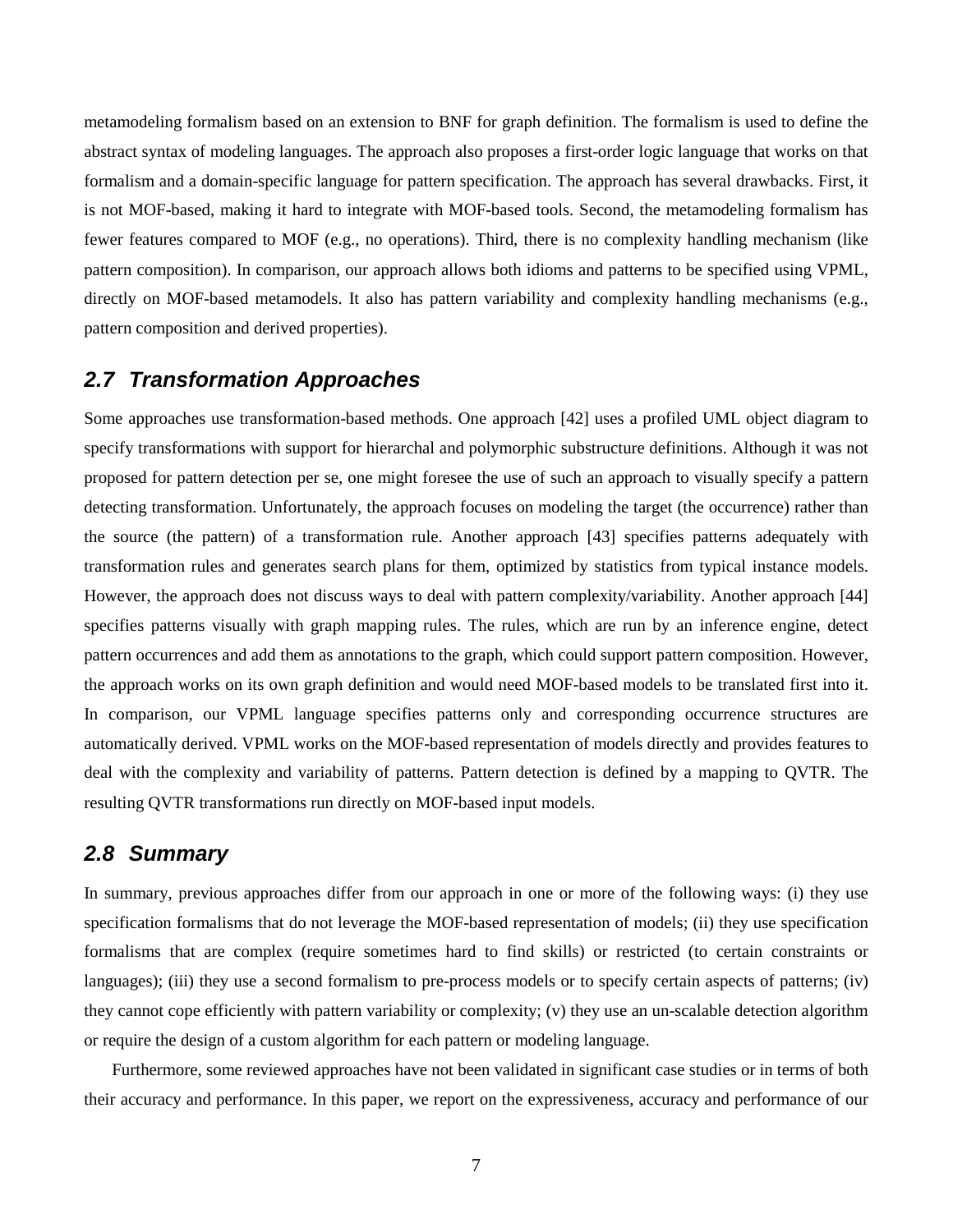metamodeling formalism based on an extension to BNF for graph definition. The formalism is used to define the abstract syntax of modeling languages. The approach also proposes a first-order logic language that works on that formalism and a domain-specific language for pattern specification. The approach has several drawbacks. First, it is not MOF-based, making it hard to integrate with MOF-based tools. Second, the metamodeling formalism has fewer features compared to MOF (e.g., no operations). Third, there is no complexity handling mechanism (like pattern composition). In comparison, our approach allows both idioms and patterns to be specified using VPML, directly on MOF-based metamodels. It also has pattern variability and complexity handling mechanisms (e.g., pattern composition and derived properties).

## 2.7 Transformation Approaches

Some approaches use transformation-based methods. One approach [42] uses a profiled UML object diagram to specify transformations with support for hierarchal and polymorphic substructure definitions. Although it was not proposed for pattern detection per se, one might foresee the use of such an approach to visually specify a pattern detecting transformation. Unfortunately, the approach focuses on modeling the target (the occurrence) rather than the source (the pattern) of a transformation rule. Another approach [43] specifies patterns adequately with transformation rules and generates search plans for them, optimized by statistics from typical instance models. However, the approach does not discuss ways to deal with pattern complexity/variability. Another approach [44] specifies patterns visually with graph mapping rules. The rules, which are run by an inference engine, detect pattern occurrences and add them as annotations to the graph, which could support pattern composition. However, the approach works on its own graph definition and would need MOF-based models to be translated first into it. In comparison, our VPML language specifies patterns only and corresponding occurrence structures are automatically derived. VPML works on the MOF-based representation of models directly and provides features to deal with the complexity and variability of patterns. Pattern detection is defined by a mapping to QVTR. The resulting QVTR transformations run directly on MOF-based input models.

## 2.8 Summary

In summary, previous approaches differ from our approach in one or more of the following ways: (i) they use specification formalisms that do not leverage the MOF-based representation of models; (ii) they use specification formalisms that are complex (require sometimes hard to find skills) or restricted (to certain constraints or languages); (iii) they use a second formalism to pre-process models or to specify certain aspects of patterns; (iv) they cannot cope efficiently with pattern variability or complexity; (v) they use an un-scalable detection algorithm or require the design of a custom algorithm for each pattern or modeling language.

Furthermore, some reviewed approaches have not been validated in significant case studies or in terms of both their accuracy and performance. In this paper, we report on the expressiveness, accuracy and performance of our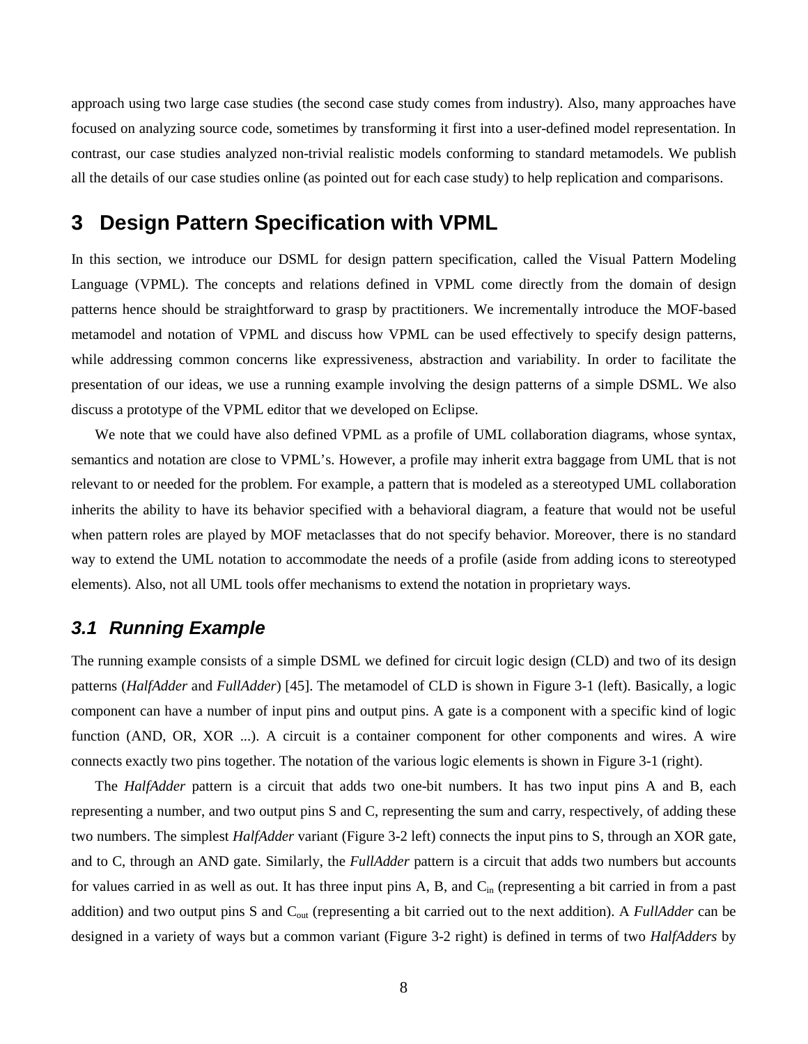approach using two large case studies (the second case study comes from industry). Also, many approaches have focused on analyzing source code, sometimes by transforming it first into a user-defined model representation. In contrast, our case studies analyzed non-trivial realistic models conforming to standard metamodels. We publish all the details of our case studies online (as pointed out for each case study) to help replication and comparisons.

# 3 Design Pattern Specification with VPML

In this section, we introduce our DSML for design pattern specification, called the Visual Pattern Modeling Language (VPML). The concepts and relations defined in VPML come directly from the domain of design patterns hence should be straightforward to grasp by practitioners. We incrementally introduce the MOF-based metamodel and notation of VPML and discuss how VPML can be used effectively to specify design patterns, while addressing common concerns like expressiveness, abstraction and variability. In order to facilitate the presentation of our ideas, we use a running example involving the design patterns of a simple DSML. We also discuss a prototype of the VPML editor that we developed on Eclipse.

We note that we could have also defined VPML as a profile of UML collaboration diagrams, whose syntax, semantics and notation are close to VPML's. However, a profile may inherit extra baggage from UML that is not relevant to or needed for the problem. For example, a pattern that is modeled as a stereotyped UML collaboration inherits the ability to have its behavior specified with a behavioral diagram, a feature that would not be useful when pattern roles are played by MOF metaclasses that do not specify behavior. Moreover, there is no standard way to extend the UML notation to accommodate the needs of a profile (aside from adding icons to stereotyped elements). Also, not all UML tools offer mechanisms to extend the notation in proprietary ways.

## *3.1 Running Example*

The running example consists of a simple DSML we defined for circuit logic design (CLD) and two of its design patterns (*HalfAdder* and *FullAdder*) [45]. The metamodel of CLD is shown in Figure 3-1 (left). Basically, a logic component can have a number of input pins and output pins. A gate is a component with a specific kind of logic function (AND, OR, XOR ...). A circuit is a container component for other components and wires. A wire connects exactly two pins together. The notation of the various logic elements is shown in Figure 3-1 (right).

The *HalfAdder* pattern is a circuit that adds two one-bit numbers. It has two input pins A and B, each representing a number, and two output pins S and C, representing the sum and carry, respectively, of adding these two numbers. The simplest *HalfAdder* variant (Figure 3-2 left) connects the input pins to S, through an XOR gate, and to C, through an AND gate. Similarly, the *FullAdder* pattern is a circuit that adds two numbers but accounts for values carried in as well as out. It has three input pins A, B, and $C_{in}$ (representing a bit carried in from a past addition) and two output pins S and $C_{out}$ (representing a bit carried out to the next addition). A *FullAdder* can be designed in a variety of ways but a common variant (Figure 3-2 right) is defined in terms of two *HalfAdders* by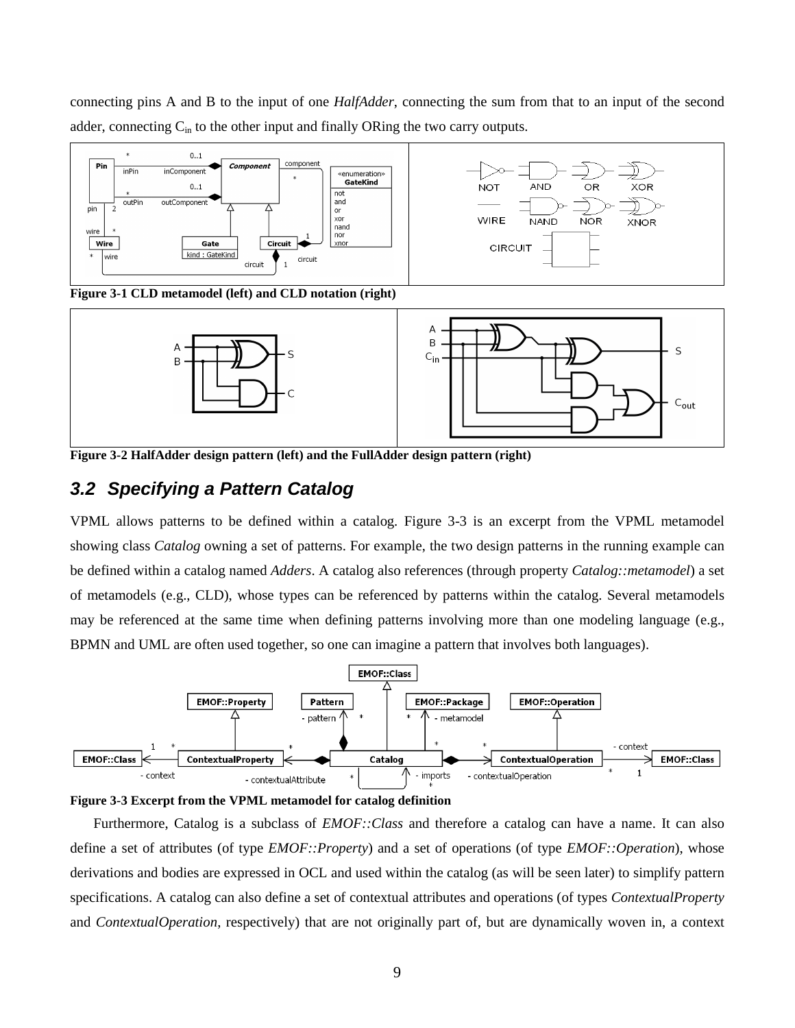connecting pins A and B to the input of one *HalfAdder*, connecting the sum from that to an input of the second adder, connecting $C_{in}$ to the other input and finally ORing the two carry outputs.

**Figure 3-1 CLD metamodel (left) and CLD notation (right)**

**Figure 3-2 HalfAdder design pattern (left) and the FullAdder design pattern (right)**

## 3.2 Specifying a Pattern Catalog

VPML allows patterns to be defined within a catalog. Figure 3-3 is an excerpt from the VPML metamodel showing class *Catalog* owning a set of patterns. For example, the two design patterns in the running example can be defined within a catalog named *Adders*. A catalog also references (through property *Catalog::metamodel*) a set of metamodels (e.g., CLD), whose types can be referenced by patterns within the catalog. Several metamodels may be referenced at the same time when defining patterns involving more than one modeling language (e.g., BPMN and UML are often used together, so one can imagine a pattern that involves both languages).

**Figure 3-3 Excerpt from the VPML metamodel for catalog definition**

Furthermore, Catalog is a subclass of *EMOF::Class* and therefore a catalog can have a name. It can also define a set of attributes (of type *EMOF::Property*) and a set of operations (of type *EMOF::Operation*), whose derivations and bodies are expressed in OCL and used within the catalog (as will be seen later) to simplify pattern specifications. A catalog can also define a set of contextual attributes and operations (of types *ContextualProperty* and *ContextualOperation*, respectively) that are not originally part of, but are dynamically woven in, a context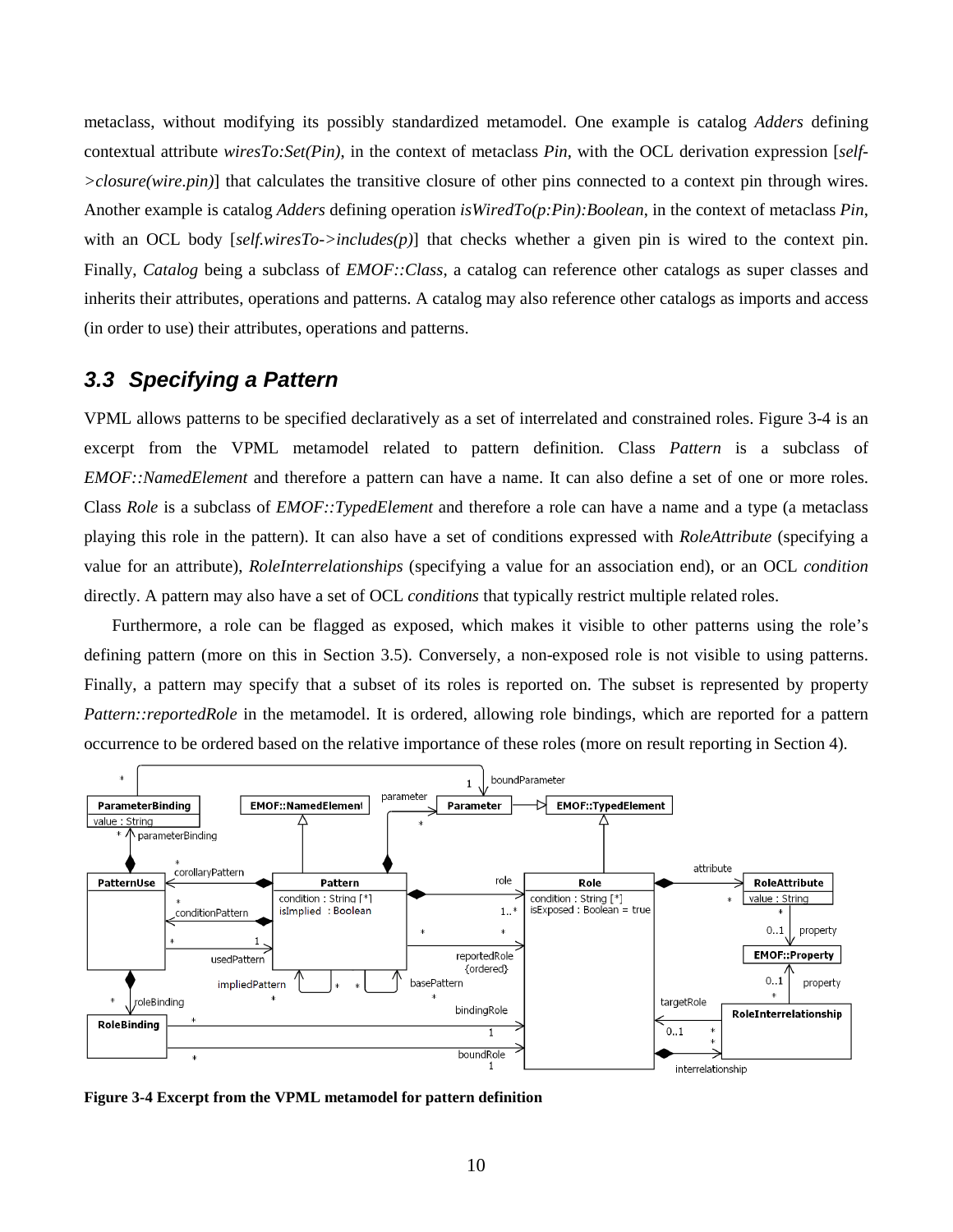metaclass, without modifying its possibly standardized metamodel. One example is catalog *Adders* defining contextual attribute *wiresTo:Set(Pin)*, in the context of metaclass *Pin*, with the OCL derivation expression [*self->closure(wire.pin)*] that calculates the transitive closure of other pins connected to a context pin through wires. Another example is catalog *Adders* defining operation *isWiredTo(p:Pin):Boolean*, in the context of metaclass *Pin*, with an OCL body [*self.wiresTo->includes(p)*] that checks whether a given pin is wired to the context pin. Finally, *Catalog* being a subclass of *EMOF::Class*, a catalog can reference other catalogs as super classes and inherits their attributes, operations and patterns. A catalog may also reference other catalogs as imports and access (in order to use) their attributes, operations and patterns.

### 3.3 Specifying a Pattern

VPML allows patterns to be specified declaratively as a set of interrelated and constrained roles. Figure 3-4 is an excerpt from the VPML metamodel related to pattern definition. Class *Pattern* is a subclass of *EMOF::NamedElement* and therefore a pattern can have a name. It can also define a set of one or more roles. Class *Role* is a subclass of *EMOF::TypedElement* and therefore a role can have a name and a type (a metaclass playing this role in the pattern). It can also have a set of conditions expressed with *RoleAttribute* (specifying a value for an attribute), *RoleInterrelationships* (specifying a value for an association end), or an OCL *condition* directly. A pattern may also have a set of OCL *conditions* that typically restrict multiple related roles.

Furthermore, a role can be flagged as exposed, which makes it visible to other patterns using the role's defining pattern (more on this in Section 3.5). Conversely, a non-exposed role is not visible to using patterns. Finally, a pattern may specify that a subset of its roles is reported on. The subset is represented by property *Pattern::reportedRole* in the metamodel. It is ordered, allowing role bindings, which are reported for a pattern occurrence to be ordered based on the relative importance of these roles (more on result reporting in Section 4).

**Figure 3-4 Excerpt from the VPML metamodel for pattern definition**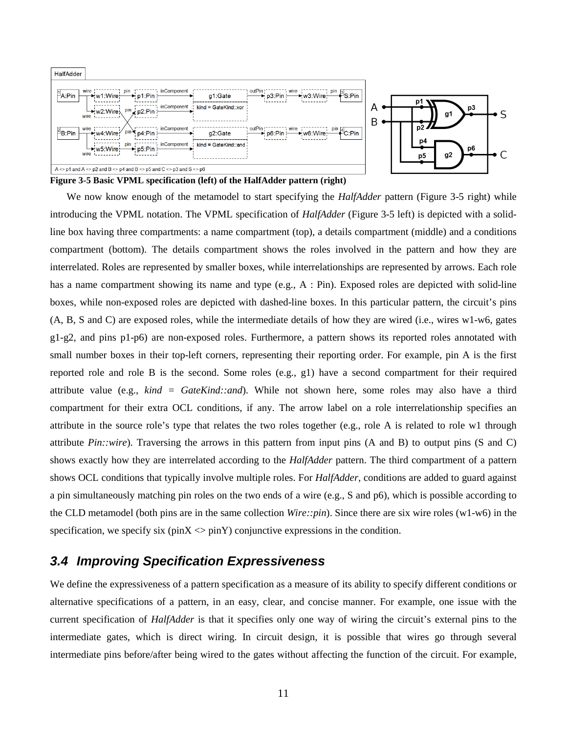Figure 3-5 Basic VPML specification (left) of the HalfAdder pattern (right)

We now know enough of the metamodel to start specifying the *HalfAdder* pattern (Figure 3-5 right) while introducing the VPML notation. The VPML specification of *HalfAdder* (Figure 3-5 left) is depicted with a solid-line box having three compartments: a name compartment (top), a details compartment (middle) and a conditions compartment (bottom). The details compartment shows the roles involved in the pattern and how they are interrelated. Roles are represented by smaller boxes, while interrelationships are represented by arrows. Each role has a name compartment showing its name and type (e.g., A : Pin). Exposed roles are depicted with solid-line boxes, while non-exposed roles are depicted with dashed-line boxes. In this particular pattern, the circuit's pins (A, B, S and C) are exposed roles, while the intermediate details of how they are wired (i.e., wires w1-w6, gates g1-g2, and pins p1-p6) are non-exposed roles. Furthermore, a pattern shows its reported roles annotated with small number boxes in their top-left corners, representing their reporting order. For example, pin A is the first reported role and role B is the second. Some roles (e.g., g1) have a second compartment for their required attribute value (e.g., *kind* = *GateKind::and*). While not shown here, some roles may also have a third compartment for their extra OCL conditions, if any. The arrow label on a role interrelationship specifies an attribute in the source role's type that relates the two roles together (e.g., role A is related to role w1 through attribute *Pin::wire*). Traversing the arrows in this pattern from input pins (A and B) to output pins (S and C) shows exactly how they are interrelated according to the *HalfAdder* pattern. The third compartment of a pattern shows OCL conditions that typically involve multiple roles. For *HalfAdder*, conditions are added to guard against a pin simultaneously matching pin roles on the two ends of a wire (e.g., S and p6), which is possible according to the CLD metamodel (both pins are in the same collection *Wire::pin*). Since there are six wire roles (w1-w6) in the specification, we specify six (pinX <> pinY) conjunctive expressions in the condition.

### 3.4 Improving Specification Expressiveness

We define the expressiveness of a pattern specification as a measure of its ability to specify different conditions or alternative specifications of a pattern, in an easy, clear, and concise manner. For example, one issue with the current specification of *HalfAdder* is that it specifies only one way of wiring the circuit's external pins to the intermediate gates, which is direct wiring. In circuit design, it is possible that wires go through several intermediate pins before/after being wired to the gates without affecting the function of the circuit. For example,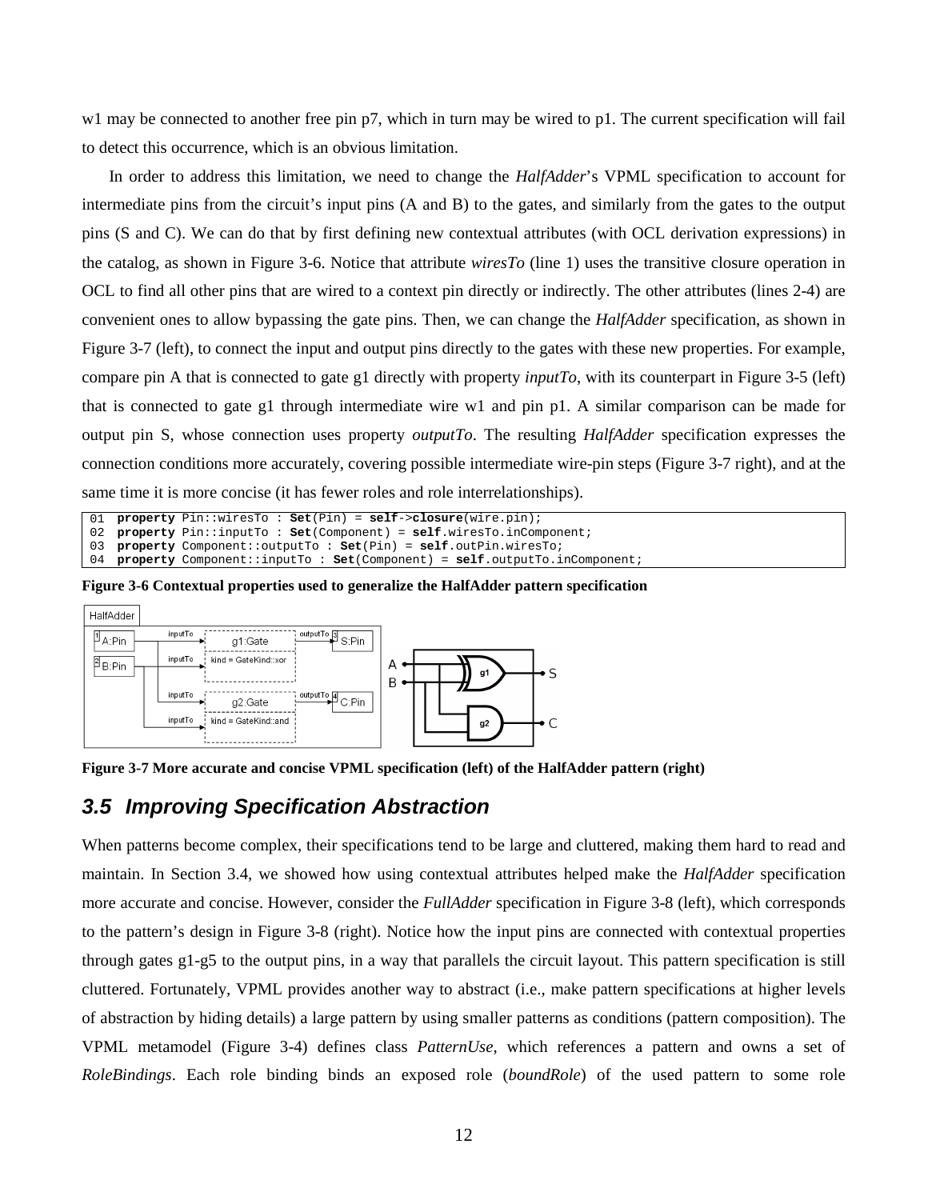w1 may be connected to another free pin p7, which in turn may be wired to p1. The current specification will fail to detect this occurrence, which is an obvious limitation.

In order to address this limitation, we need to change the *HalfAdder*'s VPML specification to account for intermediate pins from the circuit's input pins (A and B) to the gates, and similarly from the gates to the output pins (S and C). We can do that by first defining new contextual attributes (with OCL derivation expressions) in the catalog, as shown in Figure 3-6. Notice that attribute *wiresTo* (line 1) uses the transitive closure operation in OCL to find all other pins that are wired to a context pin directly or indirectly. The other attributes (lines 2-4) are convenient ones to allow bypassing the gate pins. Then, we can change the *HalfAdder* specification, as shown in Figure 3-7 (left), to connect the input and output pins directly to the gates with these new properties. For example, compare pin A that is connected to gate g1 directly with property *inputTo*, with its counterpart in Figure 3-5 (left) that is connected to gate g1 through intermediate wire w1 and pin p1. A similar comparison can be made for output pin S, whose connection uses property *outputTo*. The resulting *HalfAdder* specification expresses the connection conditions more accurately, covering possible intermediate wire-pin steps (Figure 3-7 right), and at the same time it is more concise (it has fewer roles and role interrelationships).

```
01  property Pin::wiresTo : Set(Pin) = self->closure(wire.pin);
02  property Pin::inputTo : Set(Component) = self.wiresTo.inComponent;
03  property Component::outputTo : Set(Pin) = self.outPin.wiresTo;
04  property Component::inputTo : Set(Component) = self.outputTo.inComponent;
```

**Figure 3-6 Contextual properties used to generalize the HalfAdder pattern specification**

**Figure 3-7 More accurate and concise VPML specification (left) of the HalfAdder pattern (right)**

## 3.5 Improving Specification Abstraction

When patterns become complex, their specifications tend to be large and cluttered, making them hard to read and maintain. In Section 3.4, we showed how using contextual attributes helped make the *HalfAdder* specification more accurate and concise. However, consider the *FullAdder* specification in Figure 3-8 (left), which corresponds to the pattern's design in Figure 3-8 (right). Notice how the input pins are connected with contextual properties through gates g1-g5 to the output pins, in a way that parallels the circuit layout. This pattern specification is still cluttered. Fortunately, VPML provides another way to abstract (i.e., make pattern specifications at higher levels of abstraction by hiding details) a large pattern by using smaller patterns as conditions (pattern composition). The VPML metamodel (Figure 3-4) defines class *PatternUse*, which references a pattern and owns a set of *RoleBindings*. Each role binding binds an exposed role (*boundRole*) of the used pattern to some role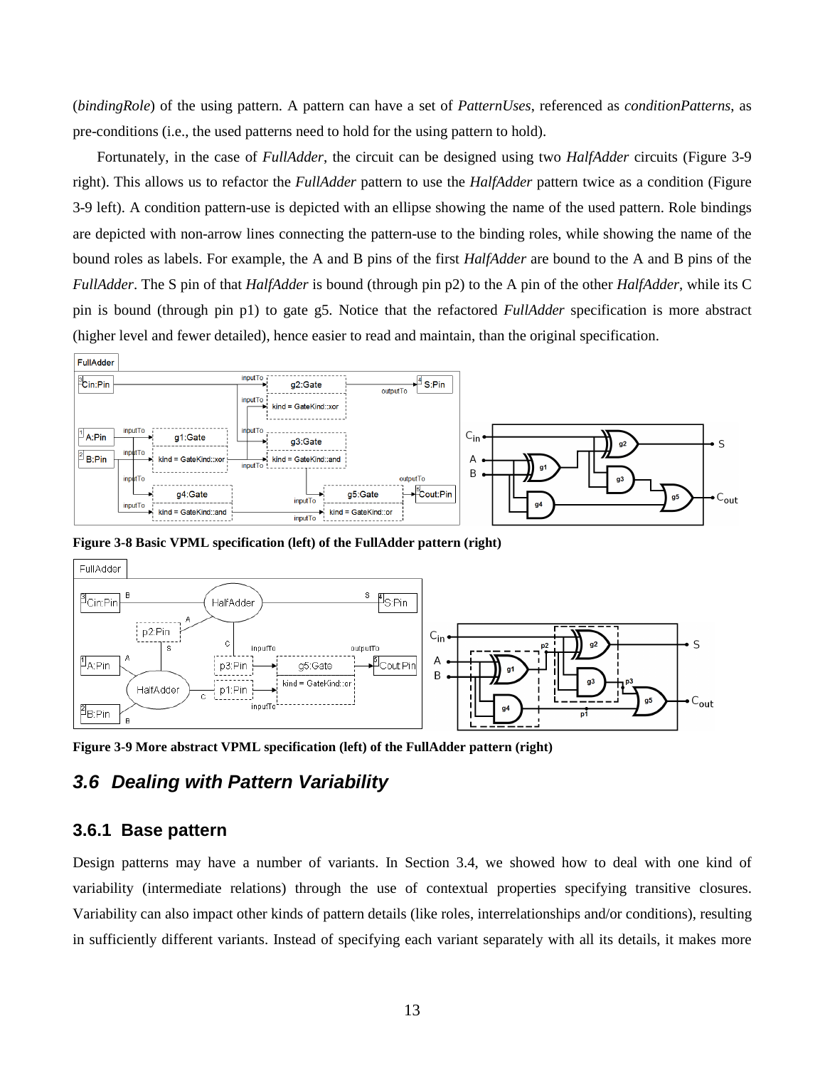(*bindingRole*) of the using pattern. A pattern can have a set of *PatternUses*, referenced as *conditionPatterns*, as pre-conditions (i.e., the used patterns need to hold for the using pattern to hold).

Fortunately, in the case of *FullAdder*, the circuit can be designed using two *HalfAdder* circuits (Figure 3-9 right). This allows us to refactor the *FullAdder* pattern to use the *HalfAdder* pattern twice as a condition (Figure 3-9 left). A condition pattern-use is depicted with an ellipse showing the name of the used pattern. Role bindings are depicted with non-arrow lines connecting the pattern-use to the binding roles, while showing the name of the bound roles as labels. For example, the A and B pins of the first *HalfAdder* are bound to the A and B pins of the *FullAdder*. The S pin of that *HalfAdder* is bound (through pin p2) to the A pin of the other *HalfAdder*, while its C pin is bound (through pin p1) to gate g5. Notice that the refactored *FullAdder* specification is more abstract (higher level and fewer detailed), hence easier to read and maintain, than the original specification.

**Figure 3-8 Basic VPML specification (left) of the FullAdder pattern (right)**

**Figure 3-9 More abstract VPML specification (left) of the FullAdder pattern (right)**

## 3.6 Dealing with Pattern Variability

### 3.6.1 Base pattern

Design patterns may have a number of variants. In Section 3.4, we showed how to deal with one kind of variability (intermediate relations) through the use of contextual properties specifying transitive closures. Variability can also impact other kinds of pattern details (like roles, interrelationships and/or conditions), resulting in sufficiently different variants. Instead of specifying each variant separately with all its details, it makes more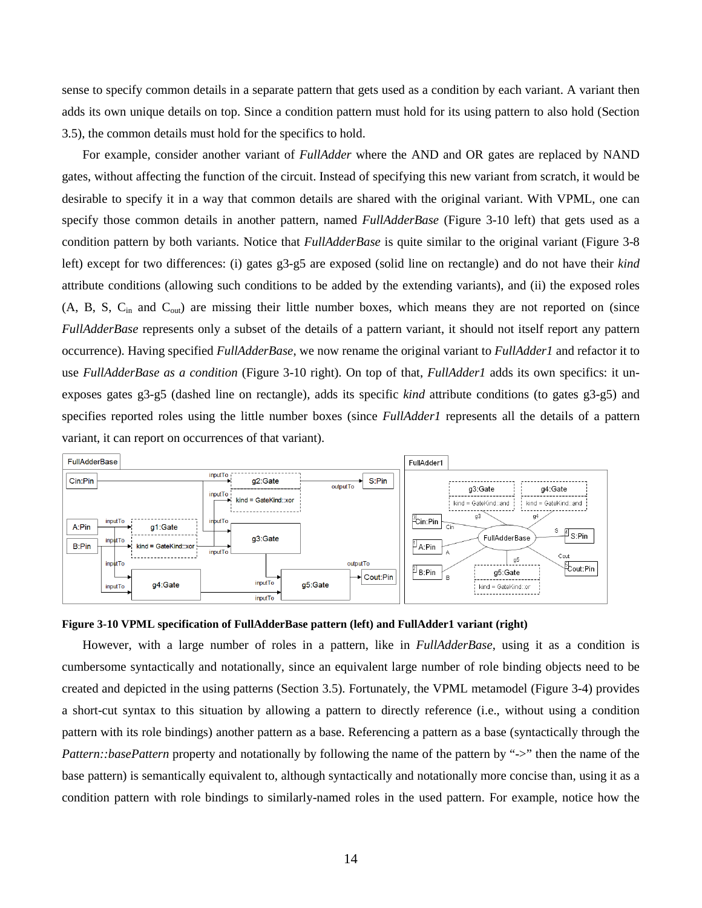sense to specify common details in a separate pattern that gets used as a condition by each variant. A variant then adds its own unique details on top. Since a condition pattern must hold for its using pattern to also hold (Section 3.5), the common details must hold for the specifics to hold.

For example, consider another variant of *FullAdder* where the AND and OR gates are replaced by NAND gates, without affecting the function of the circuit. Instead of specifying this new variant from scratch, it would be desirable to specify it in a way that common details are shared with the original variant. With VPML, one can specify those common details in another pattern, named *FullAdderBase* (Figure 3-10 left) that gets used as a condition pattern by both variants. Notice that *FullAdderBase* is quite similar to the original variant (Figure 3-8 left) except for two differences: (i) gates g3-g5 are exposed (solid line on rectangle) and do not have their *kind* attribute conditions (allowing such conditions to be added by the extending variants), and (ii) the exposed roles (A, B, S, $C_{in}$ and $C_{out}$) are missing their little number boxes, which means they are not reported on (since *FullAdderBase* represents only a subset of the details of a pattern variant, it should not itself report any pattern occurrence). Having specified *FullAdderBase*, we now rename the original variant to *FullAdder1* and refactor it to use *FullAdderBase as a condition* (Figure 3-10 right). On top of that, *FullAdder1* adds its own specifics: it un-exposes gates g3-g5 (dashed line on rectangle), adds its specific *kind* attribute conditions (to gates g3-g5) and specifies reported roles using the little number boxes (since *FullAdder1* represents all the details of a pattern variant, it can report on occurrences of that variant).

**Figure 3-10 VPML specification of FullAdderBase pattern (left) and FullAdder1 variant (right)**

However, with a large number of roles in a pattern, like in *FullAdderBase*, using it as a condition is cumbersome syntactically and notationally, since an equivalent large number of role binding objects need to be created and depicted in the using patterns (Section 3.5). Fortunately, the VPML metamodel (Figure 3-4) provides a short-cut syntax to this situation by allowing a pattern to directly reference (i.e., without using a condition pattern with its role bindings) another pattern as a base. Referencing a pattern as a base (syntactically through the *Pattern::basePattern* property and notationally by following the name of the pattern by "->" then the name of the base pattern) is semantically equivalent to, although syntactically and notationally more concise than, using it as a condition pattern with role bindings to similarly-named roles in the used pattern. For example, notice how the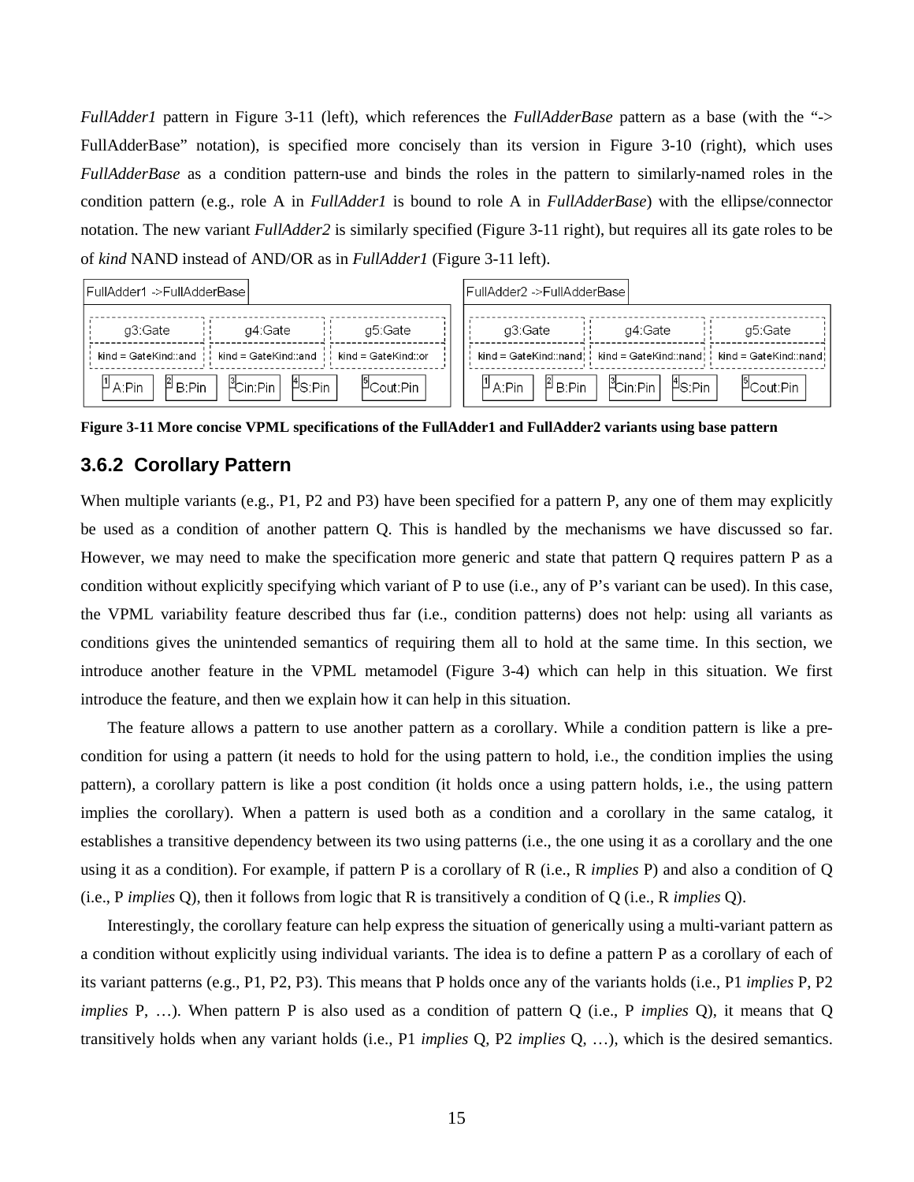*FullAdder1* pattern in Figure 3-11 (left), which references the *FullAdderBase* pattern as a base (with the "-> FullAdderBase" notation), is specified more concisely than its version in Figure 3-10 (right), which uses *FullAdderBase* as a condition pattern-use and binds the roles in the pattern to similarly-named roles in the condition pattern (e.g., role A in *FullAdder1* is bound to role A in *FullAdderBase*) with the ellipse/connector notation. The new variant *FullAdder2* is similarly specified (Figure 3-11 right), but requires all its gate roles to be of *kind* NAND instead of AND/OR as in *FullAdder1* (Figure 3-11 left).

FullAdder1 ->FullAdderBase

| g3:Gate | g4:Gate | g5:Gate |
|---|---|---|
| kind = GateKind::and | kind = GateKind::and | kind = GateKind::or |

1 A:Pin, 2 B:Pin, 3 Cin:Pin, 4 S:Pin, 5 Cout:Pin

FullAdder2 ->FullAdderBase

| g3:Gate | g4:Gate | g5:Gate |
|---|---|---|
| kind = GateKind::nand | kind = GateKind::nand | kind = GateKind::nand |

1 A:Pin, 2 B:Pin, 3 Cin:Pin, 4 S:Pin, 5 Cout:Pin

**Figure 3-11 More concise VPML specifications of the FullAdder1 and FullAdder2 variants using base pattern**

### 3.6.2 Corollary Pattern

When multiple variants (e.g., P1, P2 and P3) have been specified for a pattern P, any one of them may explicitly be used as a condition of another pattern Q. This is handled by the mechanisms we have discussed so far. However, we may need to make the specification more generic and state that pattern Q requires pattern P as a condition without explicitly specifying which variant of P to use (i.e., any of P's variant can be used). In this case, the VPML variability feature described thus far (i.e., condition patterns) does not help: using all variants as conditions gives the unintended semantics of requiring them all to hold at the same time. In this section, we introduce another feature in the VPML metamodel (Figure 3-4) which can help in this situation. We first introduce the feature, and then we explain how it can help in this situation.

The feature allows a pattern to use another pattern as a corollary. While a condition pattern is like a pre-condition for using a pattern (it needs to hold for the using pattern to hold, i.e., the condition implies the using pattern), a corollary pattern is like a post condition (it holds once a using pattern holds, i.e., the using pattern implies the corollary). When a pattern is used both as a condition and a corollary in the same catalog, it establishes a transitive dependency between its two using patterns (i.e., the one using it as a corollary and the one using it as a condition). For example, if pattern P is a corollary of R (i.e., R *implies* P) and also a condition of Q (i.e., P *implies* Q), then it follows from logic that R is transitively a condition of Q (i.e., R *implies* Q).

Interestingly, the corollary feature can help express the situation of generically using a multi-variant pattern as a condition without explicitly using individual variants. The idea is to define a pattern P as a corollary of each of its variant patterns (e.g., P1, P2, P3). This means that P holds once any of the variants holds (i.e., P1 *implies* P, P2 *implies* P, …). When pattern P is also used as a condition of pattern Q (i.e., P *implies* Q), it means that Q transitively holds when any variant holds (i.e., P1 *implies* Q, P2 *implies* Q, …), which is the desired semantics.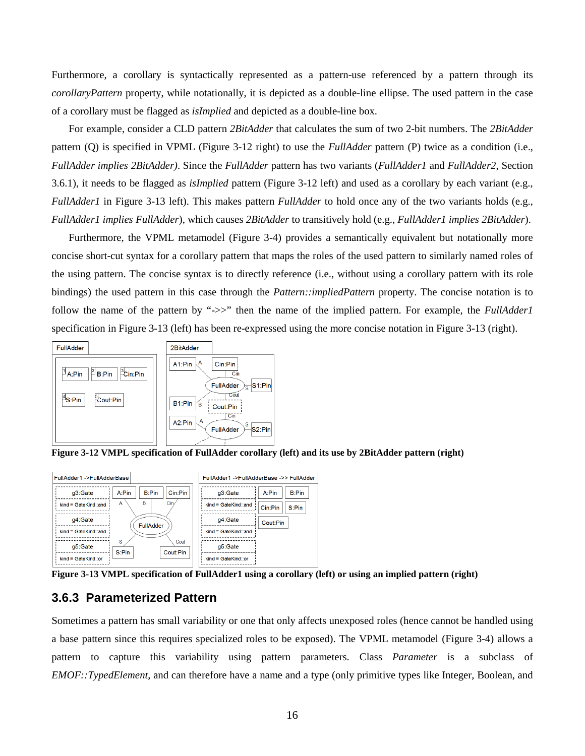Furthermore, a corollary is syntactically represented as a pattern-use referenced by a pattern through its *corollaryPattern* property, while notationally, it is depicted as a double-line ellipse. The used pattern in the case of a corollary must be flagged as *isImplied* and depicted as a double-line box.

For example, consider a CLD pattern *2BitAdder* that calculates the sum of two 2-bit numbers. The *2BitAdder* pattern (Q) is specified in VPML (Figure 3-12 right) to use the *FullAdder* pattern (P) twice as a condition (i.e., *FullAdder implies 2BitAdder)*. Since the *FullAdder* pattern has two variants (*FullAdder1* and *FullAdder2*, Section 3.6.1), it needs to be flagged as *isImplied* pattern (Figure 3-12 left) and used as a corollary by each variant (e.g., *FullAdder1* in Figure 3-13 left). This makes pattern *FullAdder* to hold once any of the two variants holds (e.g., *FullAdder1 implies FullAdder*), which causes *2BitAdder* to transitively hold (e.g., *FullAdder1 implies 2BitAdder*).

Furthermore, the VPML metamodel (Figure 3-4) provides a semantically equivalent but notationally more concise short-cut syntax for a corollary pattern that maps the roles of the used pattern to similarly named roles of the using pattern. The concise syntax is to directly reference (i.e., without using a corollary pattern with its role bindings) the used pattern in this case through the *Pattern::impliedPattern* property. The concise notation is to follow the name of the pattern by "->>" then the name of the implied pattern. For example, the *FullAdder1* specification in Figure 3-13 (left) has been re-expressed using the more concise notation in Figure 3-13 (right).

**Figure 3-12 VMPL specification of FullAdder corollary (left) and its use by 2BitAdder pattern (right)**

**Figure 3-13 VMPL specification of FullAdder1 using a corollary (left) or using an implied pattern (right)**

### 3.6.3 Parameterized Pattern

Sometimes a pattern has small variability or one that only affects unexposed roles (hence cannot be handled using a base pattern since this requires specialized roles to be exposed). The VPML metamodel (Figure 3-4) allows a pattern to capture this variability using pattern parameters. Class *Parameter* is a subclass of *EMOF::TypedElement*, and can therefore have a name and a type (only primitive types like Integer, Boolean, and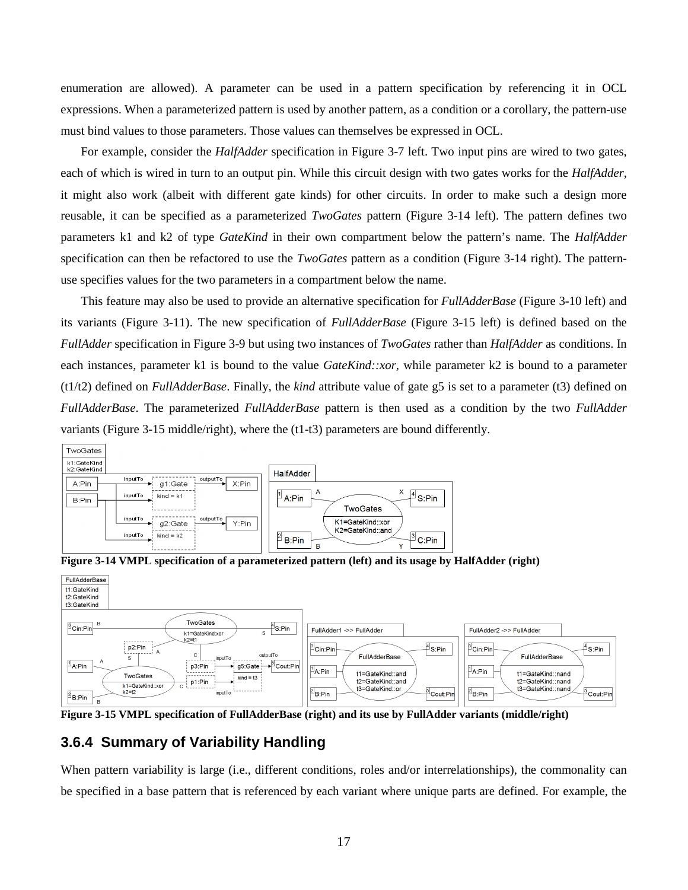enumeration are allowed). A parameter can be used in a pattern specification by referencing it in OCL expressions. When a parameterized pattern is used by another pattern, as a condition or a corollary, the pattern-use must bind values to those parameters. Those values can themselves be expressed in OCL.

For example, consider the *HalfAdder* specification in Figure 3-7 left. Two input pins are wired to two gates, each of which is wired in turn to an output pin. While this circuit design with two gates works for the *HalfAdder*, it might also work (albeit with different gate kinds) for other circuits. In order to make such a design more reusable, it can be specified as a parameterized *TwoGates* pattern (Figure 3-14 left). The pattern defines two parameters k1 and k2 of type *GateKind* in their own compartment below the pattern's name. The *HalfAdder* specification can then be refactored to use the *TwoGates* pattern as a condition (Figure 3-14 right). The pattern-use specifies values for the two parameters in a compartment below the name.

This feature may also be used to provide an alternative specification for *FullAdderBase* (Figure 3-10 left) and its variants (Figure 3-11). The new specification of *FullAdderBase* (Figure 3-15 left) is defined based on the *FullAdder* specification in Figure 3-9 but using two instances of *TwoGates* rather than *HalfAdder* as conditions. In each instances, parameter k1 is bound to the value *GateKind::xor*, while parameter k2 is bound to a parameter (t1/t2) defined on *FullAdderBase*. Finally, the *kind* attribute value of gate g5 is set to a parameter (t3) defined on *FullAdderBase*. The parameterized *FullAdderBase* pattern is then used as a condition by the two *FullAdder* variants (Figure 3-15 middle/right), where the (t1-t3) parameters are bound differently.

**Figure 3-14 VMPL specification of a parameterized pattern (left) and its usage by HalfAdder (right)**

**Figure 3-15 VMPL specification of FullAdderBase (right) and its use by FullAdder variants (middle/right)**

### 3.6.4 Summary of Variability Handling

When pattern variability is large (i.e., different conditions, roles and/or interrelationships), the commonality can be specified in a base pattern that is referenced by each variant where unique parts are defined. For example, the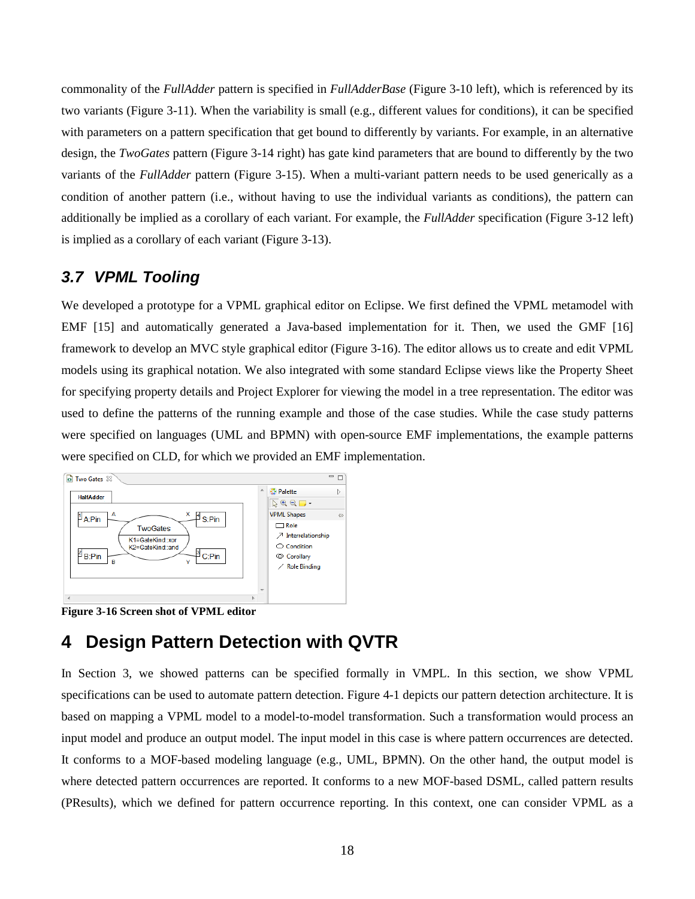commonality of the *FullAdder* pattern is specified in *FullAdderBase* (Figure 3-10 left), which is referenced by its two variants (Figure 3-11). When the variability is small (e.g., different values for conditions), it can be specified with parameters on a pattern specification that get bound to differently by variants. For example, in an alternative design, the *TwoGates* pattern (Figure 3-14 right) has gate kind parameters that are bound to differently by the two variants of the *FullAdder* pattern (Figure 3-15). When a multi-variant pattern needs to be used generically as a condition of another pattern (i.e., without having to use the individual variants as conditions), the pattern can additionally be implied as a corollary of each variant. For example, the *FullAdder* specification (Figure 3-12 left) is implied as a corollary of each variant (Figure 3-13).

### 3.7 VPML Tooling

We developed a prototype for a VPML graphical editor on Eclipse. We first defined the VPML metamodel with EMF [15] and automatically generated a Java-based implementation for it. Then, we used the GMF [16] framework to develop an MVC style graphical editor (Figure 3-16). The editor allows us to create and edit VPML models using its graphical notation. We also integrated with some standard Eclipse views like the Property Sheet for specifying property details and Project Explorer for viewing the model in a tree representation. The editor was used to define the patterns of the running example and those of the case studies. While the case study patterns were specified on languages (UML and BPMN) with open-source EMF implementations, the example patterns were specified on CLD, for which we provided an EMF implementation.

**Figure 3-16 Screen shot of VPML editor**

## 4 Design Pattern Detection with QVTR

In Section 3, we showed patterns can be specified formally in VMPL. In this section, we show VPML specifications can be used to automate pattern detection. Figure 4-1 depicts our pattern detection architecture. It is based on mapping a VPML model to a model-to-model transformation. Such a transformation would process an input model and produce an output model. The input model in this case is where pattern occurrences are detected. It conforms to a MOF-based modeling language (e.g., UML, BPMN). On the other hand, the output model is where detected pattern occurrences are reported. It conforms to a new MOF-based DSML, called pattern results (PResults), which we defined for pattern occurrence reporting. In this context, one can consider VPML as a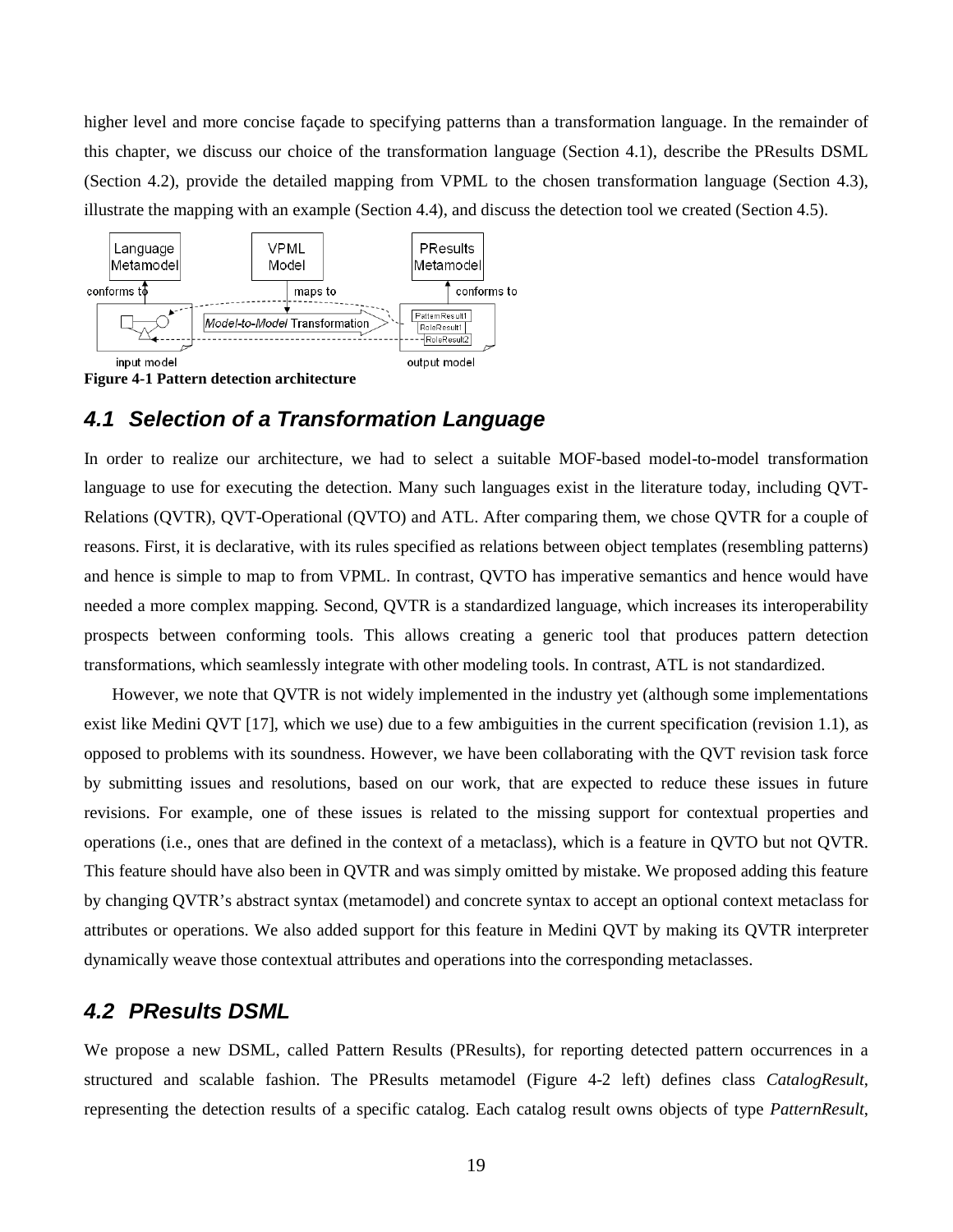higher level and more concise façade to specifying patterns than a transformation language. In the remainder of this chapter, we discuss our choice of the transformation language (Section 4.1), describe the PResults DSML (Section 4.2), provide the detailed mapping from VPML to the chosen transformation language (Section 4.3), illustrate the mapping with an example (Section 4.4), and discuss the detection tool we created (Section 4.5).

**Figure 4-1 Pattern detection architecture**

## 4.1 Selection of a Transformation Language

In order to realize our architecture, we had to select a suitable MOF-based model-to-model transformation language to use for executing the detection. Many such languages exist in the literature today, including QVT-Relations (QVTR), QVT-Operational (QVTO) and ATL. After comparing them, we chose QVTR for a couple of reasons. First, it is declarative, with its rules specified as relations between object templates (resembling patterns) and hence is simple to map to from VPML. In contrast, QVTO has imperative semantics and hence would have needed a more complex mapping. Second, QVTR is a standardized language, which increases its interoperability prospects between conforming tools. This allows creating a generic tool that produces pattern detection transformations, which seamlessly integrate with other modeling tools. In contrast, ATL is not standardized.

However, we note that QVTR is not widely implemented in the industry yet (although some implementations exist like Medini QVT [17], which we use) due to a few ambiguities in the current specification (revision 1.1), as opposed to problems with its soundness. However, we have been collaborating with the QVT revision task force by submitting issues and resolutions, based on our work, that are expected to reduce these issues in future revisions. For example, one of these issues is related to the missing support for contextual properties and operations (i.e., ones that are defined in the context of a metaclass), which is a feature in QVTO but not QVTR. This feature should have also been in QVTR and was simply omitted by mistake. We proposed adding this feature by changing QVTR's abstract syntax (metamodel) and concrete syntax to accept an optional context metaclass for attributes or operations. We also added support for this feature in Medini QVT by making its QVTR interpreter dynamically weave those contextual attributes and operations into the corresponding metaclasses.

## 4.2 PResults DSML

We propose a new DSML, called Pattern Results (PResults), for reporting detected pattern occurrences in a structured and scalable fashion. The PResults metamodel (Figure 4-2 left) defines class *CatalogResult*, representing the detection results of a specific catalog. Each catalog result owns objects of type *PatternResult*,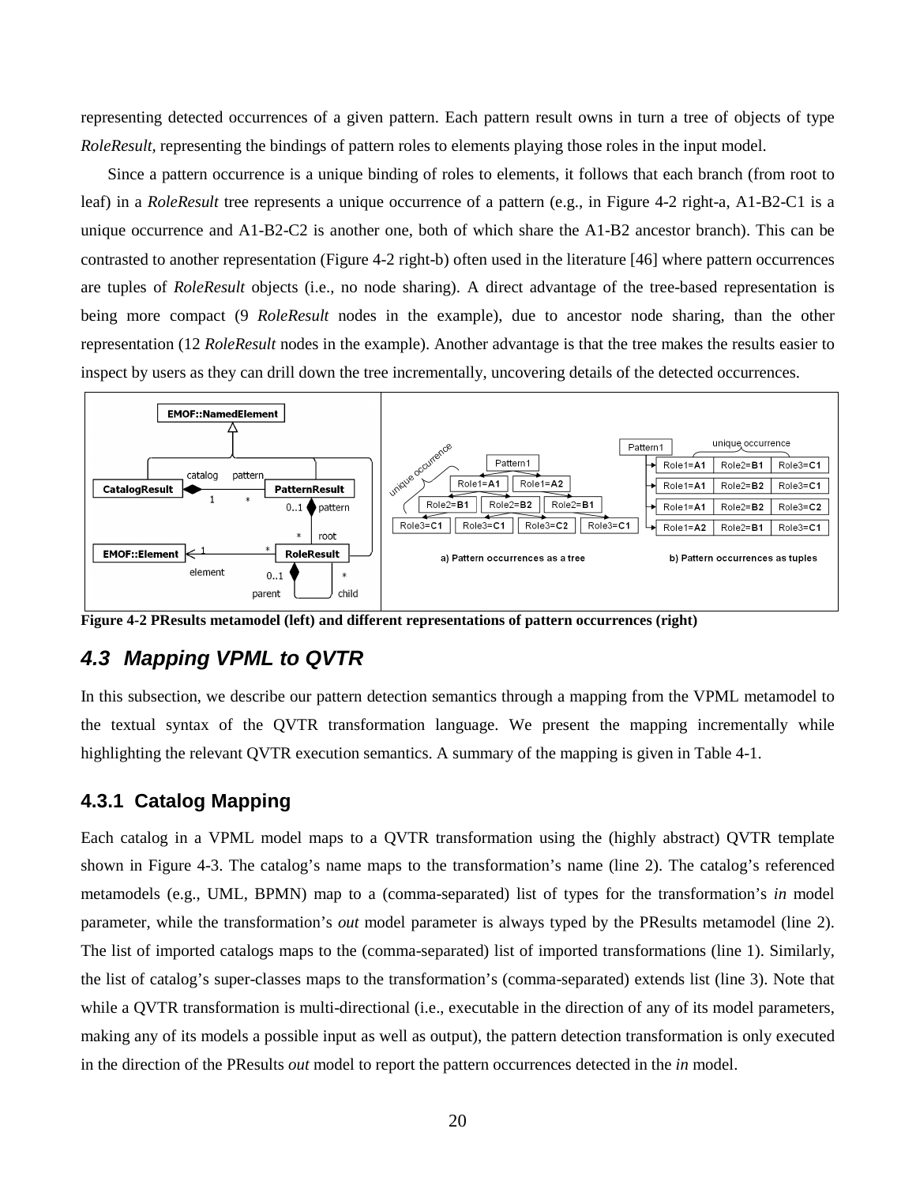representing detected occurrences of a given pattern. Each pattern result owns in turn a tree of objects of type *RoleResult*, representing the bindings of pattern roles to elements playing those roles in the input model.

Since a pattern occurrence is a unique binding of roles to elements, it follows that each branch (from root to leaf) in a *RoleResult* tree represents a unique occurrence of a pattern (e.g., in Figure 4-2 right-a, A1-B2-C1 is a unique occurrence and A1-B2-C2 is another one, both of which share the A1-B2 ancestor branch). This can be contrasted to another representation (Figure 4-2 right-b) often used in the literature [46] where pattern occurrences are tuples of *RoleResult* objects (i.e., no node sharing). A direct advantage of the tree-based representation is being more compact (9 *RoleResult* nodes in the example), due to ancestor node sharing, than the other representation (12 *RoleResult* nodes in the example). Another advantage is that the tree makes the results easier to inspect by users as they can drill down the tree incrementally, uncovering details of the detected occurrences.

**Figure 4-2 PResults metamodel (left) and different representations of pattern occurrences (right)**

## 4.3 Mapping VPML to QVTR

In this subsection, we describe our pattern detection semantics through a mapping from the VPML metamodel to the textual syntax of the QVTR transformation language. We present the mapping incrementally while highlighting the relevant QVTR execution semantics. A summary of the mapping is given in Table 4-1.

### 4.3.1 Catalog Mapping

Each catalog in a VPML model maps to a QVTR transformation using the (highly abstract) QVTR template shown in Figure 4-3. The catalog's name maps to the transformation's name (line 2). The catalog's referenced metamodels (e.g., UML, BPMN) map to a (comma-separated) list of types for the transformation's *in* model parameter, while the transformation's *out* model parameter is always typed by the PResults metamodel (line 2). The list of imported catalogs maps to the (comma-separated) list of imported transformations (line 1). Similarly, the list of catalog's super-classes maps to the transformation's (comma-separated) extends list (line 3). Note that while a QVTR transformation is multi-directional (i.e., executable in the direction of any of its model parameters, making any of its models a possible input as well as output), the pattern detection transformation is only executed in the direction of the PResults *out* model to report the pattern occurrences detected in the *in* model.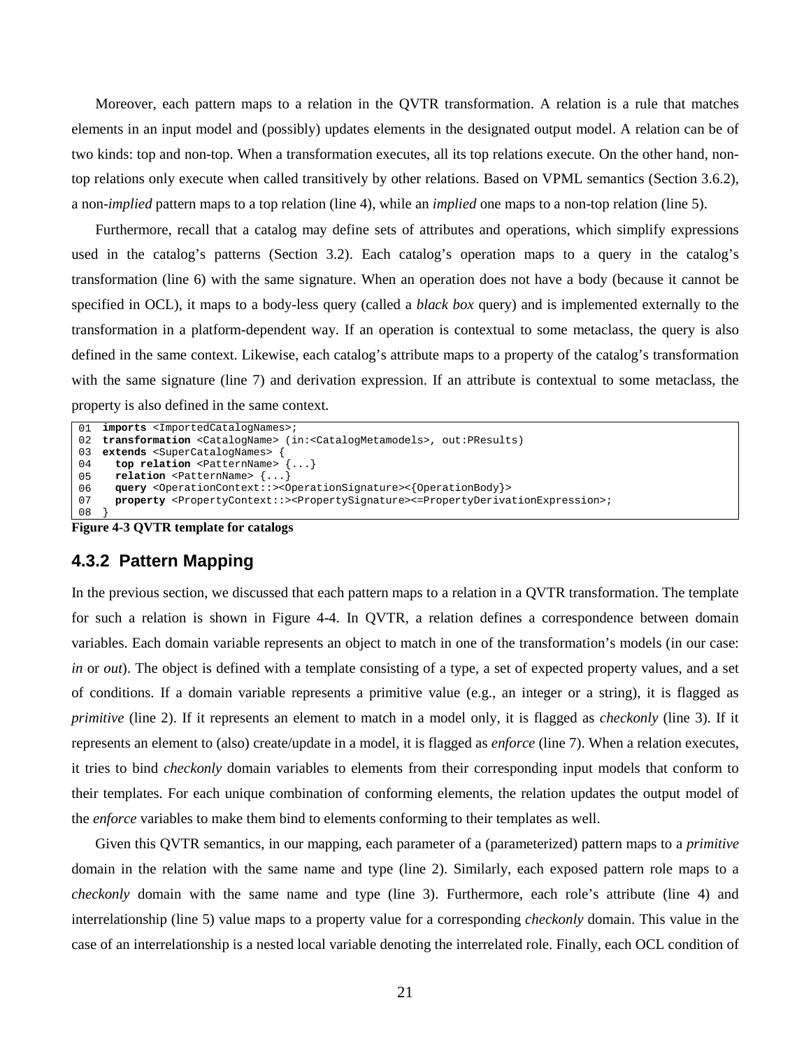Moreover, each pattern maps to a relation in the QVTR transformation. A relation is a rule that matches elements in an input model and (possibly) updates elements in the designated output model. A relation can be of two kinds: top and non-top. When a transformation executes, all its top relations execute. On the other hand, non-top relations only execute when called transitively by other relations. Based on VPML semantics (Section 3.6.2), a non-*implied* pattern maps to a top relation (line 4), while an *implied* one maps to a non-top relation (line 5).

Furthermore, recall that a catalog may define sets of attributes and operations, which simplify expressions used in the catalog's patterns (Section 3.2). Each catalog's operation maps to a query in the catalog's transformation (line 6) with the same signature. When an operation does not have a body (because it cannot be specified in OCL), it maps to a body-less query (called a *black box* query) and is implemented externally to the transformation in a platform-dependent way. If an operation is contextual to some metaclass, the query is also defined in the same context. Likewise, each catalog's attribute maps to a property of the catalog's transformation with the same signature (line 7) and derivation expression. If an attribute is contextual to some metaclass, the property is also defined in the same context.

```
01  imports <ImportedCatalogNames>;
02  transformation <CatalogName> (in:<CatalogMetamodels>, out:PResults)
03  extends <SuperCatalogNames> {
04    top relation <PatternName> {...}
05    relation <PatternName> {...}
06    query <OperationContext::><OperationSignature><{OperationBody}>
07    property <PropertyContext::><PropertySignature><=PropertyDerivationExpression>;
08  }
```

**Figure 4-3 QVTR template for catalogs**

### 4.3.2 Pattern Mapping

In the previous section, we discussed that each pattern maps to a relation in a QVTR transformation. The template for such a relation is shown in Figure 4-4. In QVTR, a relation defines a correspondence between domain variables. Each domain variable represents an object to match in one of the transformation's models (in our case: *in* or *out*). The object is defined with a template consisting of a type, a set of expected property values, and a set of conditions. If a domain variable represents a primitive value (e.g., an integer or a string), it is flagged as *primitive* (line 2). If it represents an element to match in a model only, it is flagged as *checkonly* (line 3). If it represents an element to (also) create/update in a model, it is flagged as *enforce* (line 7). When a relation executes, it tries to bind *checkonly* domain variables to elements from their corresponding input models that conform to their templates. For each unique combination of conforming elements, the relation updates the output model of the *enforce* variables to make them bind to elements conforming to their templates as well.

Given this QVTR semantics, in our mapping, each parameter of a (parameterized) pattern maps to a *primitive* domain in the relation with the same name and type (line 2). Similarly, each exposed pattern role maps to a *checkonly* domain with the same name and type (line 3). Furthermore, each role's attribute (line 4) and interrelationship (line 5) value maps to a property value for a corresponding *checkonly* domain. This value in the case of an interrelationship is a nested local variable denoting the interrelated role. Finally, each OCL condition of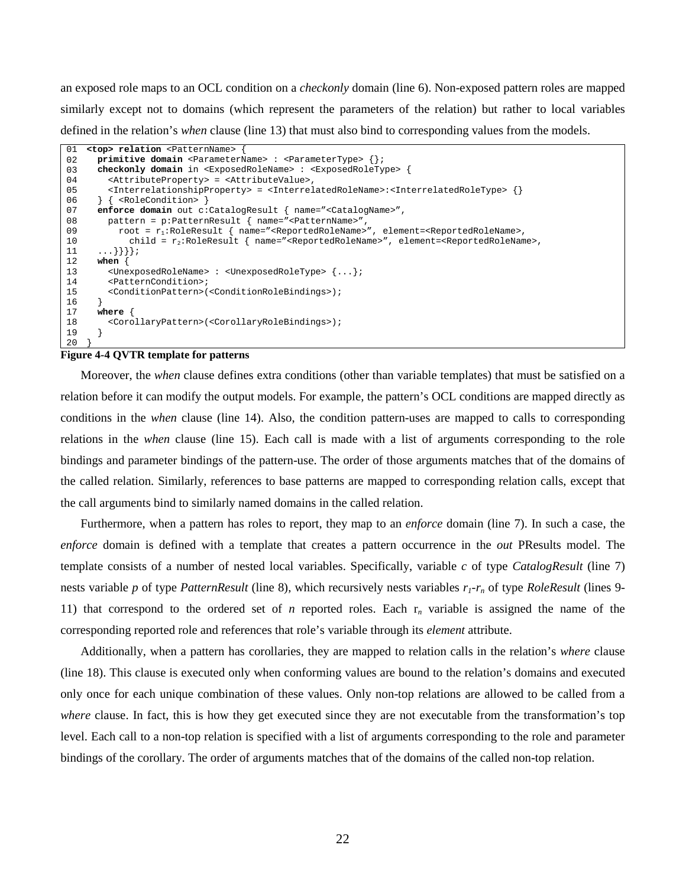an exposed role maps to an OCL condition on a *checkonly* domain (line 6). Non-exposed pattern roles are mapped similarly except not to domains (which represent the parameters of the relation) but rather to local variables defined in the relation's *when* clause (line 13) that must also bind to corresponding values from the models.

```
01  <top> relation <PatternName> {
02    primitive domain <ParameterName> : <ParameterType> {};
03    checkonly domain in <ExposedRoleName> : <ExposedRoleType> {
04      <AttributeProperty> = <AttributeValue>,
05      <InterrelationshipProperty> = <InterrelatedRoleName>:<InterrelatedRoleType> {}
06    } { <RoleCondition> }
07    enforce domain out c:CatalogResult { name="<CatalogName>",
08      pattern = p:PatternResult { name="<PatternName>",
09        root = r1:RoleResult { name="<ReportedRoleName>", element=<ReportedRoleName>,
10          child = r2:RoleResult { name="<ReportedRoleName>", element=<ReportedRoleName>,
11    ...}}}};
12    when {
13      <UnexposedRoleName> : <UnexposedRoleType> {...};
14      <PatternCondition>;
15      <ConditionPattern>(<ConditionRoleBindings>);
16    }
17    where {
18      <CorollaryPattern>(<CorollaryRoleBindings>);
19    }
20  }
```

**Figure 4-4 QVTR template for patterns**

Moreover, the *when* clause defines extra conditions (other than variable templates) that must be satisfied on a relation before it can modify the output models. For example, the pattern's OCL conditions are mapped directly as conditions in the *when* clause (line 14). Also, the condition pattern-uses are mapped to calls to corresponding relations in the *when* clause (line 15). Each call is made with a list of arguments corresponding to the role bindings and parameter bindings of the pattern-use. The order of those arguments matches that of the domains of the called relation. Similarly, references to base patterns are mapped to corresponding relation calls, except that the call arguments bind to similarly named domains in the called relation.

Furthermore, when a pattern has roles to report, they map to an *enforce* domain (line 7). In such a case, the *enforce* domain is defined with a template that creates a pattern occurrence in the *out* PResults model. The template consists of a number of nested local variables. Specifically, variable *c* of type *CatalogResult* (line 7) nests variable *p* of type *PatternResult* (line 8), which recursively nests variables $r_1$-$r_n$ of type *RoleResult* (lines 9-11) that correspond to the ordered set of *n* reported roles. Each $r_n$ variable is assigned the name of the corresponding reported role and references that role's variable through its *element* attribute.

Additionally, when a pattern has corollaries, they are mapped to relation calls in the relation's *where* clause (line 18). This clause is executed only when conforming values are bound to the relation's domains and executed only once for each unique combination of these values. Only non-top relations are allowed to be called from a *where* clause. In fact, this is how they get executed since they are not executable from the transformation's top level. Each call to a non-top relation is specified with a list of arguments corresponding to the role and parameter bindings of the corollary. The order of arguments matches that of the domains of the called non-top relation.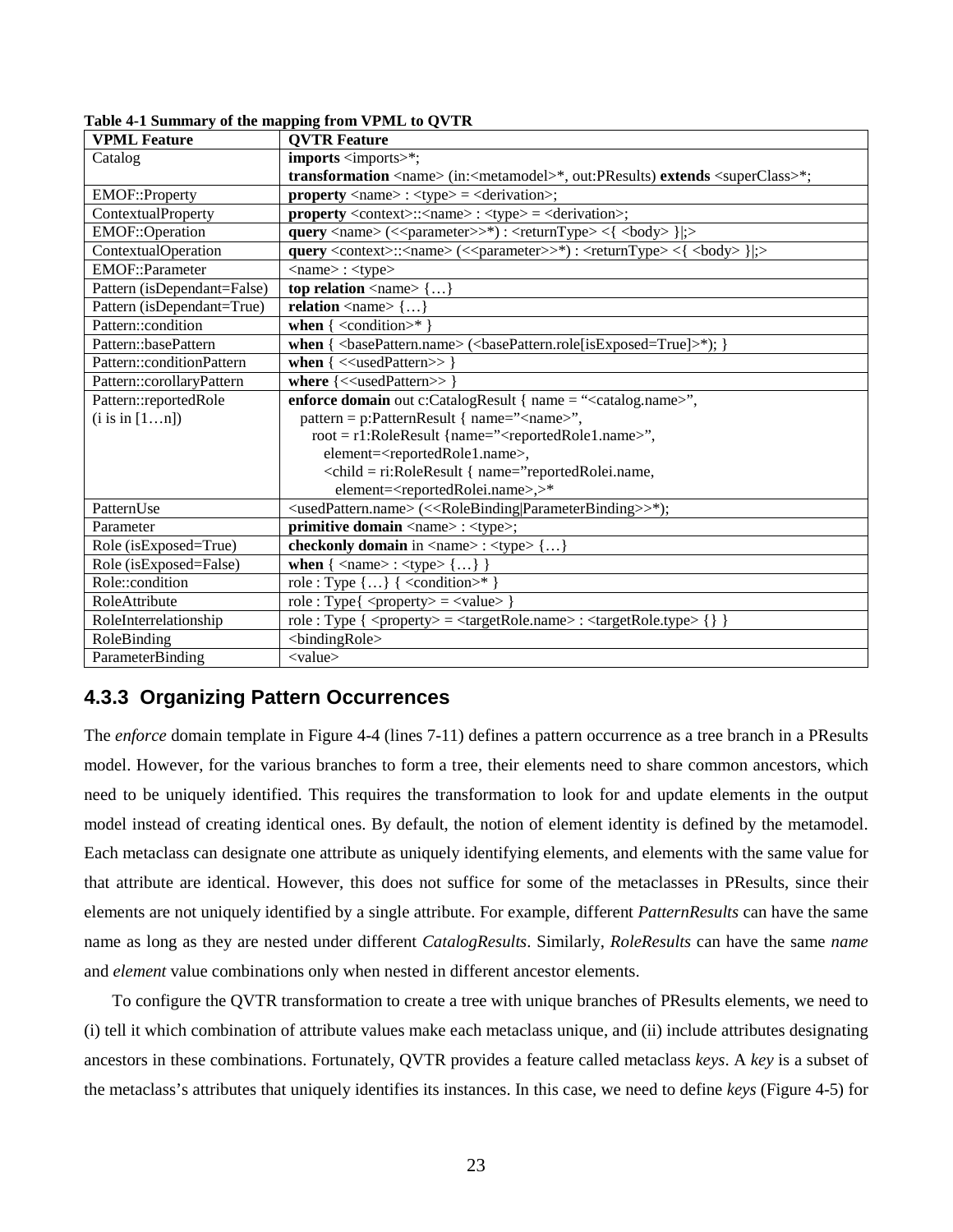**Table 4-1 Summary of the mapping from VPML to QVTR**

| VPML Feature | QVTR Feature |
|---|---|
| Catalog | **imports** <imports>*; **transformation** <name> (in:<metamodel>*, out:PResults) **extends** <superClass>*; |
| EMOF::Property | **property** <name> : <type> = <derivation>; |
| ContextualProperty | **property** <context>::<name> : <type> = <derivation>; |
| EMOF::Operation | **query** <name> (<<parameter>>*) : <returnType> <{ <body> }\|;> |
| ContextualOperation | **query** <context>::<name> (<<parameter>>*) : <returnType> <{ <body> }\|;> |
| EMOF::Parameter | <name> : <type> |
| Pattern (isDependant=False) | **top relation** <name> {…} |
| Pattern (isDependant=True) | **relation** <name> {…} |
| Pattern::condition | **when** { <condition>* } |
| Pattern::basePattern | **when** { <basePattern.name> (<basePattern.role[isExposed=True]>*); } |
| Pattern::conditionPattern | **when** { <<usedPattern>> } |
| Pattern::corollaryPattern | **where** {<<usedPattern>> } |
| Pattern::reportedRole (i is in [1…n]) | **enforce domain** out c:CatalogResult { name = "<catalog.name>", pattern = p:PatternResult { name="<name>", root = r1:RoleResult {name="<reportedRole1.name>", element=<reportedRole1.name>, <child = ri:RoleResult { name="reportedRolei.name, element=<reportedRolei.name>,>* |
| PatternUse | <usedPattern.name> (<<RoleBinding\|ParameterBinding>>*); |
| Parameter | **primitive domain** <name> : <type>; |
| Role (isExposed=True) | **checkonly domain** in <name> : <type> {…} |
| Role (isExposed=False) | **when** { <name> : <type> {…} } |
| Role::condition | role : Type {…} { <condition>* } |
| RoleAttribute | role : Type{ <property> = <value> } |
| RoleInterrelationship | role : Type { <property> = <targetRole.name> : <targetRole.type> {} } |
| RoleBinding | <bindingRole> |
| ParameterBinding | <value> |

### 4.3.3 Organizing Pattern Occurrences

The *enforce* domain template in Figure 4-4 (lines 7-11) defines a pattern occurrence as a tree branch in a PResults model. However, for the various branches to form a tree, their elements need to share common ancestors, which need to be uniquely identified. This requires the transformation to look for and update elements in the output model instead of creating identical ones. By default, the notion of element identity is defined by the metamodel. Each metaclass can designate one attribute as uniquely identifying elements, and elements with the same value for that attribute are identical. However, this does not suffice for some of the metaclasses in PResults, since their elements are not uniquely identified by a single attribute. For example, different *PatternResults* can have the same name as long as they are nested under different *CatalogResults*. Similarly, *RoleResults* can have the same *name* and *element* value combinations only when nested in different ancestor elements.

To configure the QVTR transformation to create a tree with unique branches of PResults elements, we need to (i) tell it which combination of attribute values make each metaclass unique, and (ii) include attributes designating ancestors in these combinations. Fortunately, QVTR provides a feature called metaclass *keys*. A *key* is a subset of the metaclass's attributes that uniquely identifies its instances. In this case, we need to define *keys* (Figure 4-5) for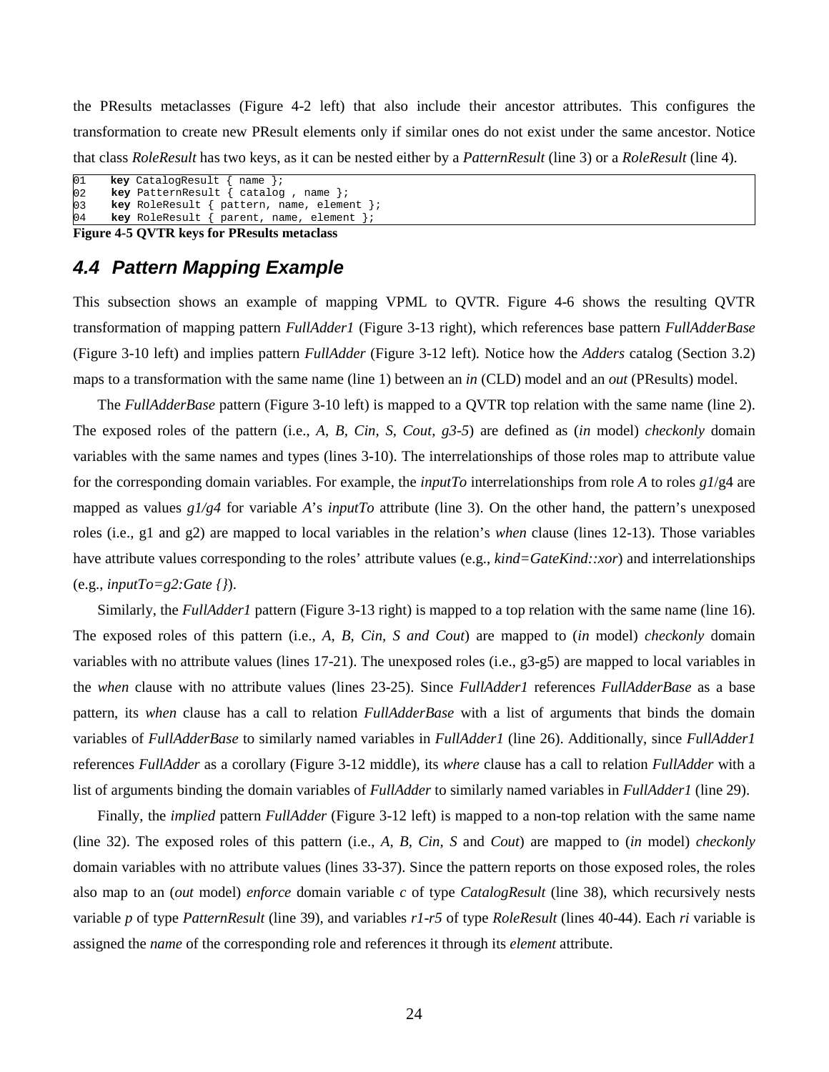the PResults metaclasses (Figure 4-2 left) that also include their ancestor attributes. This configures the transformation to create new PResult elements only if similar ones do not exist under the same ancestor. Notice that class *RoleResult* has two keys, as it can be nested either by a *PatternResult* (line 3) or a *RoleResult* (line 4).

```
01    key CatalogResult { name };
02    key PatternResult { catalog , name };
03    key RoleResult { pattern, name, element };
04    key RoleResult { parent, name, element };
```

**Figure 4-5 QVTR keys for PResults metaclass**

## 4.4 Pattern Mapping Example

This subsection shows an example of mapping VPML to QVTR. Figure 4-6 shows the resulting QVTR transformation of mapping pattern *FullAdder1* (Figure 3-13 right), which references base pattern *FullAdderBase* (Figure 3-10 left) and implies pattern *FullAdder* (Figure 3-12 left). Notice how the *Adders* catalog (Section 3.2) maps to a transformation with the same name (line 1) between an *in* (CLD) model and an *out* (PResults) model.

The *FullAdderBase* pattern (Figure 3-10 left) is mapped to a QVTR top relation with the same name (line 2). The exposed roles of the pattern (i.e., *A, B, Cin, S, Cout, g3-5*) are defined as (*in* model) *checkonly* domain variables with the same names and types (lines 3-10). The interrelationships of those roles map to attribute value for the corresponding domain variables. For example, the *inputTo* interrelationships from role *A* to roles *g1*/g4 are mapped as values *g1/g4* for variable *A*'s *inputTo* attribute (line 3). On the other hand, the pattern's unexposed roles (i.e., g1 and g2) are mapped to local variables in the relation's *when* clause (lines 12-13). Those variables have attribute values corresponding to the roles' attribute values (e.g., *kind=GateKind::xor*) and interrelationships (e.g., *inputTo=g2:Gate {}*).

Similarly, the *FullAdder1* pattern (Figure 3-13 right) is mapped to a top relation with the same name (line 16). The exposed roles of this pattern (i.e., *A, B, Cin, S and Cout*) are mapped to (*in* model) *checkonly* domain variables with no attribute values (lines 17-21). The unexposed roles (i.e., g3-g5) are mapped to local variables in the *when* clause with no attribute values (lines 23-25). Since *FullAdder1* references *FullAdderBase* as a base pattern, its *when* clause has a call to relation *FullAdderBase* with a list of arguments that binds the domain variables of *FullAdderBase* to similarly named variables in *FullAdder1* (line 26). Additionally, since *FullAdder1* references *FullAdder* as a corollary (Figure 3-12 middle), its *where* clause has a call to relation *FullAdder* with a list of arguments binding the domain variables of *FullAdder* to similarly named variables in *FullAdder1* (line 29).

Finally, the *implied* pattern *FullAdder* (Figure 3-12 left) is mapped to a non-top relation with the same name (line 32). The exposed roles of this pattern (i.e., *A, B, Cin, S* and *Cout*) are mapped to (*in* model) *checkonly* domain variables with no attribute values (lines 33-37). Since the pattern reports on those exposed roles, the roles also map to an (*out* model) *enforce* domain variable *c* of type *CatalogResult* (line 38), which recursively nests variable *p* of type *PatternResult* (line 39), and variables *r1-r5* of type *RoleResult* (lines 40-44). Each *ri* variable is assigned the *name* of the corresponding role and references it through its *element* attribute.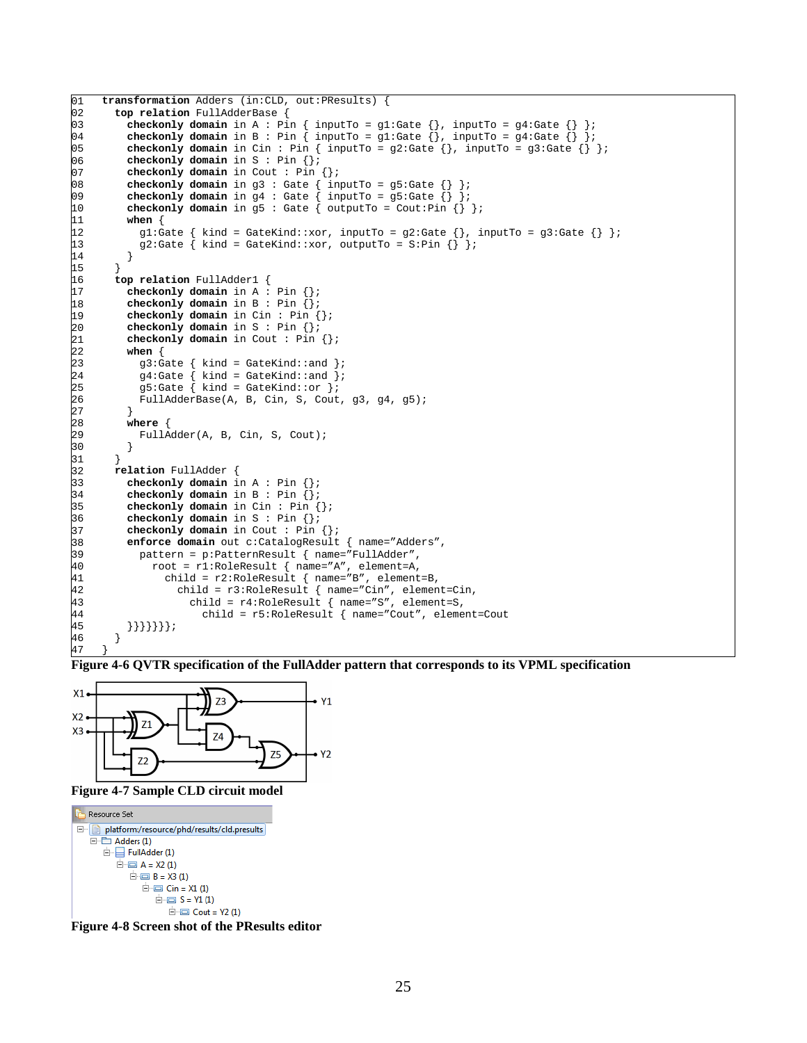```
01  transformation Adders (in:CLD, out:PResults) {
02    top relation FullAdderBase {
03      checkonly domain in A : Pin { inputTo = g1:Gate {}, inputTo = g4:Gate {} };
04      checkonly domain in B : Pin { inputTo = g1:Gate {}, inputTo = g4:Gate {} };
05      checkonly domain in Cin : Pin { inputTo = g2:Gate {}, inputTo = g3:Gate {} };
06      checkonly domain in S : Pin {};
07      checkonly domain in Cout : Pin {};
08      checkonly domain in g3 : Gate { inputTo = g5:Gate {} };
09      checkonly domain in g4 : Gate { inputTo = g5:Gate {} };
10      checkonly domain in g5 : Gate { outputTo = Cout:Pin {} };
11      when {
12        g1:Gate { kind = GateKind::xor, inputTo = g2:Gate {}, inputTo = g3:Gate {} };
13        g2:Gate { kind = GateKind::xor, outputTo = S:Pin {} };
14      }
15    }
16    top relation FullAdder1 {
17      checkonly domain in A : Pin {};
18      checkonly domain in B : Pin {};
19      checkonly domain in Cin : Pin {};
20      checkonly domain in S : Pin {};
21      checkonly domain in Cout : Pin {};
22      when {
23        g3:Gate { kind = GateKind::and };
24        g4:Gate { kind = GateKind::and };
25        g5:Gate { kind = GateKind::or };
26        FullAdderBase(A, B, Cin, S, Cout, g3, g4, g5);
27      }
28      where {
29        FullAdder(A, B, Cin, S, Cout);
30      }
31    }
32    relation FullAdder {
33      checkonly domain in A : Pin {};
34      checkonly domain in B : Pin {};
35      checkonly domain in Cin : Pin {};
36      checkonly domain in S : Pin {};
37      checkonly domain in Cout : Pin {};
38      enforce domain out c:CatalogResult { name="Adders",
39        pattern = p:PatternResult { name="FullAdder",
40          root = r1:RoleResult { name="A", element=A,
41            child = r2:RoleResult { name="B", element=B,
42              child = r3:RoleResult { name="Cin", element=Cin,
43                child = r4:RoleResult { name="S", element=S,
44                  child = r5:RoleResult { name="Cout", element=Cout
45      }}}}}}};
46    }
47  }
```

**Figure 4-6 QVTR specification of the FullAdder pattern that corresponds to its VPML specification**

**Figure 4-7 Sample CLD circuit model**

**Figure 4-8 Screen shot of the PResults editor**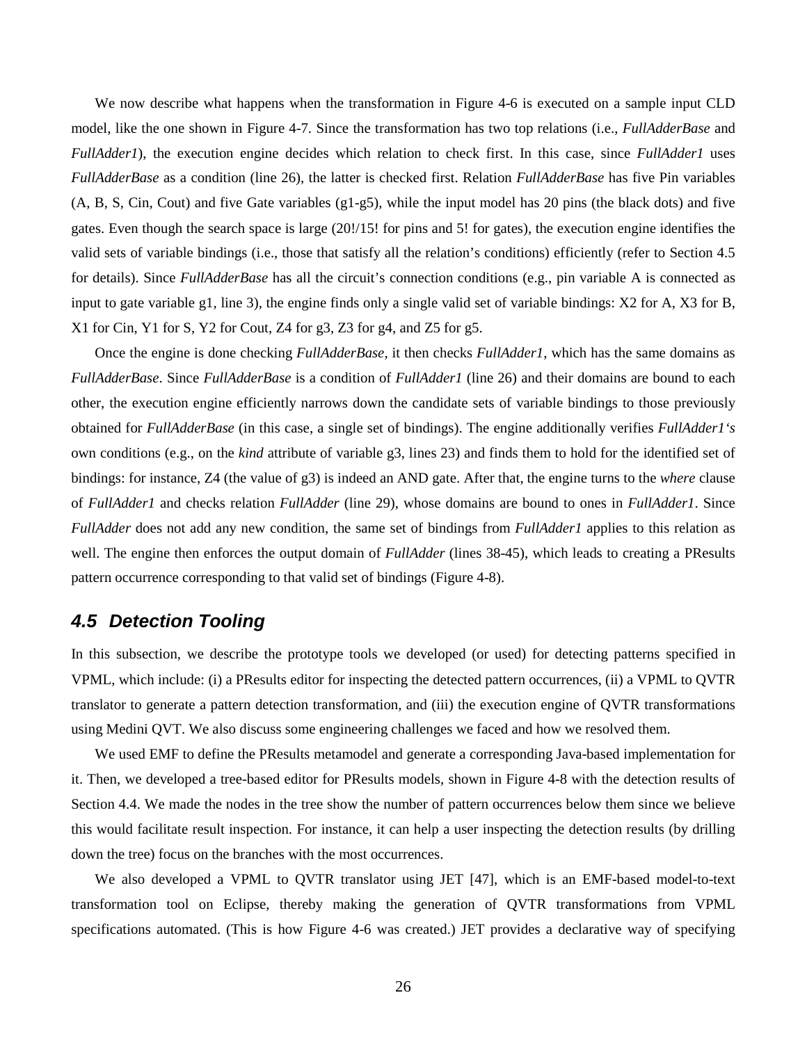We now describe what happens when the transformation in Figure 4-6 is executed on a sample input CLD model, like the one shown in Figure 4-7. Since the transformation has two top relations (i.e., *FullAdderBase* and *FullAdder1*), the execution engine decides which relation to check first. In this case, since *FullAdder1* uses *FullAdderBase* as a condition (line 26), the latter is checked first. Relation *FullAdderBase* has five Pin variables (A, B, S, Cin, Cout) and five Gate variables (g1-g5), while the input model has 20 pins (the black dots) and five gates. Even though the search space is large (20!/15! for pins and 5! for gates), the execution engine identifies the valid sets of variable bindings (i.e., those that satisfy all the relation's conditions) efficiently (refer to Section 4.5 for details). Since *FullAdderBase* has all the circuit's connection conditions (e.g., pin variable A is connected as input to gate variable g1, line 3), the engine finds only a single valid set of variable bindings: X2 for A, X3 for B, X1 for Cin, Y1 for S, Y2 for Cout, Z4 for g3, Z3 for g4, and Z5 for g5.

Once the engine is done checking *FullAdderBase*, it then checks *FullAdder1*, which has the same domains as *FullAdderBase*. Since *FullAdderBase* is a condition of *FullAdder1* (line 26) and their domains are bound to each other, the execution engine efficiently narrows down the candidate sets of variable bindings to those previously obtained for *FullAdderBase* (in this case, a single set of bindings). The engine additionally verifies *FullAdder1's* own conditions (e.g., on the *kind* attribute of variable g3, lines 23) and finds them to hold for the identified set of bindings: for instance, Z4 (the value of g3) is indeed an AND gate. After that, the engine turns to the *where* clause of *FullAdder1* and checks relation *FullAdder* (line 29), whose domains are bound to ones in *FullAdder1*. Since *FullAdder* does not add any new condition, the same set of bindings from *FullAdder1* applies to this relation as well. The engine then enforces the output domain of *FullAdder* (lines 38-45), which leads to creating a PResults pattern occurrence corresponding to that valid set of bindings (Figure 4-8).

## 4.5 Detection Tooling

In this subsection, we describe the prototype tools we developed (or used) for detecting patterns specified in VPML, which include: (i) a PResults editor for inspecting the detected pattern occurrences, (ii) a VPML to QVTR translator to generate a pattern detection transformation, and (iii) the execution engine of QVTR transformations using Medini QVT. We also discuss some engineering challenges we faced and how we resolved them.

We used EMF to define the PResults metamodel and generate a corresponding Java-based implementation for it. Then, we developed a tree-based editor for PResults models, shown in Figure 4-8 with the detection results of Section 4.4. We made the nodes in the tree show the number of pattern occurrences below them since we believe this would facilitate result inspection. For instance, it can help a user inspecting the detection results (by drilling down the tree) focus on the branches with the most occurrences.

We also developed a VPML to QVTR translator using JET [47], which is an EMF-based model-to-text transformation tool on Eclipse, thereby making the generation of QVTR transformations from VPML specifications automated. (This is how Figure 4-6 was created.) JET provides a declarative way of specifying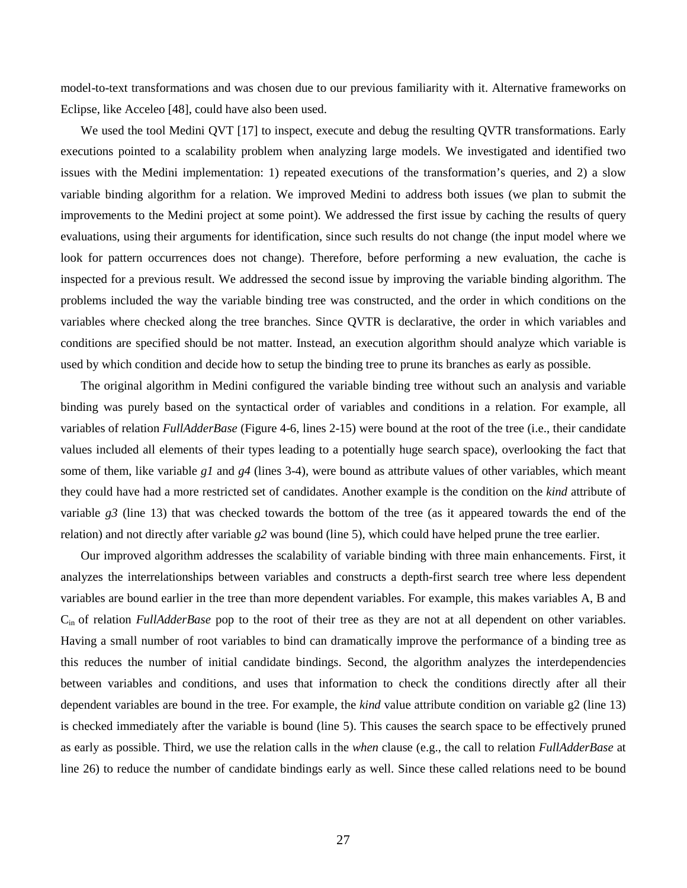model-to-text transformations and was chosen due to our previous familiarity with it. Alternative frameworks on Eclipse, like Acceleo [48], could have also been used.

We used the tool Medini QVT [17] to inspect, execute and debug the resulting QVTR transformations. Early executions pointed to a scalability problem when analyzing large models. We investigated and identified two issues with the Medini implementation: 1) repeated executions of the transformation's queries, and 2) a slow variable binding algorithm for a relation. We improved Medini to address both issues (we plan to submit the improvements to the Medini project at some point). We addressed the first issue by caching the results of query evaluations, using their arguments for identification, since such results do not change (the input model where we look for pattern occurrences does not change). Therefore, before performing a new evaluation, the cache is inspected for a previous result. We addressed the second issue by improving the variable binding algorithm. The problems included the way the variable binding tree was constructed, and the order in which conditions on the variables where checked along the tree branches. Since QVTR is declarative, the order in which variables and conditions are specified should be not matter. Instead, an execution algorithm should analyze which variable is used by which condition and decide how to setup the binding tree to prune its branches as early as possible.

The original algorithm in Medini configured the variable binding tree without such an analysis and variable binding was purely based on the syntactical order of variables and conditions in a relation. For example, all variables of relation *FullAdderBase* (Figure 4-6, lines 2-15) were bound at the root of the tree (i.e., their candidate values included all elements of their types leading to a potentially huge search space), overlooking the fact that some of them, like variable *g1* and *g4* (lines 3-4), were bound as attribute values of other variables, which meant they could have had a more restricted set of candidates. Another example is the condition on the *kind* attribute of variable *g3* (line 13) that was checked towards the bottom of the tree (as it appeared towards the end of the relation) and not directly after variable *g2* was bound (line 5), which could have helped prune the tree earlier.

Our improved algorithm addresses the scalability of variable binding with three main enhancements. First, it analyzes the interrelationships between variables and constructs a depth-first search tree where less dependent variables are bound earlier in the tree than more dependent variables. For example, this makes variables A, B and $C_{in}$ of relation *FullAdderBase* pop to the root of their tree as they are not at all dependent on other variables. Having a small number of root variables to bind can dramatically improve the performance of a binding tree as this reduces the number of initial candidate bindings. Second, the algorithm analyzes the interdependencies between variables and conditions, and uses that information to check the conditions directly after all their dependent variables are bound in the tree. For example, the *kind* value attribute condition on variable g2 (line 13) is checked immediately after the variable is bound (line 5). This causes the search space to be effectively pruned as early as possible. Third, we use the relation calls in the *when* clause (e.g., the call to relation *FullAdderBase* at line 26) to reduce the number of candidate bindings early as well. Since these called relations need to be bound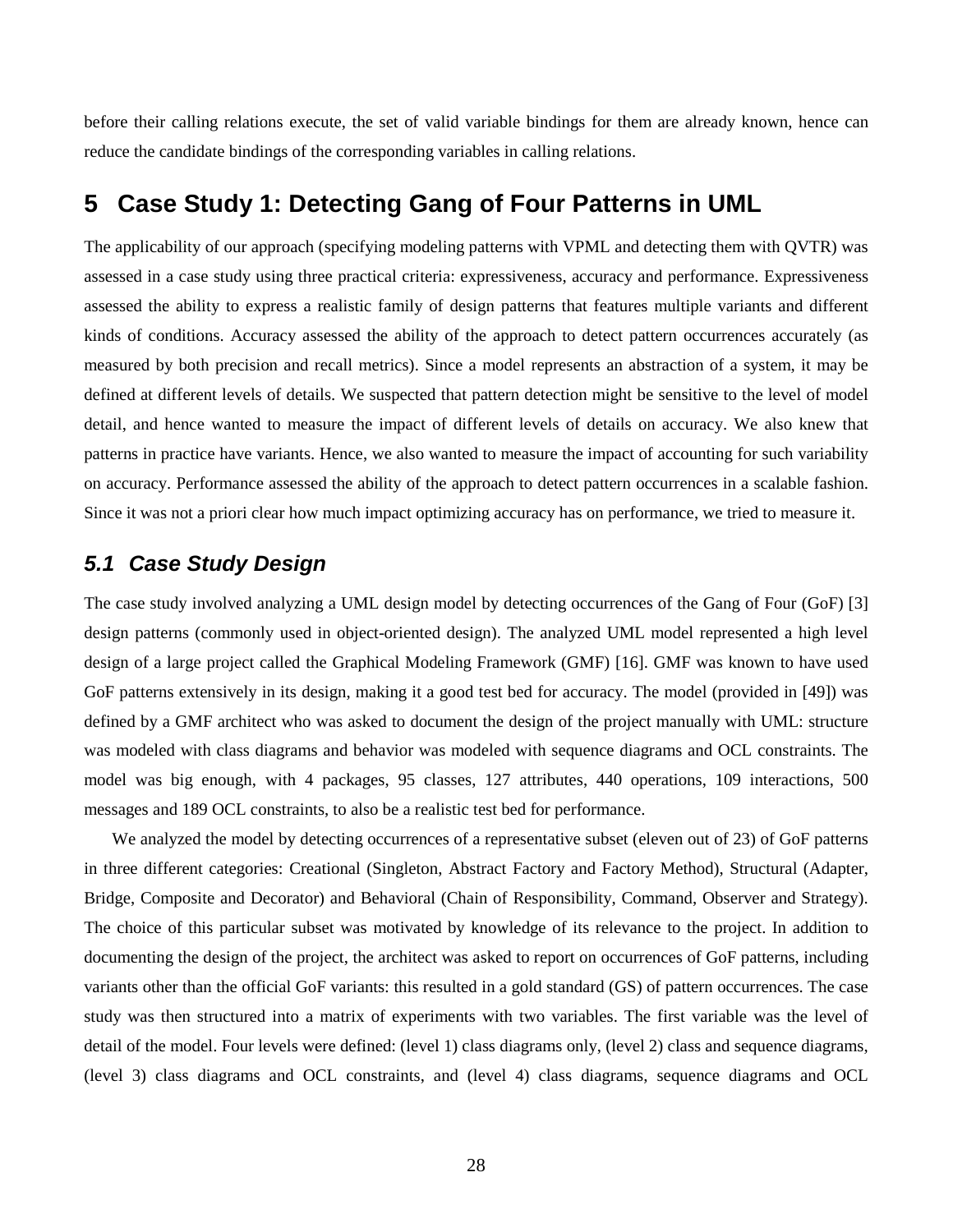before their calling relations execute, the set of valid variable bindings for them are already known, hence can reduce the candidate bindings of the corresponding variables in calling relations.

# 5 Case Study 1: Detecting Gang of Four Patterns in UML

The applicability of our approach (specifying modeling patterns with VPML and detecting them with QVTR) was assessed in a case study using three practical criteria: expressiveness, accuracy and performance. Expressiveness assessed the ability to express a realistic family of design patterns that features multiple variants and different kinds of conditions. Accuracy assessed the ability of the approach to detect pattern occurrences accurately (as measured by both precision and recall metrics). Since a model represents an abstraction of a system, it may be defined at different levels of details. We suspected that pattern detection might be sensitive to the level of model detail, and hence wanted to measure the impact of different levels of details on accuracy. We also knew that patterns in practice have variants. Hence, we also wanted to measure the impact of accounting for such variability on accuracy. Performance assessed the ability of the approach to detect pattern occurrences in a scalable fashion. Since it was not a priori clear how much impact optimizing accuracy has on performance, we tried to measure it.

## *5.1 Case Study Design*

The case study involved analyzing a UML design model by detecting occurrences of the Gang of Four (GoF) [3] design patterns (commonly used in object-oriented design). The analyzed UML model represented a high level design of a large project called the Graphical Modeling Framework (GMF) [16]. GMF was known to have used GoF patterns extensively in its design, making it a good test bed for accuracy. The model (provided in [49]) was defined by a GMF architect who was asked to document the design of the project manually with UML: structure was modeled with class diagrams and behavior was modeled with sequence diagrams and OCL constraints. The model was big enough, with 4 packages, 95 classes, 127 attributes, 440 operations, 109 interactions, 500 messages and 189 OCL constraints, to also be a realistic test bed for performance.

We analyzed the model by detecting occurrences of a representative subset (eleven out of 23) of GoF patterns in three different categories: Creational (Singleton, Abstract Factory and Factory Method), Structural (Adapter, Bridge, Composite and Decorator) and Behavioral (Chain of Responsibility, Command, Observer and Strategy). The choice of this particular subset was motivated by knowledge of its relevance to the project. In addition to documenting the design of the project, the architect was asked to report on occurrences of GoF patterns, including variants other than the official GoF variants: this resulted in a gold standard (GS) of pattern occurrences. The case study was then structured into a matrix of experiments with two variables. The first variable was the level of detail of the model. Four levels were defined: (level 1) class diagrams only, (level 2) class and sequence diagrams, (level 3) class diagrams and OCL constraints, and (level 4) class diagrams, sequence diagrams and OCL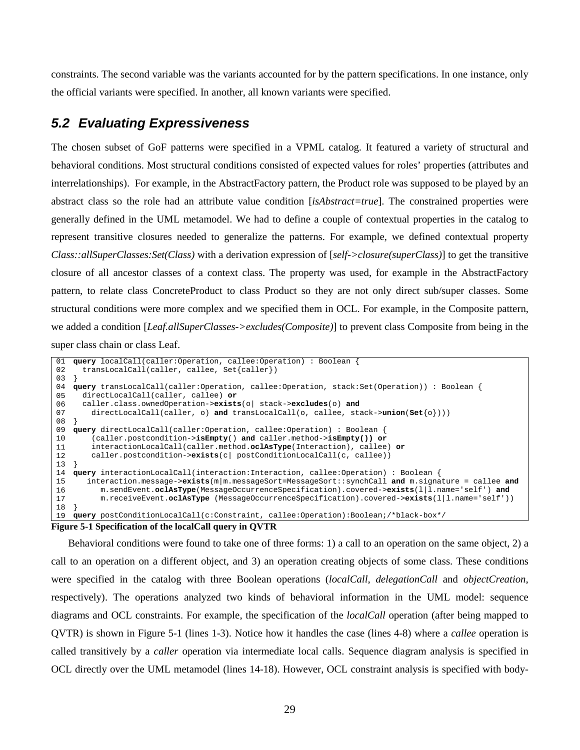constraints. The second variable was the variants accounted for by the pattern specifications. In one instance, only the official variants were specified. In another, all known variants were specified.

## *5.2 Evaluating Expressiveness*

The chosen subset of GoF patterns were specified in a VPML catalog. It featured a variety of structural and behavioral conditions. Most structural conditions consisted of expected values for roles' properties (attributes and interrelationships). For example, in the AbstractFactory pattern, the Product role was supposed to be played by an abstract class so the role had an attribute value condition [*isAbstract=true*]. The constrained properties were generally defined in the UML metamodel. We had to define a couple of contextual properties in the catalog to represent transitive closures needed to generalize the patterns. For example, we defined contextual property *Class::allSuperClasses:Set(Class)* with a derivation expression of [*self->closure(superClass)*] to get the transitive closure of all ancestor classes of a context class. The property was used, for example in the AbstractFactory pattern, to relate class ConcreteProduct to class Product so they are not only direct sub/super classes. Some structural conditions were more complex and we specified them in OCL. For example, in the Composite pattern, we added a condition [*Leaf.allSuperClasses->excludes(Composite)*] to prevent class Composite from being in the super class chain or class Leaf.

```
01  query localCall(caller:Operation, callee:Operation) : Boolean {
02    transLocalCall(caller, callee, Set{caller})
03  }
04  query transLocalCall(caller:Operation, callee:Operation, stack:Set(Operation)) : Boolean {
05    directLocalCall(caller, callee) or
06    caller.class.ownedOperation->exists(o| stack->excludes(o) and
07      directLocalCall(caller, o) and transLocalCall(o, callee, stack->union(Set{o})))
08  }
09  query directLocalCall(caller:Operation, callee:Operation) : Boolean {
10      (caller.postcondition->isEmpty() and caller.method->isEmpty()) or
11      interactionLocalCall(caller.method.oclAsType(Interaction), callee) or
12      caller.postcondition->exists(c| postConditionLocalCall(c, callee))
13  }
14  query interactionLocalCall(interaction:Interaction, callee:Operation) : Boolean {
15     interaction.message->exists(m|m.messageSort=MessageSort::synchCall and m.signature = callee and
16       m.sendEvent.oclAsType(MessageOccurrenceSpecification).covered->exists(l|l.name='self') and
17       m.receiveEvent.oclAsType (MessageOccurrenceSpecification).covered->exists(l|l.name='self'))
18  }
19  query postConditionLocalCall(c:Constraint, callee:Operation):Boolean;/*black-box*/
```

**Figure 5-1 Specification of the localCall query in QVTR**

Behavioral conditions were found to take one of three forms: 1) a call to an operation on the same object, 2) a call to an operation on a different object, and 3) an operation creating objects of some class. These conditions were specified in the catalog with three Boolean operations (*localCall*, *delegationCall* and *objectCreation*, respectively). The operations analyzed two kinds of behavioral information in the UML model: sequence diagrams and OCL constraints. For example, the specification of the *localCall* operation (after being mapped to QVTR) is shown in Figure 5-1 (lines 1-3). Notice how it handles the case (lines 4-8) where a *callee* operation is called transitively by a *caller* operation via intermediate local calls. Sequence diagram analysis is specified in OCL directly over the UML metamodel (lines 14-18). However, OCL constraint analysis is specified with body-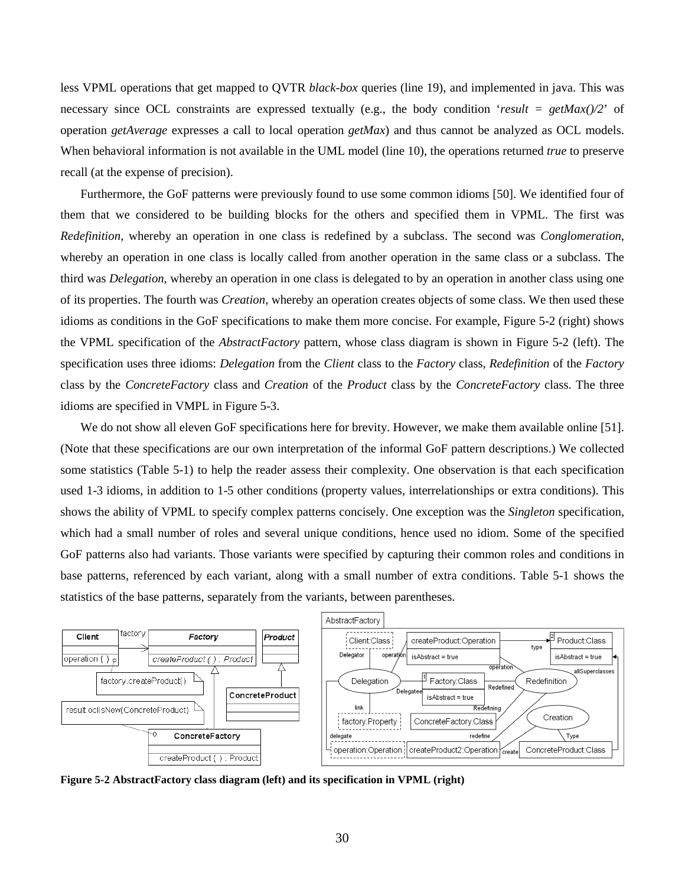less VPML operations that get mapped to QVTR *black-box* queries (line 19), and implemented in java. This was necessary since OCL constraints are expressed textually (e.g., the body condition '*result = getMax()/2*' of operation *getAverage* expresses a call to local operation *getMax*) and thus cannot be analyzed as OCL models. When behavioral information is not available in the UML model (line 10), the operations returned *true* to preserve recall (at the expense of precision).

Furthermore, the GoF patterns were previously found to use some common idioms [50]. We identified four of them that we considered to be building blocks for the others and specified them in VPML. The first was *Redefinition*, whereby an operation in one class is redefined by a subclass. The second was *Conglomeration*, whereby an operation in one class is locally called from another operation in the same class or a subclass. The third was *Delegation*, whereby an operation in one class is delegated to by an operation in another class using one of its properties. The fourth was *Creation*, whereby an operation creates objects of some class. We then used these idioms as conditions in the GoF specifications to make them more concise. For example, Figure 5-2 (right) shows the VPML specification of the *AbstractFactory* pattern, whose class diagram is shown in Figure 5-2 (left). The specification uses three idioms: *Delegation* from the *Client* class to the *Factory* class, *Redefinition* of the *Factory* class by the *ConcreteFactory* class and *Creation* of the *Product* class by the *ConcreteFactory* class. The three idioms are specified in VMPL in Figure 5-3.

We do not show all eleven GoF specifications here for brevity. However, we make them available online [51]. (Note that these specifications are our own interpretation of the informal GoF pattern descriptions.) We collected some statistics (Table 5-1) to help the reader assess their complexity. One observation is that each specification used 1-3 idioms, in addition to 1-5 other conditions (property values, interrelationships or extra conditions). This shows the ability of VPML to specify complex patterns concisely. One exception was the *Singleton* specification, which had a small number of roles and several unique conditions, hence used no idiom. Some of the specified GoF patterns also had variants. Those variants were specified by capturing their common roles and conditions in base patterns, referenced by each variant, along with a small number of extra conditions. Table 5-1 shows the statistics of the base patterns, separately from the variants, between parentheses.

**Figure 5-2 AbstractFactory class diagram (left) and its specification in VPML (right)**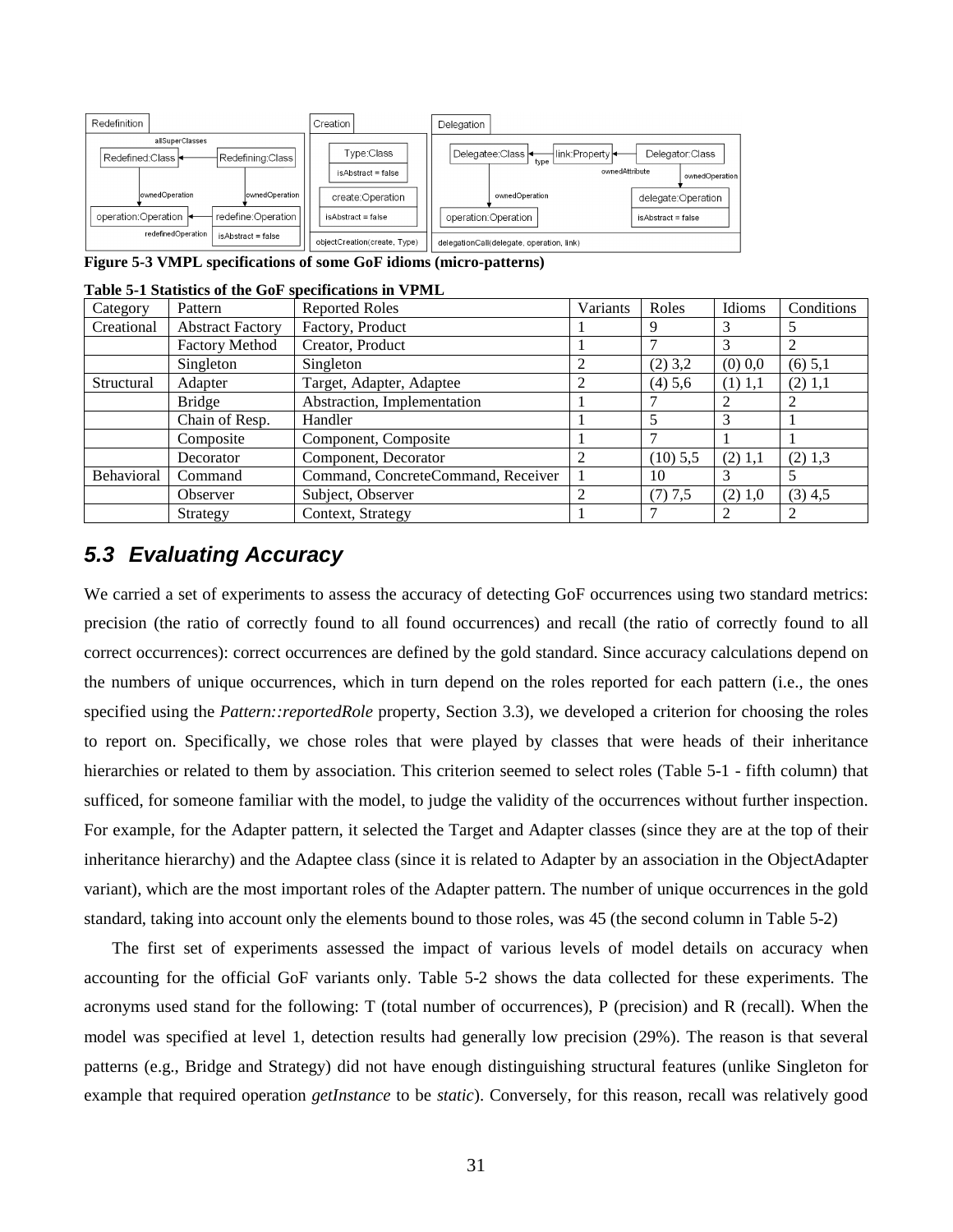**Figure 5-3 VMPL specifications of some GoF idioms (micro-patterns)**

**Table 5-1 Statistics of the GoF specifications in VPML**

| Category | Pattern | Reported Roles | Variants | Roles | Idioms | Conditions |
|---|---|---|---|---|---|---|
| Creational | Abstract Factory | Factory, Product | 1 | 9 | 3 | 5 |
| | Factory Method | Creator, Product | 1 | 7 | 3 | 2 |
| | Singleton | Singleton | 2 | (2) 3,2 | (0) 0,0 | (6) 5,1 |
| Structural | Adapter | Target, Adapter, Adaptee | 2 | (4) 5,6 | (1) 1,1 | (2) 1,1 |
| | Bridge | Abstraction, Implementation | 1 | 7 | 2 | 2 |
| | Chain of Resp. | Handler | 1 | 5 | 3 | 1 |
| | Composite | Component, Composite | 1 | 7 | 1 | 1 |
| | Decorator | Component, Decorator | 2 | (10) 5,5 | (2) 1,1 | (2) 1,3 |
| Behavioral | Command | Command, ConcreteCommand, Receiver | 1 | 10 | 3 | 5 |
| | Observer | Subject, Observer | 2 | (7) 7,5 | (2) 1,0 | (3) 4,5 |
| | Strategy | Context, Strategy | 1 | 7 | 2 | 2 |

## *5.3 Evaluating Accuracy*

We carried a set of experiments to assess the accuracy of detecting GoF occurrences using two standard metrics: precision (the ratio of correctly found to all found occurrences) and recall (the ratio of correctly found to all correct occurrences): correct occurrences are defined by the gold standard. Since accuracy calculations depend on the numbers of unique occurrences, which in turn depend on the roles reported for each pattern (i.e., the ones specified using the *Pattern::reportedRole* property, Section 3.3), we developed a criterion for choosing the roles to report on. Specifically, we chose roles that were played by classes that were heads of their inheritance hierarchies or related to them by association. This criterion seemed to select roles (Table 5-1 - fifth column) that sufficed, for someone familiar with the model, to judge the validity of the occurrences without further inspection. For example, for the Adapter pattern, it selected the Target and Adapter classes (since they are at the top of their inheritance hierarchy) and the Adaptee class (since it is related to Adapter by an association in the ObjectAdapter variant), which are the most important roles of the Adapter pattern. The number of unique occurrences in the gold standard, taking into account only the elements bound to those roles, was 45 (the second column in Table 5-2)

The first set of experiments assessed the impact of various levels of model details on accuracy when accounting for the official GoF variants only. Table 5-2 shows the data collected for these experiments. The acronyms used stand for the following: T (total number of occurrences), P (precision) and R (recall). When the model was specified at level 1, detection results had generally low precision (29%). The reason is that several patterns (e.g., Bridge and Strategy) did not have enough distinguishing structural features (unlike Singleton for example that required operation *getInstance* to be *static*). Conversely, for this reason, recall was relatively good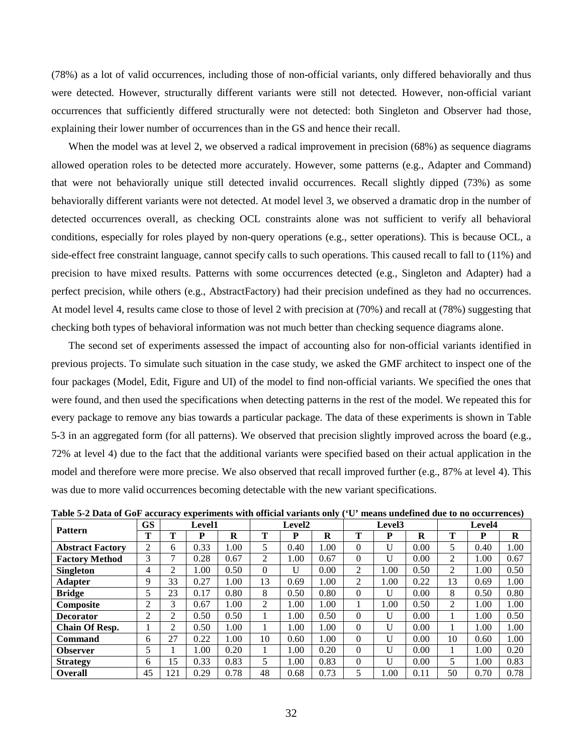(78%) as a lot of valid occurrences, including those of non-official variants, only differed behaviorally and thus were detected. However, structurally different variants were still not detected. However, non-official variant occurrences that sufficiently differed structurally were not detected: both Singleton and Observer had those, explaining their lower number of occurrences than in the GS and hence their recall.

When the model was at level 2, we observed a radical improvement in precision (68%) as sequence diagrams allowed operation roles to be detected more accurately. However, some patterns (e.g., Adapter and Command) that were not behaviorally unique still detected invalid occurrences. Recall slightly dipped (73%) as some behaviorally different variants were not detected. At model level 3, we observed a dramatic drop in the number of detected occurrences overall, as checking OCL constraints alone was not sufficient to verify all behavioral conditions, especially for roles played by non-query operations (e.g., setter operations). This is because OCL, a side-effect free constraint language, cannot specify calls to such operations. This caused recall to fall to (11%) and precision to have mixed results. Patterns with some occurrences detected (e.g., Singleton and Adapter) had a perfect precision, while others (e.g., AbstractFactory) had their precision undefined as they had no occurrences. At model level 4, results came close to those of level 2 with precision at (70%) and recall at (78%) suggesting that checking both types of behavioral information was not much better than checking sequence diagrams alone.

The second set of experiments assessed the impact of accounting also for non-official variants identified in previous projects. To simulate such situation in the case study, we asked the GMF architect to inspect one of the four packages (Model, Edit, Figure and UI) of the model to find non-official variants. We specified the ones that were found, and then used the specifications when detecting patterns in the rest of the model. We repeated this for every package to remove any bias towards a particular package. The data of these experiments is shown in Table 5-3 in an aggregated form (for all patterns). We observed that precision slightly improved across the board (e.g., 72% at level 4) due to the fact that the additional variants were specified based on their actual application in the model and therefore were more precise. We also observed that recall improved further (e.g., 87% at level 4). This was due to more valid occurrences becoming detectable with the new variant specifications.

**Table 5-2 Data of GoF accuracy experiments with official variants only ('U' means undefined due to no occurrences)**

| Pattern | GS | Level1 | | | Level2 | | | Level3 | | | Level4 | | |
|---|---|---|---|---|---|---|---|---|---|---|---|---|---|
| | T | T | P | R | T | P | R | T | P | R | T | P | R |
| **Abstract Factory** | 2 | 6 | 0.33 | 1.00 | 5 | 0.40 | 1.00 | 0 | U | 0.00 | 5 | 0.40 | 1.00 |
| **Factory Method** | 3 | 7 | 0.28 | 0.67 | 2 | 1.00 | 0.67 | 0 | U | 0.00 | 2 | 1.00 | 0.67 |
| **Singleton** | 4 | 2 | 1.00 | 0.50 | 0 | U | 0.00 | 2 | 1.00 | 0.50 | 2 | 1.00 | 0.50 |
| **Adapter** | 9 | 33 | 0.27 | 1.00 | 13 | 0.69 | 1.00 | 2 | 1.00 | 0.22 | 13 | 0.69 | 1.00 |
| **Bridge** | 5 | 23 | 0.17 | 0.80 | 8 | 0.50 | 0.80 | 0 | U | 0.00 | 8 | 0.50 | 0.80 |
| **Composite** | 2 | 3 | 0.67 | 1.00 | 2 | 1.00 | 1.00 | 1 | 1.00 | 0.50 | 2 | 1.00 | 1.00 |
| **Decorator** | 2 | 2 | 0.50 | 0.50 | 1 | 1.00 | 0.50 | 0 | U | 0.00 | 1 | 1.00 | 0.50 |
| **Chain Of Resp.** | 1 | 2 | 0.50 | 1.00 | 1 | 1.00 | 1.00 | 0 | U | 0.00 | 1 | 1.00 | 1.00 |
| **Command** | 6 | 27 | 0.22 | 1.00 | 10 | 0.60 | 1.00 | 0 | U | 0.00 | 10 | 0.60 | 1.00 |
| **Observer** | 5 | 1 | 1.00 | 0.20 | 1 | 1.00 | 0.20 | 0 | U | 0.00 | 1 | 1.00 | 0.20 |
| **Strategy** | 6 | 15 | 0.33 | 0.83 | 5 | 1.00 | 0.83 | 0 | U | 0.00 | 5 | 1.00 | 0.83 |
| **Overall** | 45 | 121 | 0.29 | 0.78 | 48 | 0.68 | 0.73 | 5 | 1.00 | 0.11 | 50 | 0.70 | 0.78 |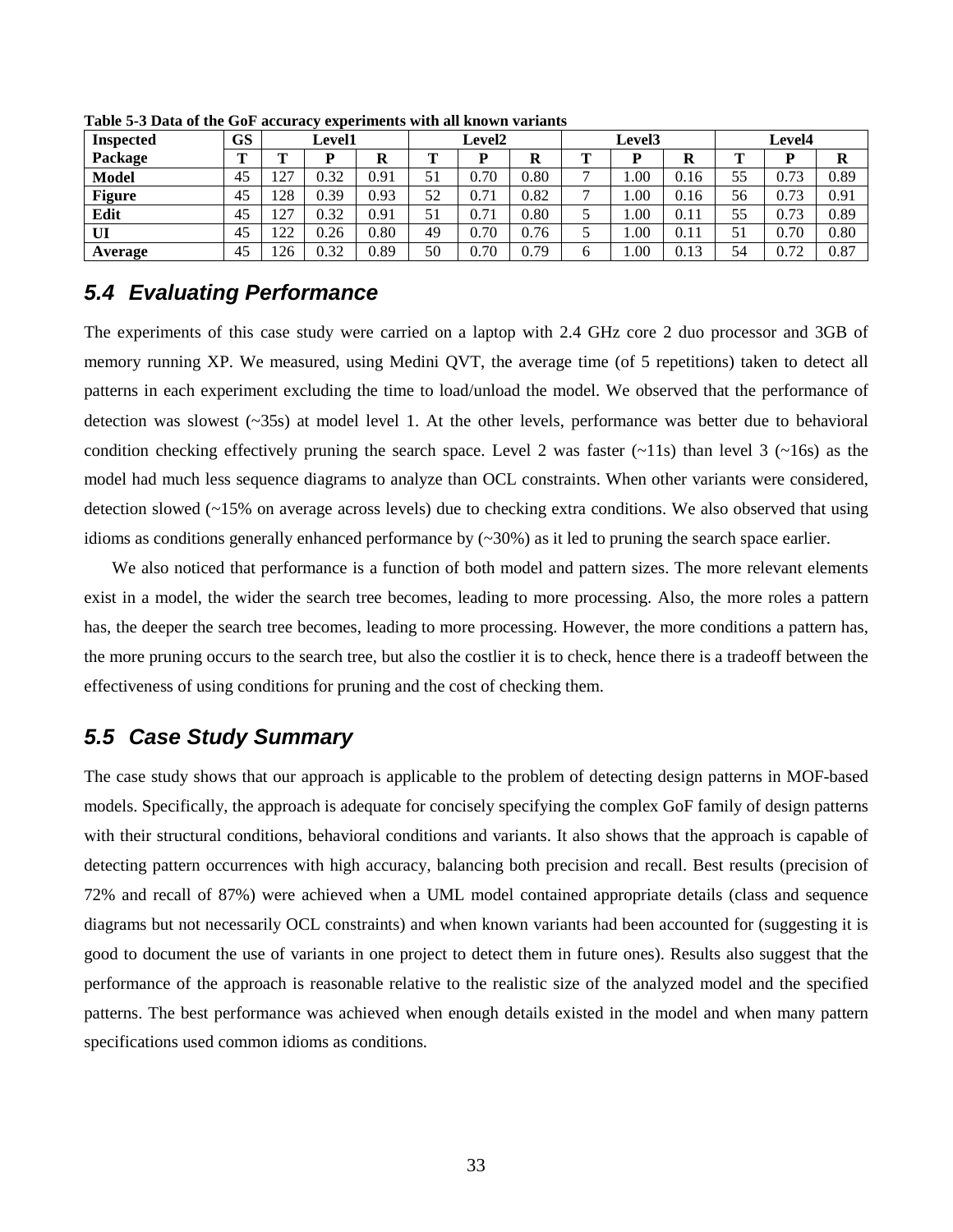**Table 5-3 Data of the GoF accuracy experiments with all known variants**

| Inspected | GS | Level1 | | | Level2 | | | Level3 | | | Level4 | | |
|---|---|---|---|---|---|---|---|---|---|---|---|---|---|
| **Package** | **T** | **T** | **P** | **R** | **T** | **P** | **R** | **T** | **P** | **R** | **T** | **P** | **R** |
| **Model** | 45 | 127 | 0.32 | 0.91 | 51 | 0.70 | 0.80 | 7 | 1.00 | 0.16 | 55 | 0.73 | 0.89 |
| **Figure** | 45 | 128 | 0.39 | 0.93 | 52 | 0.71 | 0.82 | 7 | 1.00 | 0.16 | 56 | 0.73 | 0.91 |
| **Edit** | 45 | 127 | 0.32 | 0.91 | 51 | 0.71 | 0.80 | 5 | 1.00 | 0.11 | 55 | 0.73 | 0.89 |
| **UI** | 45 | 122 | 0.26 | 0.80 | 49 | 0.70 | 0.76 | 5 | 1.00 | 0.11 | 51 | 0.70 | 0.80 |
| **Average** | 45 | 126 | 0.32 | 0.89 | 50 | 0.70 | 0.79 | 6 | 1.00 | 0.13 | 54 | 0.72 | 0.87 |

## 5.4 Evaluating Performance

The experiments of this case study were carried on a laptop with 2.4 GHz core 2 duo processor and 3GB of memory running XP. We measured, using Medini QVT, the average time (of 5 repetitions) taken to detect all patterns in each experiment excluding the time to load/unload the model. We observed that the performance of detection was slowest (~35s) at model level 1. At the other levels, performance was better due to behavioral condition checking effectively pruning the search space. Level 2 was faster (~11s) than level 3 (~16s) as the model had much less sequence diagrams to analyze than OCL constraints. When other variants were considered, detection slowed (~15% on average across levels) due to checking extra conditions. We also observed that using idioms as conditions generally enhanced performance by (~30%) as it led to pruning the search space earlier.

We also noticed that performance is a function of both model and pattern sizes. The more relevant elements exist in a model, the wider the search tree becomes, leading to more processing. Also, the more roles a pattern has, the deeper the search tree becomes, leading to more processing. However, the more conditions a pattern has, the more pruning occurs to the search tree, but also the costlier it is to check, hence there is a tradeoff between the effectiveness of using conditions for pruning and the cost of checking them.

## 5.5 Case Study Summary

The case study shows that our approach is applicable to the problem of detecting design patterns in MOF-based models. Specifically, the approach is adequate for concisely specifying the complex GoF family of design patterns with their structural conditions, behavioral conditions and variants. It also shows that the approach is capable of detecting pattern occurrences with high accuracy, balancing both precision and recall. Best results (precision of 72% and recall of 87%) were achieved when a UML model contained appropriate details (class and sequence diagrams but not necessarily OCL constraints) and when known variants had been accounted for (suggesting it is good to document the use of variants in one project to detect them in future ones). Results also suggest that the performance of the approach is reasonable relative to the realistic size of the analyzed model and the specified patterns. The best performance was achieved when enough details existed in the model and when many pattern specifications used common idioms as conditions.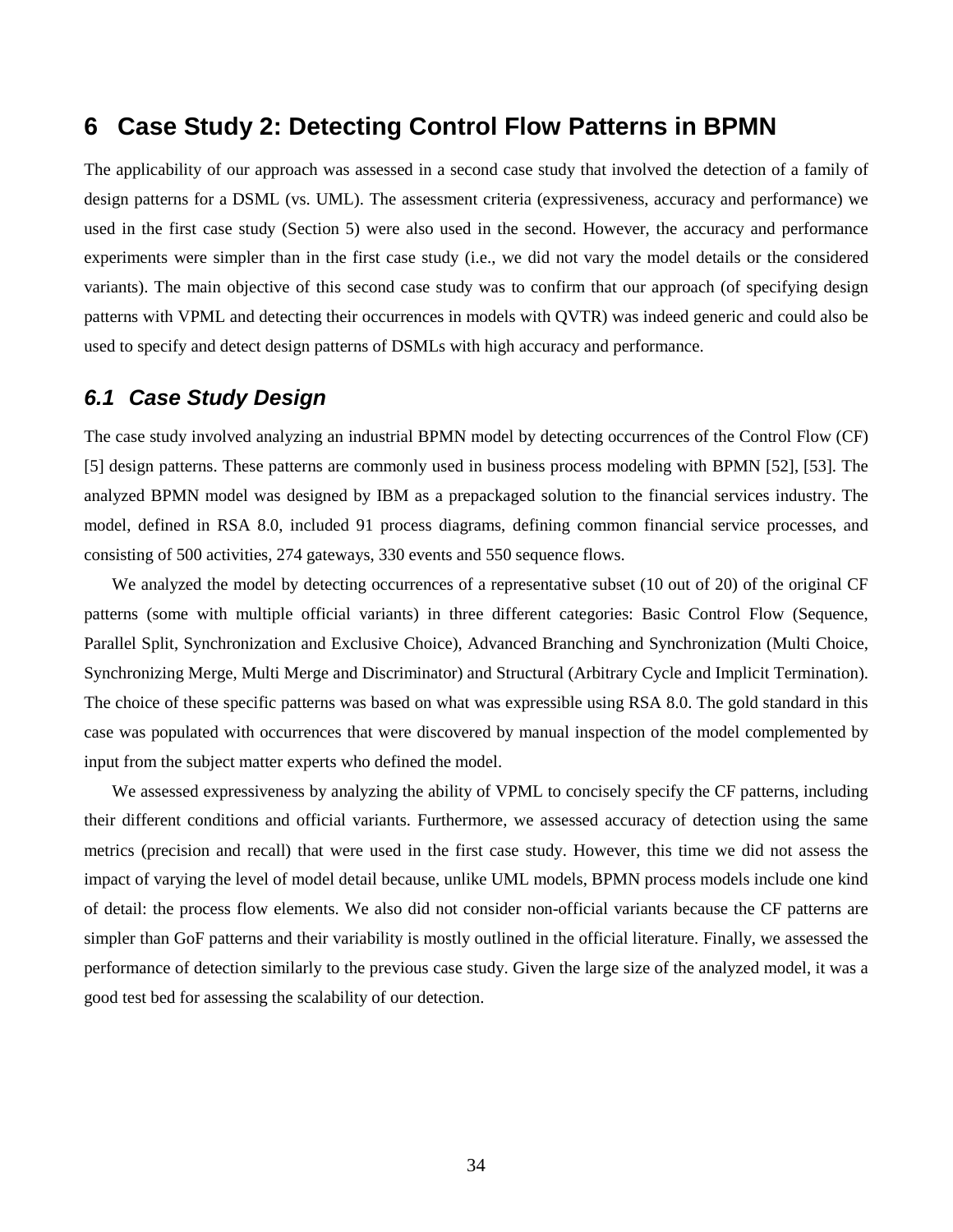# 6 Case Study 2: Detecting Control Flow Patterns in BPMN

The applicability of our approach was assessed in a second case study that involved the detection of a family of design patterns for a DSML (vs. UML). The assessment criteria (expressiveness, accuracy and performance) we used in the first case study (Section 5) were also used in the second. However, the accuracy and performance experiments were simpler than in the first case study (i.e., we did not vary the model details or the considered variants). The main objective of this second case study was to confirm that our approach (of specifying design patterns with VPML and detecting their occurrences in models with QVTR) was indeed generic and could also be used to specify and detect design patterns of DSMLs with high accuracy and performance.

## *6.1 Case Study Design*

The case study involved analyzing an industrial BPMN model by detecting occurrences of the Control Flow (CF) [5] design patterns. These patterns are commonly used in business process modeling with BPMN [52], [53]. The analyzed BPMN model was designed by IBM as a prepackaged solution to the financial services industry. The model, defined in RSA 8.0, included 91 process diagrams, defining common financial service processes, and consisting of 500 activities, 274 gateways, 330 events and 550 sequence flows.

We analyzed the model by detecting occurrences of a representative subset (10 out of 20) of the original CF patterns (some with multiple official variants) in three different categories: Basic Control Flow (Sequence, Parallel Split, Synchronization and Exclusive Choice), Advanced Branching and Synchronization (Multi Choice, Synchronizing Merge, Multi Merge and Discriminator) and Structural (Arbitrary Cycle and Implicit Termination). The choice of these specific patterns was based on what was expressible using RSA 8.0. The gold standard in this case was populated with occurrences that were discovered by manual inspection of the model complemented by input from the subject matter experts who defined the model.

We assessed expressiveness by analyzing the ability of VPML to concisely specify the CF patterns, including their different conditions and official variants. Furthermore, we assessed accuracy of detection using the same metrics (precision and recall) that were used in the first case study. However, this time we did not assess the impact of varying the level of model detail because, unlike UML models, BPMN process models include one kind of detail: the process flow elements. We also did not consider non-official variants because the CF patterns are simpler than GoF patterns and their variability is mostly outlined in the official literature. Finally, we assessed the performance of detection similarly to the previous case study. Given the large size of the analyzed model, it was a good test bed for assessing the scalability of our detection.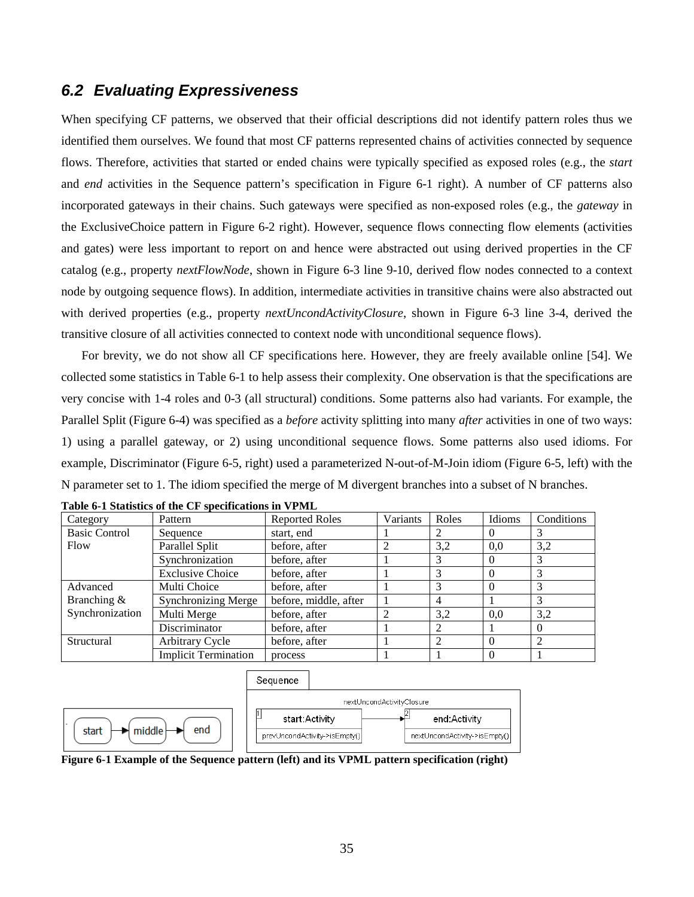## 6.2 Evaluating Expressiveness

When specifying CF patterns, we observed that their official descriptions did not identify pattern roles thus we identified them ourselves. We found that most CF patterns represented chains of activities connected by sequence flows. Therefore, activities that started or ended chains were typically specified as exposed roles (e.g., the *start* and *end* activities in the Sequence pattern's specification in Figure 6-1 right). A number of CF patterns also incorporated gateways in their chains. Such gateways were specified as non-exposed roles (e.g., the *gateway* in the ExclusiveChoice pattern in Figure 6-2 right). However, sequence flows connecting flow elements (activities and gates) were less important to report on and hence were abstracted out using derived properties in the CF catalog (e.g., property *nextFlowNode*, shown in Figure 6-3 line 9-10, derived flow nodes connected to a context node by outgoing sequence flows). In addition, intermediate activities in transitive chains were also abstracted out with derived properties (e.g., property *nextUncondActivityClosure*, shown in Figure 6-3 line 3-4, derived the transitive closure of all activities connected to context node with unconditional sequence flows).

For brevity, we do not show all CF specifications here. However, they are freely available online [54]. We collected some statistics in Table 6-1 to help assess their complexity. One observation is that the specifications are very concise with 1-4 roles and 0-3 (all structural) conditions. Some patterns also had variants. For example, the Parallel Split (Figure 6-4) was specified as a *before* activity splitting into many *after* activities in one of two ways: 1) using a parallel gateway, or 2) using unconditional sequence flows. Some patterns also used idioms. For example, Discriminator (Figure 6-5, right) used a parameterized N-out-of-M-Join idiom (Figure 6-5, left) with the N parameter set to 1. The idiom specified the merge of M divergent branches into a subset of N branches.

**Table 6-1 Statistics of the CF specifications in VPML**

| Category | Pattern | Reported Roles | Variants | Roles | Idioms | Conditions |
|---|---|---|---|---|---|---|
| Basic Control Flow | Sequence | start, end | 1 | 2 | 0 | 3 |
| | Parallel Split | before, after | 2 | 3,2 | 0,0 | 3,2 |
| | Synchronization | before, after | 1 | 3 | 0 | 3 |
| | Exclusive Choice | before, after | 1 | 3 | 0 | 3 |
| Advanced Branching & Synchronization | Multi Choice | before, after | 1 | 3 | 0 | 3 |
| | Synchronizing Merge | before, middle, after | 1 | 4 | 1 | 3 |
| | Multi Merge | before, after | 2 | 3,2 | 0,0 | 3,2 |
| | Discriminator | before, after | 1 | 2 | 1 | 0 |
| Structural | Arbitrary Cycle | before, after | 1 | 2 | 0 | 2 |
| | Implicit Termination | process | 1 | 1 | 0 | 1 |

**Figure 6-1 Example of the Sequence pattern (left) and its VPML pattern specification (right)**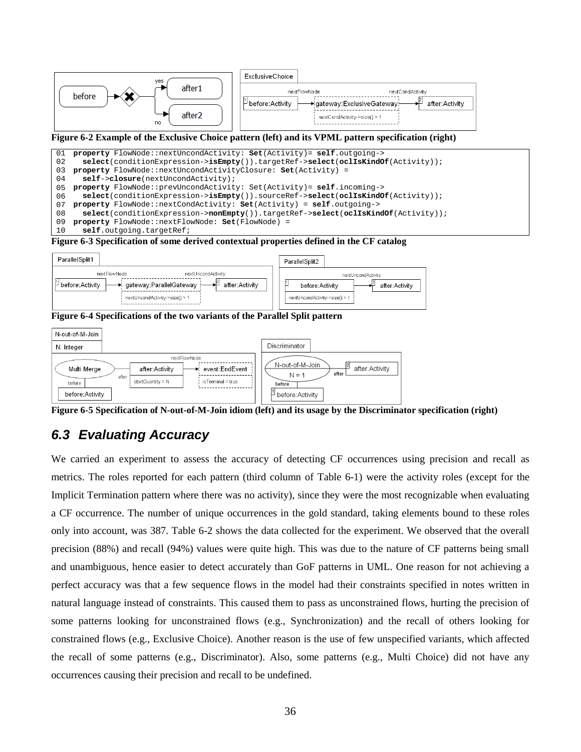Figure 6-2 Example of the Exclusive Choice pattern (left) and its VPML pattern specification (right)

```
01  property FlowNode::nextUncondActivity: Set(Activity)= self.outgoing->
02    select(conditionExpression->isEmpty()).targetRef->select(oclIsKindOf(Activity));
03  property FlowNode::nextUncondActivityClosure: Set(Activity) =
04    self->closure(nextUncondActivity);
05  property FlowNode::prevUncondActivity: Set(Activity)= self.incoming->
06    select(conditionExpression->isEmpty()).sourceRef->select(oclIsKindOf(Activity));
07  property FlowNode::nextCondActivity: Set(Activity) = self.outgoing->
08    select(conditionExpression->nonEmpty()).targetRef->select(oclIsKindOf(Activity));
09  property FlowNode::nextFlowNode: Set(FlowNode) =
10    self.outgoing.targetRef;
```

Figure 6-3 Specification of some derived contextual properties defined in the CF catalog

Figure 6-4 Specifications of the two variants of the Parallel Split pattern

Figure 6-5 Specification of N-out-of-M-Join idiom (left) and its usage by the Discriminator specification (right)

## 6.3 Evaluating Accuracy

We carried an experiment to assess the accuracy of detecting CF occurrences using precision and recall as metrics. The roles reported for each pattern (third column of Table 6-1) were the activity roles (except for the Implicit Termination pattern where there was no activity), since they were the most recognizable when evaluating a CF occurrence. The number of unique occurrences in the gold standard, taking elements bound to these roles only into account, was 387. Table 6-2 shows the data collected for the experiment. We observed that the overall precision (88%) and recall (94%) values were quite high. This was due to the nature of CF patterns being small and unambiguous, hence easier to detect accurately than GoF patterns in UML. One reason for not achieving a perfect accuracy was that a few sequence flows in the model had their constraints specified in notes written in natural language instead of constraints. This caused them to pass as unconstrained flows, hurting the precision of some patterns looking for unconstrained flows (e.g., Synchronization) and the recall of others looking for constrained flows (e.g., Exclusive Choice). Another reason is the use of few unspecified variants, which affected the recall of some patterns (e.g., Discriminator). Also, some patterns (e.g., Multi Choice) did not have any occurrences causing their precision and recall to be undefined.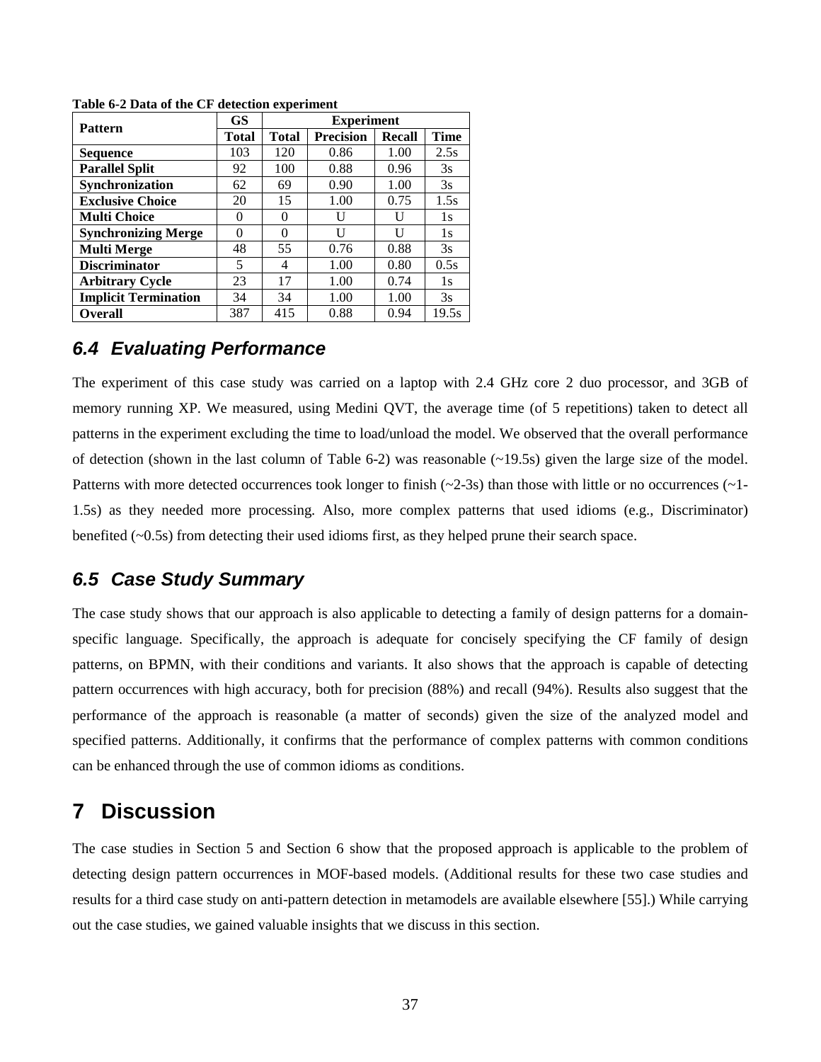**Table 6-2 Data of the CF detection experiment**

| Pattern | GS | Experiment | | | |
|---|---|---|---|---|---|
| | Total | Total | Precision | Recall | Time |
| **Sequence** | 103 | 120 | 0.86 | 1.00 | 2.5s |
| **Parallel Split** | 92 | 100 | 0.88 | 0.96 | 3s |
| **Synchronization** | 62 | 69 | 0.90 | 1.00 | 3s |
| **Exclusive Choice** | 20 | 15 | 1.00 | 0.75 | 1.5s |
| **Multi Choice** | 0 | 0 | U | U | 1s |
| **Synchronizing Merge** | 0 | 0 | U | U | 1s |
| **Multi Merge** | 48 | 55 | 0.76 | 0.88 | 3s |
| **Discriminator** | 5 | 4 | 1.00 | 0.80 | 0.5s |
| **Arbitrary Cycle** | 23 | 17 | 1.00 | 0.74 | 1s |
| **Implicit Termination** | 34 | 34 | 1.00 | 1.00 | 3s |
| **Overall** | 387 | 415 | 0.88 | 0.94 | 19.5s |

### 6.4 Evaluating Performance

The experiment of this case study was carried on a laptop with 2.4 GHz core 2 duo processor, and 3GB of memory running XP. We measured, using Medini QVT, the average time (of 5 repetitions) taken to detect all patterns in the experiment excluding the time to load/unload the model. We observed that the overall performance of detection (shown in the last column of Table 6-2) was reasonable (~19.5s) given the large size of the model. Patterns with more detected occurrences took longer to finish (~2-3s) than those with little or no occurrences (~1-1.5s) as they needed more processing. Also, more complex patterns that used idioms (e.g., Discriminator) benefited (~0.5s) from detecting their used idioms first, as they helped prune their search space.

### 6.5 Case Study Summary

The case study shows that our approach is also applicable to detecting a family of design patterns for a domain-specific language. Specifically, the approach is adequate for concisely specifying the CF family of design patterns, on BPMN, with their conditions and variants. It also shows that the approach is capable of detecting pattern occurrences with high accuracy, both for precision (88%) and recall (94%). Results also suggest that the performance of the approach is reasonable (a matter of seconds) given the size of the analyzed model and specified patterns. Additionally, it confirms that the performance of complex patterns with common conditions can be enhanced through the use of common idioms as conditions.

## 7 Discussion

The case studies in Section 5 and Section 6 show that the proposed approach is applicable to the problem of detecting design pattern occurrences in MOF-based models. (Additional results for these two case studies and results for a third case study on anti-pattern detection in metamodels are available elsewhere [55].) While carrying out the case studies, we gained valuable insights that we discuss in this section.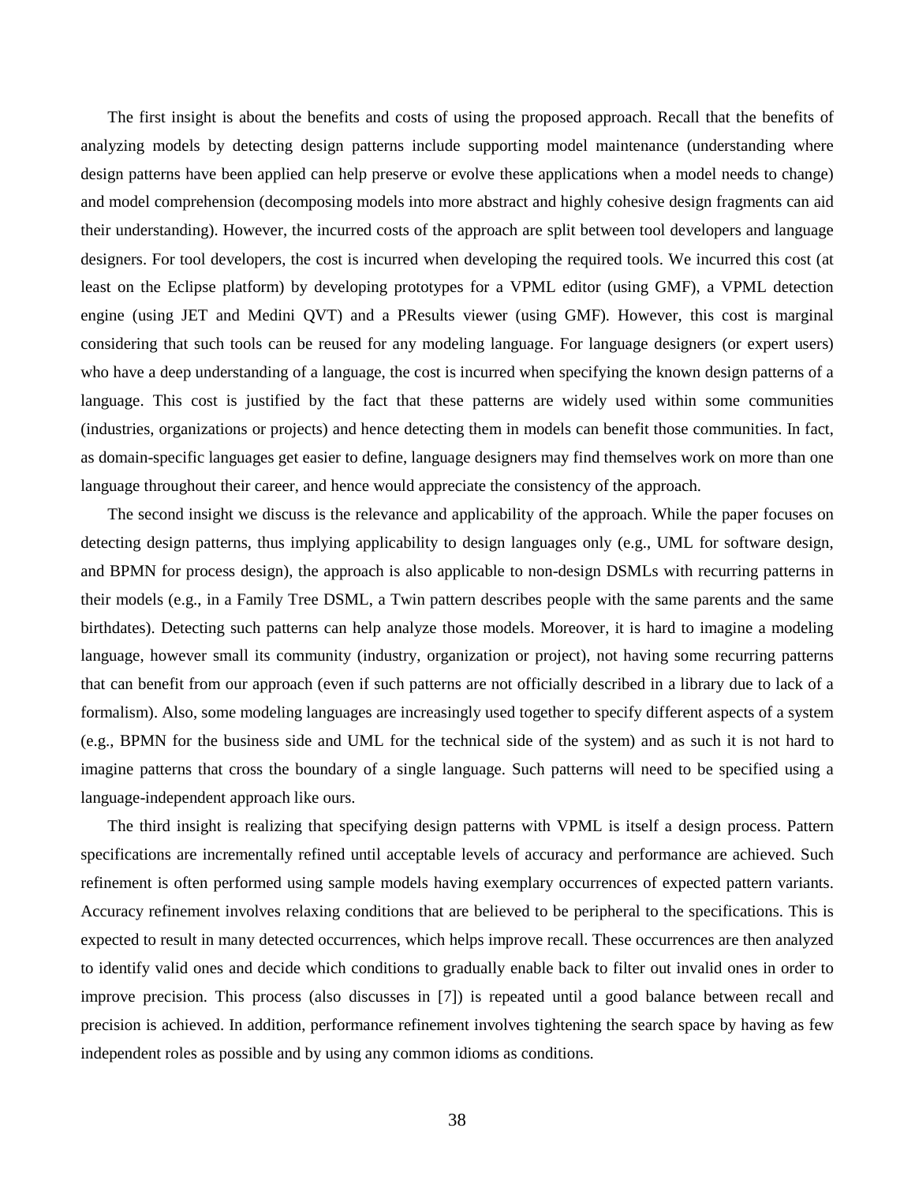The first insight is about the benefits and costs of using the proposed approach. Recall that the benefits of analyzing models by detecting design patterns include supporting model maintenance (understanding where design patterns have been applied can help preserve or evolve these applications when a model needs to change) and model comprehension (decomposing models into more abstract and highly cohesive design fragments can aid their understanding). However, the incurred costs of the approach are split between tool developers and language designers. For tool developers, the cost is incurred when developing the required tools. We incurred this cost (at least on the Eclipse platform) by developing prototypes for a VPML editor (using GMF), a VPML detection engine (using JET and Medini QVT) and a PResults viewer (using GMF). However, this cost is marginal considering that such tools can be reused for any modeling language. For language designers (or expert users) who have a deep understanding of a language, the cost is incurred when specifying the known design patterns of a language. This cost is justified by the fact that these patterns are widely used within some communities (industries, organizations or projects) and hence detecting them in models can benefit those communities. In fact, as domain-specific languages get easier to define, language designers may find themselves work on more than one language throughout their career, and hence would appreciate the consistency of the approach.

The second insight we discuss is the relevance and applicability of the approach. While the paper focuses on detecting design patterns, thus implying applicability to design languages only (e.g., UML for software design, and BPMN for process design), the approach is also applicable to non-design DSMLs with recurring patterns in their models (e.g., in a Family Tree DSML, a Twin pattern describes people with the same parents and the same birthdates). Detecting such patterns can help analyze those models. Moreover, it is hard to imagine a modeling language, however small its community (industry, organization or project), not having some recurring patterns that can benefit from our approach (even if such patterns are not officially described in a library due to lack of a formalism). Also, some modeling languages are increasingly used together to specify different aspects of a system (e.g., BPMN for the business side and UML for the technical side of the system) and as such it is not hard to imagine patterns that cross the boundary of a single language. Such patterns will need to be specified using a language-independent approach like ours.

The third insight is realizing that specifying design patterns with VPML is itself a design process. Pattern specifications are incrementally refined until acceptable levels of accuracy and performance are achieved. Such refinement is often performed using sample models having exemplary occurrences of expected pattern variants. Accuracy refinement involves relaxing conditions that are believed to be peripheral to the specifications. This is expected to result in many detected occurrences, which helps improve recall. These occurrences are then analyzed to identify valid ones and decide which conditions to gradually enable back to filter out invalid ones in order to improve precision. This process (also discusses in [7]) is repeated until a good balance between recall and precision is achieved. In addition, performance refinement involves tightening the search space by having as few independent roles as possible and by using any common idioms as conditions.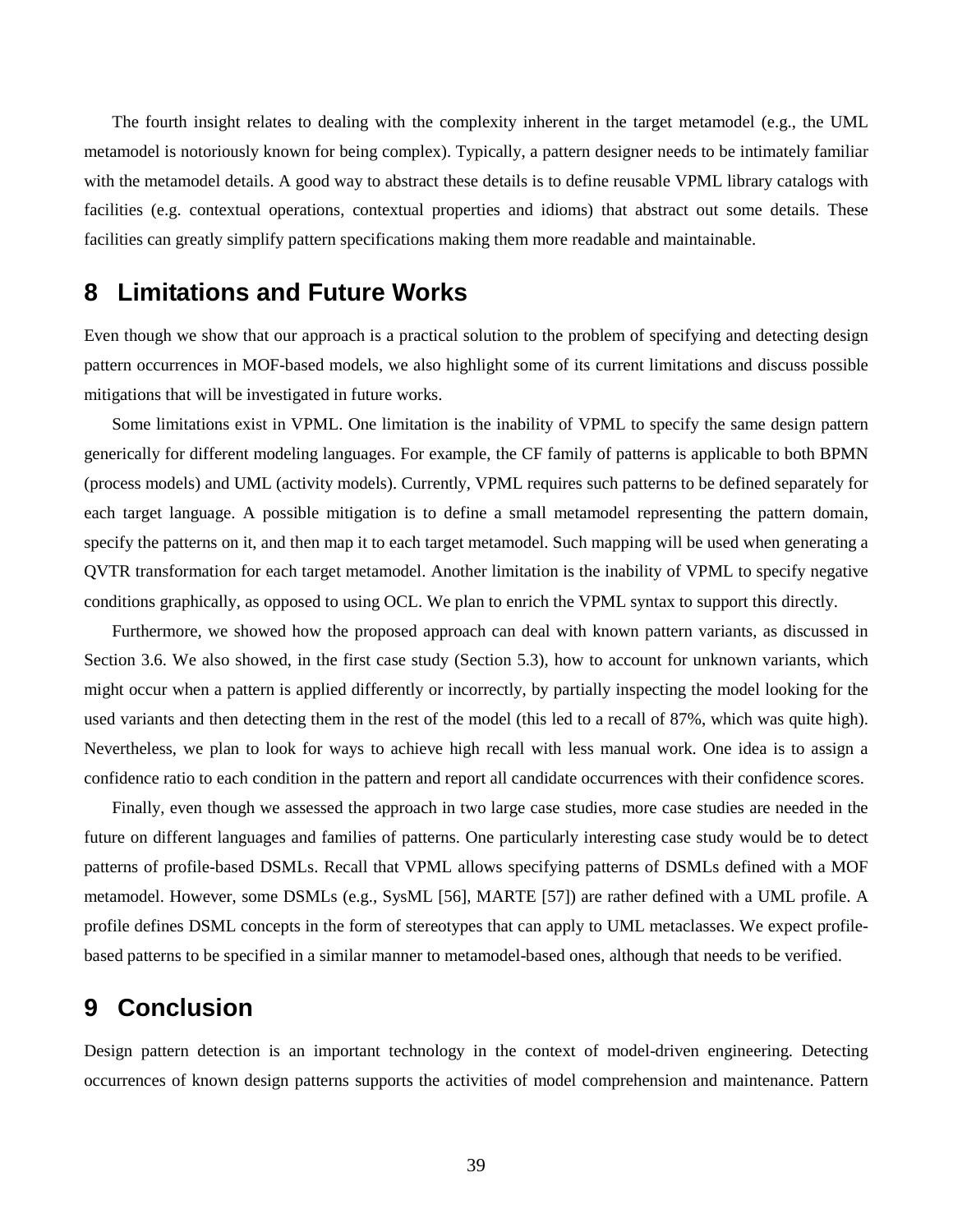The fourth insight relates to dealing with the complexity inherent in the target metamodel (e.g., the UML metamodel is notoriously known for being complex). Typically, a pattern designer needs to be intimately familiar with the metamodel details. A good way to abstract these details is to define reusable VPML library catalogs with facilities (e.g. contextual operations, contextual properties and idioms) that abstract out some details. These facilities can greatly simplify pattern specifications making them more readable and maintainable.

# 8 Limitations and Future Works

Even though we show that our approach is a practical solution to the problem of specifying and detecting design pattern occurrences in MOF-based models, we also highlight some of its current limitations and discuss possible mitigations that will be investigated in future works.

Some limitations exist in VPML. One limitation is the inability of VPML to specify the same design pattern generically for different modeling languages. For example, the CF family of patterns is applicable to both BPMN (process models) and UML (activity models). Currently, VPML requires such patterns to be defined separately for each target language. A possible mitigation is to define a small metamodel representing the pattern domain, specify the patterns on it, and then map it to each target metamodel. Such mapping will be used when generating a QVTR transformation for each target metamodel. Another limitation is the inability of VPML to specify negative conditions graphically, as opposed to using OCL. We plan to enrich the VPML syntax to support this directly.

Furthermore, we showed how the proposed approach can deal with known pattern variants, as discussed in Section 3.6. We also showed, in the first case study (Section 5.3), how to account for unknown variants, which might occur when a pattern is applied differently or incorrectly, by partially inspecting the model looking for the used variants and then detecting them in the rest of the model (this led to a recall of 87%, which was quite high). Nevertheless, we plan to look for ways to achieve high recall with less manual work. One idea is to assign a confidence ratio to each condition in the pattern and report all candidate occurrences with their confidence scores.

Finally, even though we assessed the approach in two large case studies, more case studies are needed in the future on different languages and families of patterns. One particularly interesting case study would be to detect patterns of profile-based DSMLs. Recall that VPML allows specifying patterns of DSMLs defined with a MOF metamodel. However, some DSMLs (e.g., SysML [56], MARTE [57]) are rather defined with a UML profile. A profile defines DSML concepts in the form of stereotypes that can apply to UML metaclasses. We expect profile-based patterns to be specified in a similar manner to metamodel-based ones, although that needs to be verified.

# 9 Conclusion

Design pattern detection is an important technology in the context of model-driven engineering. Detecting occurrences of known design patterns supports the activities of model comprehension and maintenance. Pattern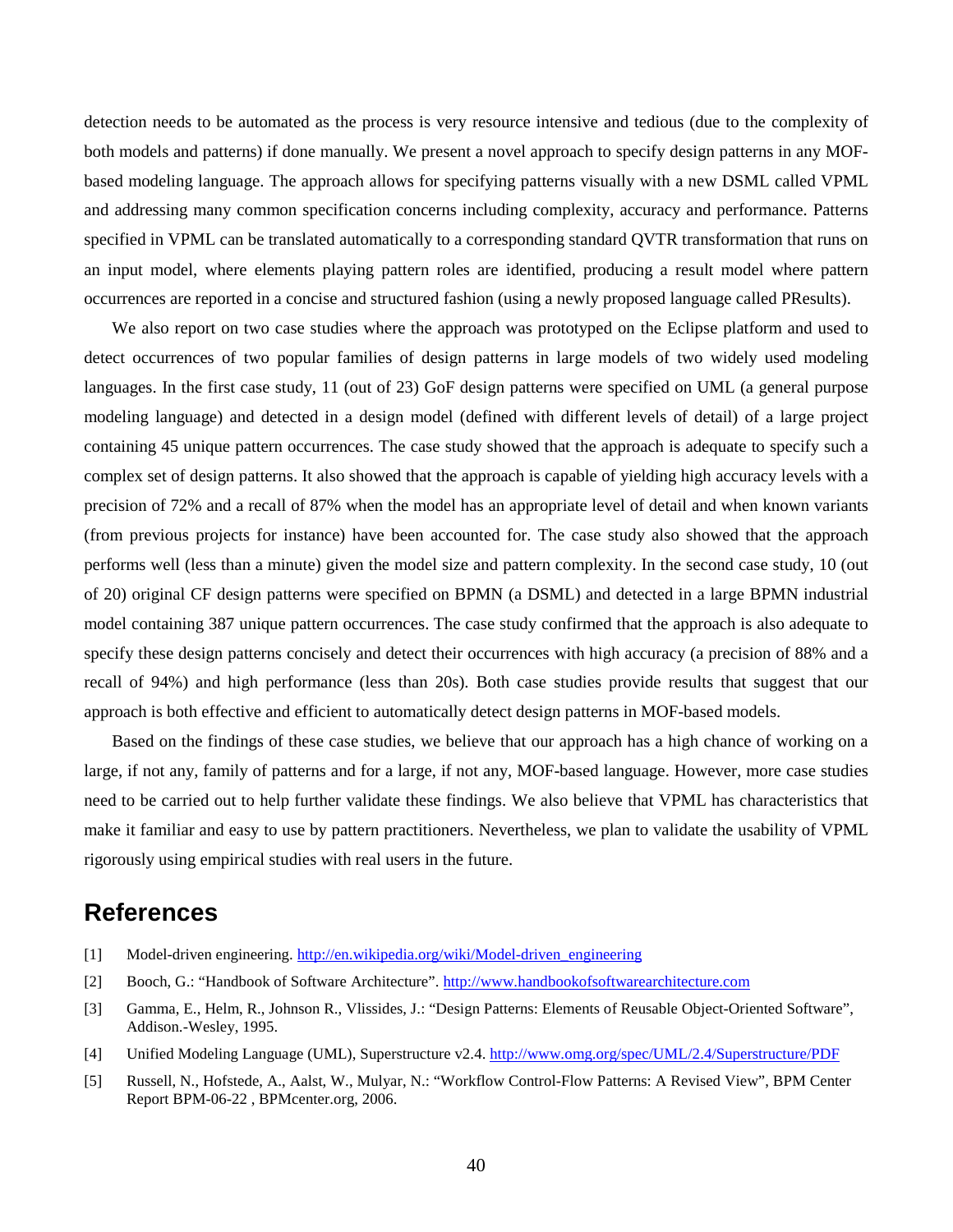detection needs to be automated as the process is very resource intensive and tedious (due to the complexity of both models and patterns) if done manually. We present a novel approach to specify design patterns in any MOF-based modeling language. The approach allows for specifying patterns visually with a new DSML called VPML and addressing many common specification concerns including complexity, accuracy and performance. Patterns specified in VPML can be translated automatically to a corresponding standard QVTR transformation that runs on an input model, where elements playing pattern roles are identified, producing a result model where pattern occurrences are reported in a concise and structured fashion (using a newly proposed language called PResults).

We also report on two case studies where the approach was prototyped on the Eclipse platform and used to detect occurrences of two popular families of design patterns in large models of two widely used modeling languages. In the first case study, 11 (out of 23) GoF design patterns were specified on UML (a general purpose modeling language) and detected in a design model (defined with different levels of detail) of a large project containing 45 unique pattern occurrences. The case study showed that the approach is adequate to specify such a complex set of design patterns. It also showed that the approach is capable of yielding high accuracy levels with a precision of 72% and a recall of 87% when the model has an appropriate level of detail and when known variants (from previous projects for instance) have been accounted for. The case study also showed that the approach performs well (less than a minute) given the model size and pattern complexity. In the second case study, 10 (out of 20) original CF design patterns were specified on BPMN (a DSML) and detected in a large BPMN industrial model containing 387 unique pattern occurrences. The case study confirmed that the approach is also adequate to specify these design patterns concisely and detect their occurrences with high accuracy (a precision of 88% and a recall of 94%) and high performance (less than 20s). Both case studies provide results that suggest that our approach is both effective and efficient to automatically detect design patterns in MOF-based models.

Based on the findings of these case studies, we believe that our approach has a high chance of working on a large, if not any, family of patterns and for a large, if not any, MOF-based language. However, more case studies need to be carried out to help further validate these findings. We also believe that VPML has characteristics that make it familiar and easy to use by pattern practitioners. Nevertheless, we plan to validate the usability of VPML rigorously using empirical studies with real users in the future.

# References

[1] Model-driven engineering. http://en.wikipedia.org/wiki/Model-driven_engineering

[2] Booch, G.: "Handbook of Software Architecture". http://www.handbookofsoftwarearchitecture.com

[3] Gamma, E., Helm, R., Johnson R., Vlissides, J.: "Design Patterns: Elements of Reusable Object-Oriented Software", Addison.-Wesley, 1995.

[4] Unified Modeling Language (UML), Superstructure v2.4. http://www.omg.org/spec/UML/2.4/Superstructure/PDF

[5] Russell, N., Hofstede, A., Aalst, W., Mulyar, N.: "Workflow Control-Flow Patterns: A Revised View", BPM Center Report BPM-06-22 , BPMcenter.org, 2006.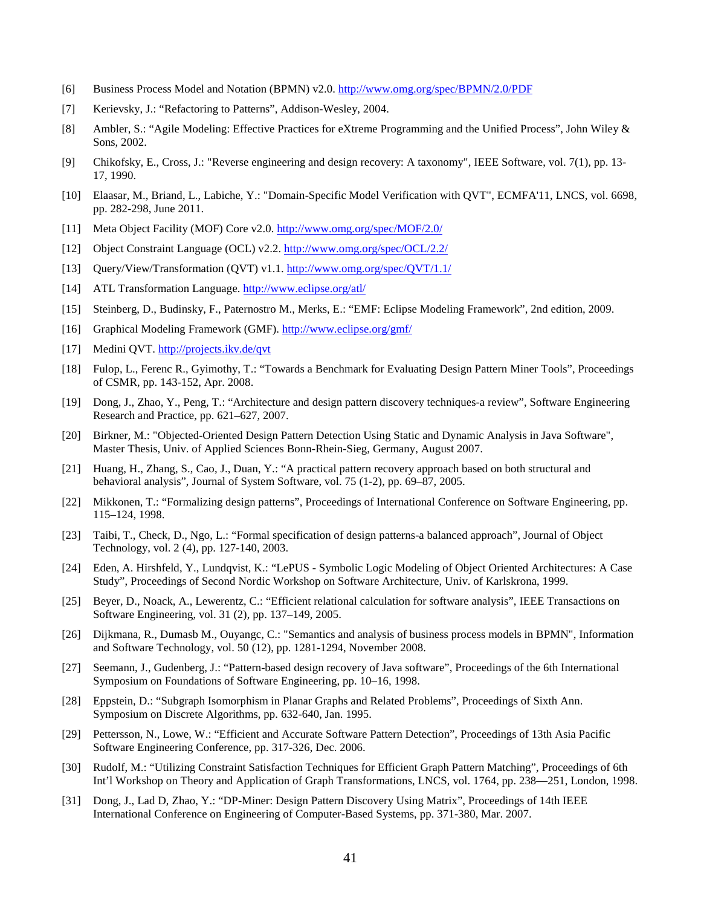[6] Business Process Model and Notation (BPMN) v2.0. http://www.omg.org/spec/BPMN/2.0/PDF

[7] Kerievsky, J.: "Refactoring to Patterns", Addison-Wesley, 2004.

[8] Ambler, S.: "Agile Modeling: Effective Practices for eXtreme Programming and the Unified Process", John Wiley & Sons, 2002.

[9] Chikofsky, E., Cross, J.: "Reverse engineering and design recovery: A taxonomy", IEEE Software, vol. 7(1), pp. 13-17, 1990.

[10] Elaasar, M., Briand, L., Labiche, Y.: "Domain-Specific Model Verification with QVT", ECMFA'11, LNCS, vol. 6698, pp. 282-298, June 2011.

[11] Meta Object Facility (MOF) Core v2.0. http://www.omg.org/spec/MOF/2.0/

[12] Object Constraint Language (OCL) v2.2. http://www.omg.org/spec/OCL/2.2/

[13] Query/View/Transformation (QVT) v1.1. http://www.omg.org/spec/QVT/1.1/

[14] ATL Transformation Language. http://www.eclipse.org/atl/

[15] Steinberg, D., Budinsky, F., Paternostro M., Merks, E.: "EMF: Eclipse Modeling Framework", 2nd edition, 2009.

[16] Graphical Modeling Framework (GMF). http://www.eclipse.org/gmf/

[17] Medini QVT. http://projects.ikv.de/qvt

[18] Fulop, L., Ferenc R., Gyimothy, T.: "Towards a Benchmark for Evaluating Design Pattern Miner Tools", Proceedings of CSMR, pp. 143-152, Apr. 2008.

[19] Dong, J., Zhao, Y., Peng, T.: "Architecture and design pattern discovery techniques-a review", Software Engineering Research and Practice, pp. 621–627, 2007.

[20] Birkner, M.: "Objected-Oriented Design Pattern Detection Using Static and Dynamic Analysis in Java Software", Master Thesis, Univ. of Applied Sciences Bonn-Rhein-Sieg, Germany, August 2007.

[21] Huang, H., Zhang, S., Cao, J., Duan, Y.: "A practical pattern recovery approach based on both structural and behavioral analysis", Journal of System Software, vol. 75 (1-2), pp. 69–87, 2005.

[22] Mikkonen, T.: "Formalizing design patterns", Proceedings of International Conference on Software Engineering, pp. 115–124, 1998.

[23] Taibi, T., Check, D., Ngo, L.: "Formal specification of design patterns-a balanced approach", Journal of Object Technology, vol. 2 (4), pp. 127-140, 2003.

[24] Eden, A. Hirshfeld, Y., Lundqvist, K.: "LePUS - Symbolic Logic Modeling of Object Oriented Architectures: A Case Study", Proceedings of Second Nordic Workshop on Software Architecture, Univ. of Karlskrona, 1999.

[25] Beyer, D., Noack, A., Lewerentz, C.: "Efficient relational calculation for software analysis", IEEE Transactions on Software Engineering, vol. 31 (2), pp. 137–149, 2005.

[26] Dijkmana, R., Dumasb M., Ouyangc, C.: "Semantics and analysis of business process models in BPMN", Information and Software Technology, vol. 50 (12), pp. 1281-1294, November 2008.

[27] Seemann, J., Gudenberg, J.: "Pattern-based design recovery of Java software", Proceedings of the 6th International Symposium on Foundations of Software Engineering, pp. 10–16, 1998.

[28] Eppstein, D.: "Subgraph Isomorphism in Planar Graphs and Related Problems", Proceedings of Sixth Ann. Symposium on Discrete Algorithms, pp. 632-640, Jan. 1995.

[29] Pettersson, N., Lowe, W.: "Efficient and Accurate Software Pattern Detection", Proceedings of 13th Asia Pacific Software Engineering Conference, pp. 317-326, Dec. 2006.

[30] Rudolf, M.: "Utilizing Constraint Satisfaction Techniques for Efficient Graph Pattern Matching", Proceedings of 6th Int'l Workshop on Theory and Application of Graph Transformations, LNCS, vol. 1764, pp. 238—251, London, 1998.

[31] Dong, J., Lad D, Zhao, Y.: "DP-Miner: Design Pattern Discovery Using Matrix", Proceedings of 14th IEEE International Conference on Engineering of Computer-Based Systems, pp. 371-380, Mar. 2007.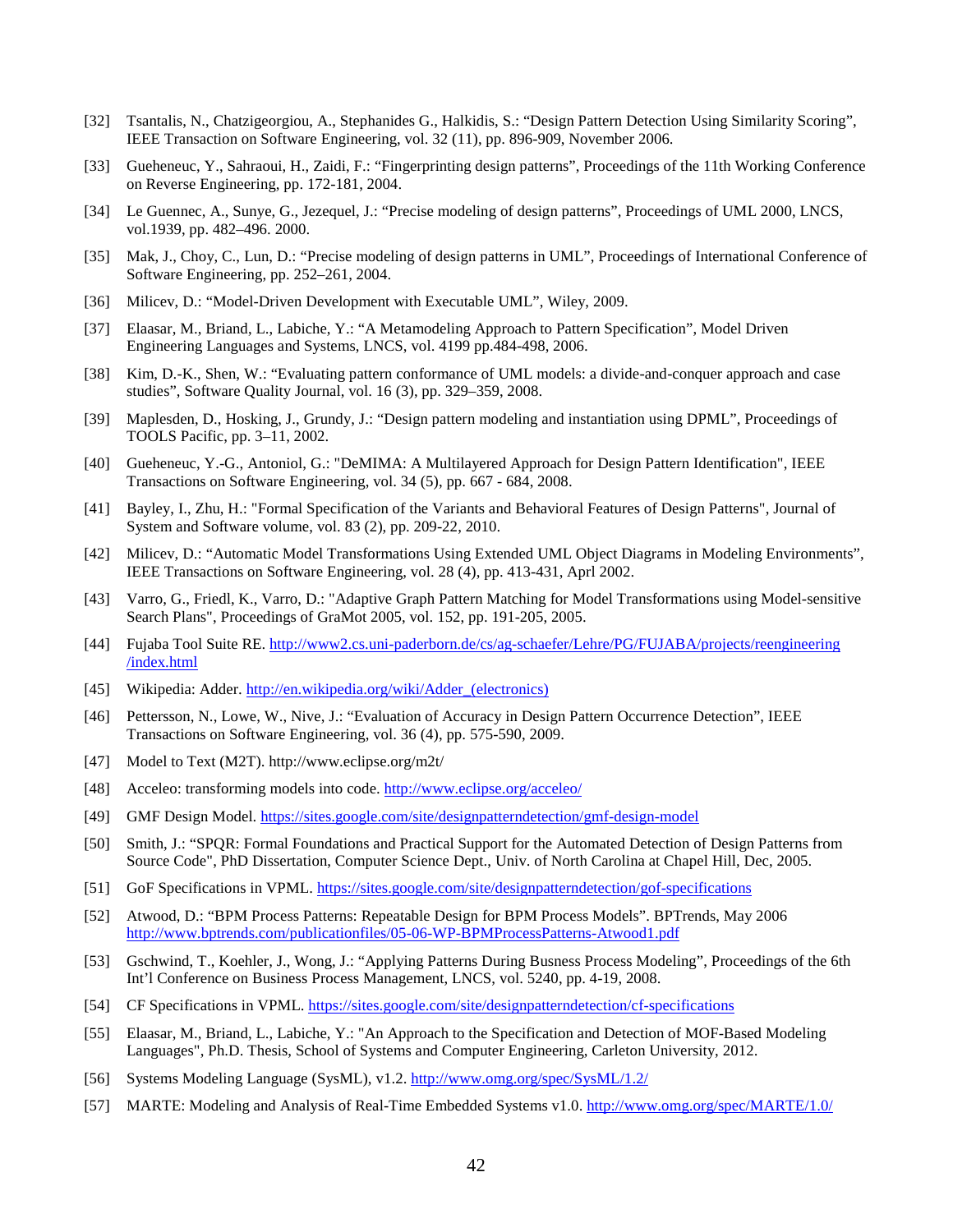[32] Tsantalis, N., Chatzigeorgiou, A., Stephanides G., Halkidis, S.: “Design Pattern Detection Using Similarity Scoring”, IEEE Transaction on Software Engineering, vol. 32 (11), pp. 896-909, November 2006.

[33] Gueheneuc, Y., Sahraoui, H., Zaidi, F.: “Fingerprinting design patterns”, Proceedings of the 11th Working Conference on Reverse Engineering, pp. 172-181, 2004.

[34] Le Guennec, A., Sunye, G., Jezequel, J.: “Precise modeling of design patterns”, Proceedings of UML 2000, LNCS, vol.1939, pp. 482–496. 2000.

[35] Mak, J., Choy, C., Lun, D.: “Precise modeling of design patterns in UML”, Proceedings of International Conference of Software Engineering, pp. 252–261, 2004.

[36] Milicev, D.: “Model-Driven Development with Executable UML”, Wiley, 2009.

[37] Elaasar, M., Briand, L., Labiche, Y.: “A Metamodeling Approach to Pattern Specification”, Model Driven Engineering Languages and Systems, LNCS, vol. 4199 pp.484-498, 2006.

[38] Kim, D.-K., Shen, W.: “Evaluating pattern conformance of UML models: a divide-and-conquer approach and case studies”, Software Quality Journal, vol. 16 (3), pp. 329–359, 2008.

[39] Maplesden, D., Hosking, J., Grundy, J.: “Design pattern modeling and instantiation using DPML”, Proceedings of TOOLS Pacific, pp. 3–11, 2002.

[40] Gueheneuc, Y.-G., Antoniol, G.: "DeMIMA: A Multilayered Approach for Design Pattern Identification", IEEE Transactions on Software Engineering, vol. 34 (5), pp. 667 - 684, 2008.

[41] Bayley, I., Zhu, H.: "Formal Specification of the Variants and Behavioral Features of Design Patterns", Journal of System and Software volume, vol. 83 (2), pp. 209-22, 2010.

[42] Milicev, D.: “Automatic Model Transformations Using Extended UML Object Diagrams in Modeling Environments”, IEEE Transactions on Software Engineering, vol. 28 (4), pp. 413-431, Aprl 2002.

[43] Varro, G., Friedl, K., Varro, D.: "Adaptive Graph Pattern Matching for Model Transformations using Model-sensitive Search Plans", Proceedings of GraMot 2005, vol. 152, pp. 191-205, 2005.

[44] Fujaba Tool Suite RE. http://www2.cs.uni-paderborn.de/cs/ag-schaefer/Lehre/PG/FUJABA/projects/reengineering/index.html

[45] Wikipedia: Adder. http://en.wikipedia.org/wiki/Adder_(electronics)

[46] Pettersson, N., Lowe, W., Nive, J.: “Evaluation of Accuracy in Design Pattern Occurrence Detection”, IEEE Transactions on Software Engineering, vol. 36 (4), pp. 575-590, 2009.

[47] Model to Text (M2T). http://www.eclipse.org/m2t/

[48] Acceleo: transforming models into code. http://www.eclipse.org/acceleo/

[49] GMF Design Model. https://sites.google.com/site/designpatterndetection/gmf-design-model

[50] Smith, J.: “SPQR: Formal Foundations and Practical Support for the Automated Detection of Design Patterns from Source Code", PhD Dissertation, Computer Science Dept., Univ. of North Carolina at Chapel Hill, Dec, 2005.

[51] GoF Specifications in VPML. https://sites.google.com/site/designpatterndetection/gof-specifications

[52] Atwood, D.: “BPM Process Patterns: Repeatable Design for BPM Process Models”. BPTrends, May 2006 http://www.bptrends.com/publicationfiles/05-06-WP-BPMProcessPatterns-Atwood1.pdf

[53] Gschwind, T., Koehler, J., Wong, J.: “Applying Patterns During Busness Process Modeling”, Proceedings of the 6th Int’l Conference on Business Process Management, LNCS, vol. 5240, pp. 4-19, 2008.

[54] CF Specifications in VPML. https://sites.google.com/site/designpatterndetection/cf-specifications

[55] Elaasar, M., Briand, L., Labiche, Y.: "An Approach to the Specification and Detection of MOF-Based Modeling Languages", Ph.D. Thesis, School of Systems and Computer Engineering, Carleton University, 2012.

[56] Systems Modeling Language (SysML), v1.2. http://www.omg.org/spec/SysML/1.2/

[57] MARTE: Modeling and Analysis of Real-Time Embedded Systems v1.0. http://www.omg.org/spec/MARTE/1.0/